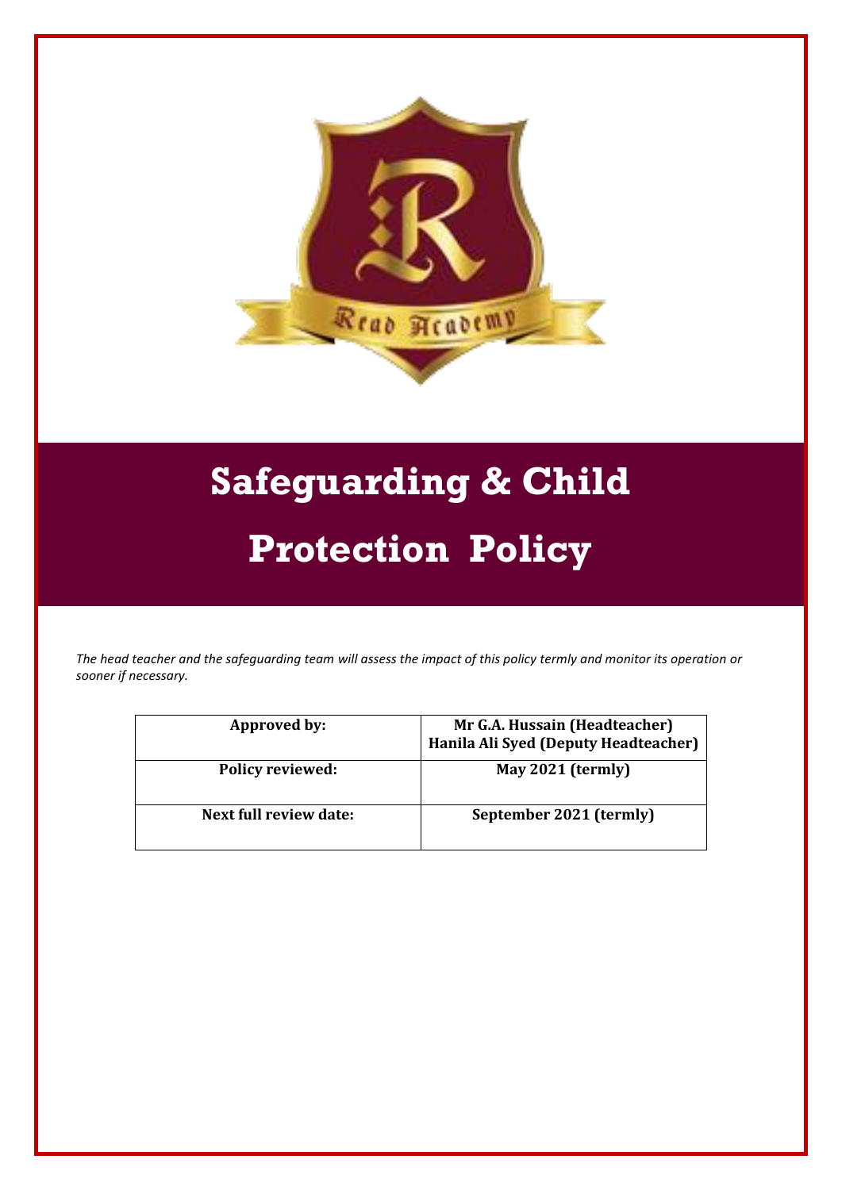# Safeguarding & Child Protection Policy

*The head teacher and the safeguarding team will assess the impact of this policy termly and monitor its operation or sooner if necessary.*

| Approved by: | Mr G.A. Hussain (Headteacher)<br>Hanila Ali Syed (Deputy Headteacher) |
| --- | --- |
| Policy reviewed: | May 2021 (termly) |
| Next full review date: | September 2021 (termly) |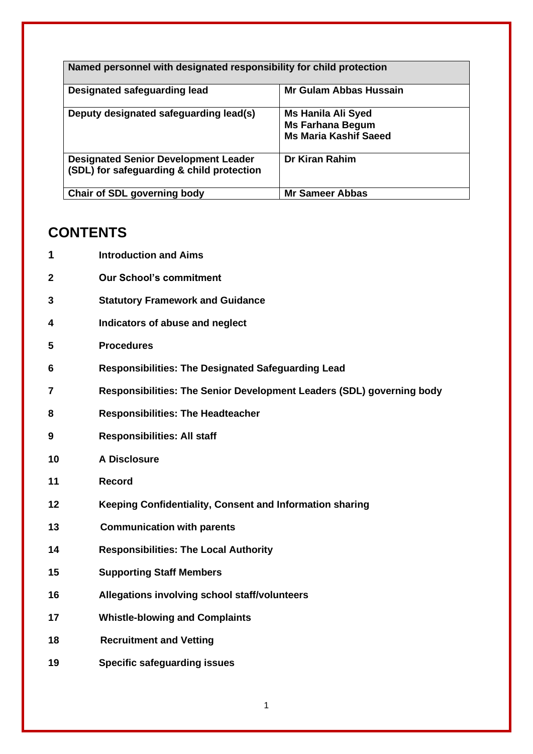| Named personnel with designated responsibility for child protection | |
|---|---|
| **Designated safeguarding lead** | **Mr Gulam Abbas Hussain** |
| **Deputy designated safeguarding lead(s)** | **Ms Hanila Ali Syed**<br>**Ms Farhana Begum**<br>**Ms Maria Kashif Saeed** |
| **Designated Senior Development Leader (SDL) for safeguarding & child protection** | **Dr Kiran Rahim** |
| **Chair of SDL governing body** | **Mr Sameer Abbas** |

## CONTENTS

1. **Introduction and Aims**
2. **Our School's commitment**
3. **Statutory Framework and Guidance**
4. **Indicators of abuse and neglect**
5. **Procedures**
6. **Responsibilities: The Designated Safeguarding Lead**
7. **Responsibilities: The Senior Development Leaders (SDL) governing body**
8. **Responsibilities: The Headteacher**
9. **Responsibilities: All staff**
10. **A Disclosure**
11. **Record**
12. **Keeping Confidentiality, Consent and Information sharing**
13. **Communication with parents**
14. **Responsibilities: The Local Authority**
15. **Supporting Staff Members**
16. **Allegations involving school staff/volunteers**
17. **Whistle-blowing and Complaints**
18. **Recruitment and Vetting**
19. **Specific safeguarding issues**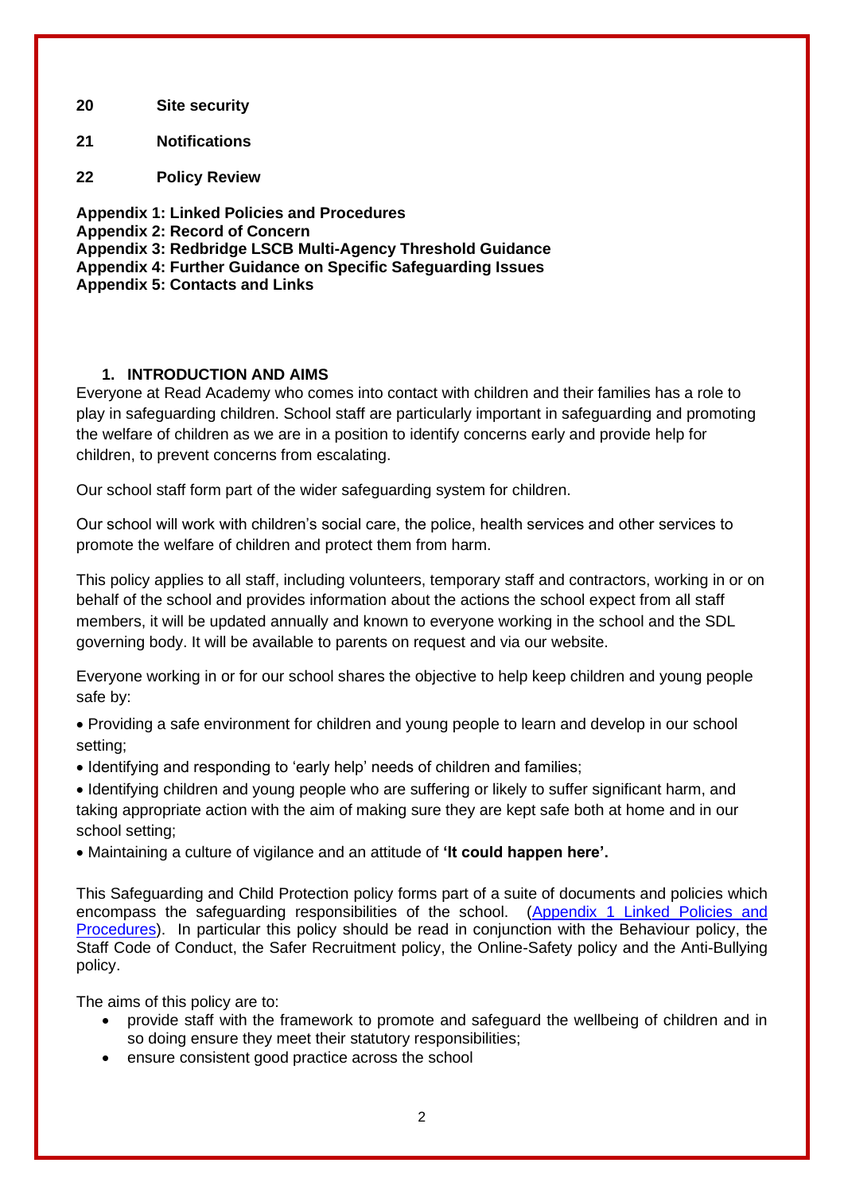**20 Site security**

**21 Notifications**

**22 Policy Review**

**Appendix 1: Linked Policies and Procedures**
**Appendix 2: Record of Concern**
**Appendix 3: Redbridge LSCB Multi-Agency Threshold Guidance**
**Appendix 4: Further Guidance on Specific Safeguarding Issues**
**Appendix 5: Contacts and Links**

## 1. INTRODUCTION AND AIMS

Everyone at Read Academy who comes into contact with children and their families has a role to play in safeguarding children. School staff are particularly important in safeguarding and promoting the welfare of children as we are in a position to identify concerns early and provide help for children, to prevent concerns from escalating.

Our school staff form part of the wider safeguarding system for children.

Our school will work with children's social care, the police, health services and other services to promote the welfare of children and protect them from harm.

This policy applies to all staff, including volunteers, temporary staff and contractors, working in or on behalf of the school and provides information about the actions the school expect from all staff members, it will be updated annually and known to everyone working in the school and the SDL governing body. It will be available to parents on request and via our website.

Everyone working in or for our school shares the objective to help keep children and young people safe by:

- Providing a safe environment for children and young people to learn and develop in our school setting;
- Identifying and responding to 'early help' needs of children and families;
- Identifying children and young people who are suffering or likely to suffer significant harm, and taking appropriate action with the aim of making sure they are kept safe both at home and in our school setting;
- Maintaining a culture of vigilance and an attitude of **'It could happen here'.**

This Safeguarding and Child Protection policy forms part of a suite of documents and policies which encompass the safeguarding responsibilities of the school. (Appendix 1 Linked Policies and Procedures). In particular this policy should be read in conjunction with the Behaviour policy, the Staff Code of Conduct, the Safer Recruitment policy, the Online-Safety policy and the Anti-Bullying policy.

The aims of this policy are to:

- provide staff with the framework to promote and safeguard the wellbeing of children and in so doing ensure they meet their statutory responsibilities;
- ensure consistent good practice across the school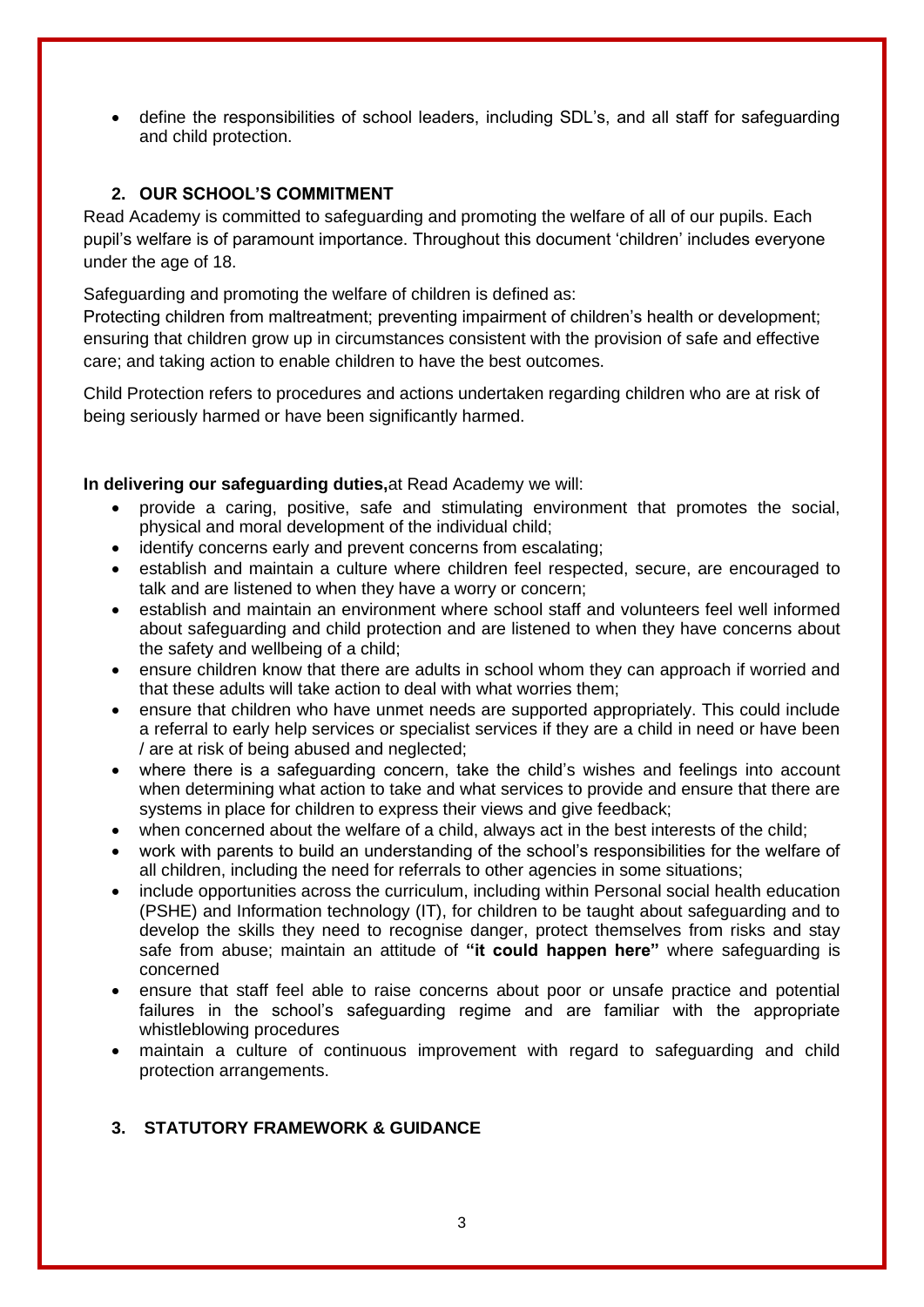- define the responsibilities of school leaders, including SDL's, and all staff for safeguarding and child protection.

## 2. OUR SCHOOL'S COMMITMENT

Read Academy is committed to safeguarding and promoting the welfare of all of our pupils. Each pupil's welfare is of paramount importance. Throughout this document 'children' includes everyone under the age of 18.

Safeguarding and promoting the welfare of children is defined as:

Protecting children from maltreatment; preventing impairment of children's health or development; ensuring that children grow up in circumstances consistent with the provision of safe and effective care; and taking action to enable children to have the best outcomes.

Child Protection refers to procedures and actions undertaken regarding children who are at risk of being seriously harmed or have been significantly harmed.

**In delivering our safeguarding duties,**at Read Academy we will:

- provide a caring, positive, safe and stimulating environment that promotes the social, physical and moral development of the individual child;
- identify concerns early and prevent concerns from escalating;
- establish and maintain a culture where children feel respected, secure, are encouraged to talk and are listened to when they have a worry or concern;
- establish and maintain an environment where school staff and volunteers feel well informed about safeguarding and child protection and are listened to when they have concerns about the safety and wellbeing of a child;
- ensure children know that there are adults in school whom they can approach if worried and that these adults will take action to deal with what worries them;
- ensure that children who have unmet needs are supported appropriately. This could include a referral to early help services or specialist services if they are a child in need or have been / are at risk of being abused and neglected;
- where there is a safeguarding concern, take the child's wishes and feelings into account when determining what action to take and what services to provide and ensure that there are systems in place for children to express their views and give feedback;
- when concerned about the welfare of a child, always act in the best interests of the child;
- work with parents to build an understanding of the school's responsibilities for the welfare of all children, including the need for referrals to other agencies in some situations;
- include opportunities across the curriculum, including within Personal social health education (PSHE) and Information technology (IT), for children to be taught about safeguarding and to develop the skills they need to recognise danger, protect themselves from risks and stay safe from abuse; maintain an attitude of **"it could happen here"** where safeguarding is concerned
- ensure that staff feel able to raise concerns about poor or unsafe practice and potential failures in the school's safeguarding regime and are familiar with the appropriate whistleblowing procedures
- maintain a culture of continuous improvement with regard to safeguarding and child protection arrangements.

## 3. STATUTORY FRAMEWORK & GUIDANCE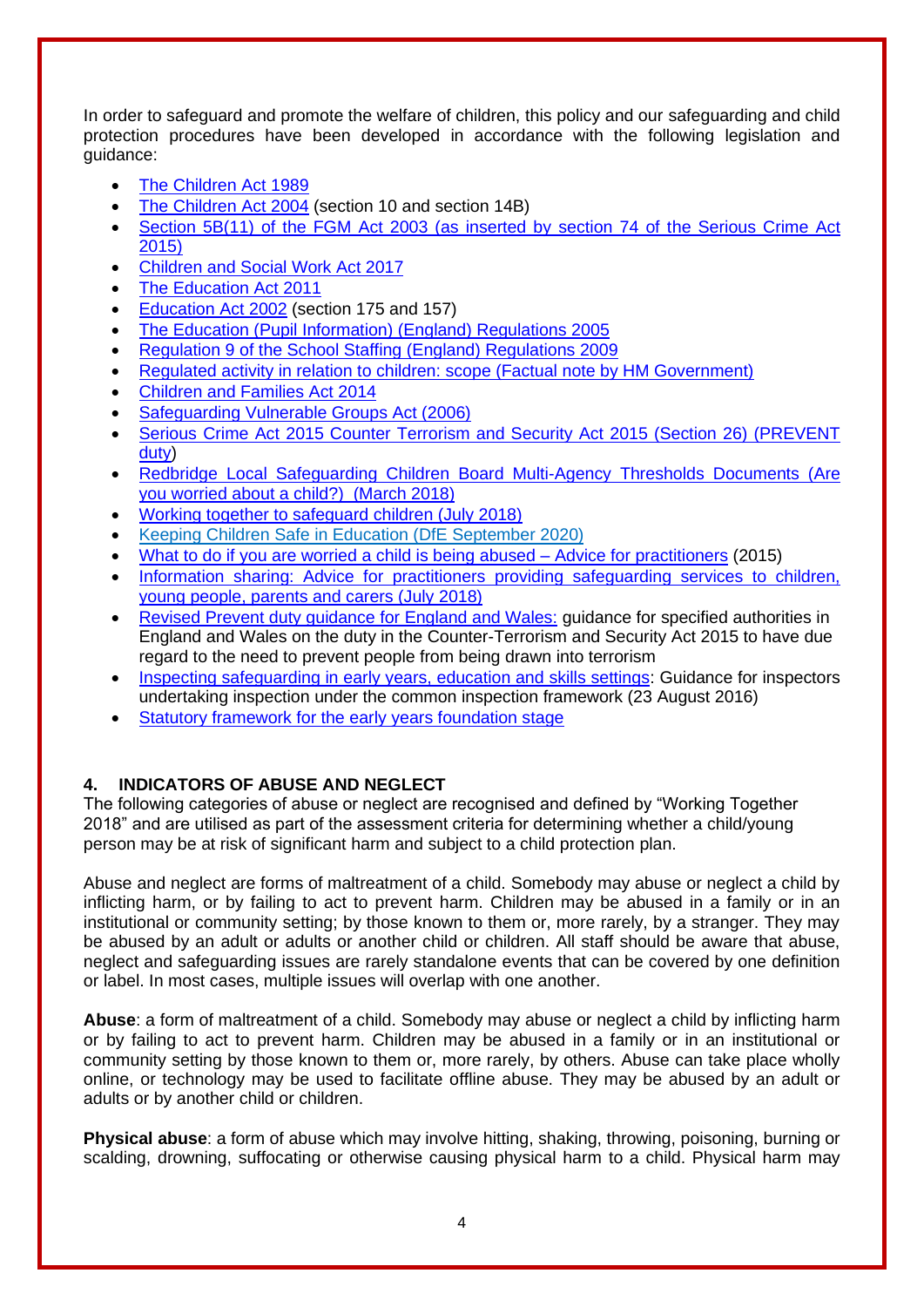In order to safeguard and promote the welfare of children, this policy and our safeguarding and child protection procedures have been developed in accordance with the following legislation and guidance:

- The Children Act 1989
- The Children Act 2004 (section 10 and section 14B)
- Section 5B(11) of the FGM Act 2003 (as inserted by section 74 of the Serious Crime Act 2015)
- Children and Social Work Act 2017
- The Education Act 2011
- Education Act 2002 (section 175 and 157)
- The Education (Pupil Information) (England) Regulations 2005
- Regulation 9 of the School Staffing (England) Regulations 2009
- Regulated activity in relation to children: scope (Factual note by HM Government)
- Children and Families Act 2014
- Safeguarding Vulnerable Groups Act (2006)
- Serious Crime Act 2015 Counter Terrorism and Security Act 2015 (Section 26) (PREVENT duty)
- Redbridge Local Safeguarding Children Board Multi-Agency Thresholds Documents (Are you worried about a child?) (March 2018)
- Working together to safeguard children (July 2018)
- Keeping Children Safe in Education (DfE September 2020)
- What to do if you are worried a child is being abused – Advice for practitioners (2015)
- Information sharing: Advice for practitioners providing safeguarding services to children, young people, parents and carers (July 2018)
- Revised Prevent duty guidance for England and Wales: guidance for specified authorities in England and Wales on the duty in the Counter-Terrorism and Security Act 2015 to have due regard to the need to prevent people from being drawn into terrorism
- Inspecting safeguarding in early years, education and skills settings: Guidance for inspectors undertaking inspection under the common inspection framework (23 August 2016)
- Statutory framework for the early years foundation stage

## 4. INDICATORS OF ABUSE AND NEGLECT

The following categories of abuse or neglect are recognised and defined by "Working Together 2018" and are utilised as part of the assessment criteria for determining whether a child/young person may be at risk of significant harm and subject to a child protection plan.

Abuse and neglect are forms of maltreatment of a child. Somebody may abuse or neglect a child by inflicting harm, or by failing to act to prevent harm. Children may be abused in a family or in an institutional or community setting; by those known to them or, more rarely, by a stranger. They may be abused by an adult or adults or another child or children. All staff should be aware that abuse, neglect and safeguarding issues are rarely standalone events that can be covered by one definition or label. In most cases, multiple issues will overlap with one another.

**Abuse**: a form of maltreatment of a child. Somebody may abuse or neglect a child by inflicting harm or by failing to act to prevent harm. Children may be abused in a family or in an institutional or community setting by those known to them or, more rarely, by others. Abuse can take place wholly online, or technology may be used to facilitate offline abuse. They may be abused by an adult or adults or by another child or children.

**Physical abuse**: a form of abuse which may involve hitting, shaking, throwing, poisoning, burning or scalding, drowning, suffocating or otherwise causing physical harm to a child. Physical harm may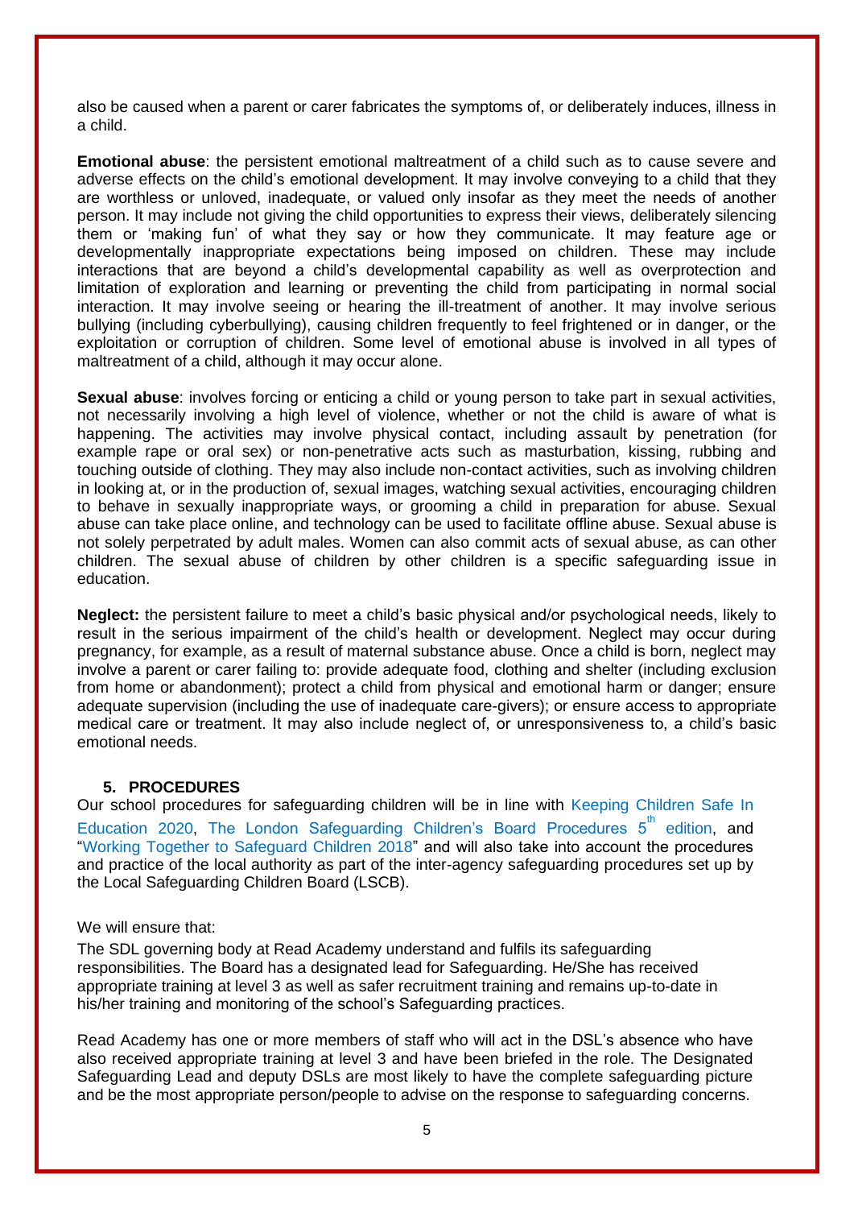also be caused when a parent or carer fabricates the symptoms of, or deliberately induces, illness in a child.

**Emotional abuse**: the persistent emotional maltreatment of a child such as to cause severe and adverse effects on the child's emotional development. It may involve conveying to a child that they are worthless or unloved, inadequate, or valued only insofar as they meet the needs of another person. It may include not giving the child opportunities to express their views, deliberately silencing them or 'making fun' of what they say or how they communicate. It may feature age or developmentally inappropriate expectations being imposed on children. These may include interactions that are beyond a child's developmental capability as well as overprotection and limitation of exploration and learning or preventing the child from participating in normal social interaction. It may involve seeing or hearing the ill-treatment of another. It may involve serious bullying (including cyberbullying), causing children frequently to feel frightened or in danger, or the exploitation or corruption of children. Some level of emotional abuse is involved in all types of maltreatment of a child, although it may occur alone.

**Sexual abuse**: involves forcing or enticing a child or young person to take part in sexual activities, not necessarily involving a high level of violence, whether or not the child is aware of what is happening. The activities may involve physical contact, including assault by penetration (for example rape or oral sex) or non-penetrative acts such as masturbation, kissing, rubbing and touching outside of clothing. They may also include non-contact activities, such as involving children in looking at, or in the production of, sexual images, watching sexual activities, encouraging children to behave in sexually inappropriate ways, or grooming a child in preparation for abuse. Sexual abuse can take place online, and technology can be used to facilitate offline abuse. Sexual abuse is not solely perpetrated by adult males. Women can also commit acts of sexual abuse, as can other children. The sexual abuse of children by other children is a specific safeguarding issue in education.

**Neglect:** the persistent failure to meet a child's basic physical and/or psychological needs, likely to result in the serious impairment of the child's health or development. Neglect may occur during pregnancy, for example, as a result of maternal substance abuse. Once a child is born, neglect may involve a parent or carer failing to: provide adequate food, clothing and shelter (including exclusion from home or abandonment); protect a child from physical and emotional harm or danger; ensure adequate supervision (including the use of inadequate care-givers); or ensure access to appropriate medical care or treatment. It may also include neglect of, or unresponsiveness to, a child's basic emotional needs.

## 5. PROCEDURES

Our school procedures for safeguarding children will be in line with Keeping Children Safe In Education 2020, The London Safeguarding Children's Board Procedures 5th edition, and "Working Together to Safeguard Children 2018" and will also take into account the procedures and practice of the local authority as part of the inter-agency safeguarding procedures set up by the Local Safeguarding Children Board (LSCB).

We will ensure that:

The SDL governing body at Read Academy understand and fulfils its safeguarding responsibilities. The Board has a designated lead for Safeguarding. He/She has received appropriate training at level 3 as well as safer recruitment training and remains up-to-date in his/her training and monitoring of the school's Safeguarding practices.

Read Academy has one or more members of staff who will act in the DSL's absence who have also received appropriate training at level 3 and have been briefed in the role. The Designated Safeguarding Lead and deputy DSLs are most likely to have the complete safeguarding picture and be the most appropriate person/people to advise on the response to safeguarding concerns.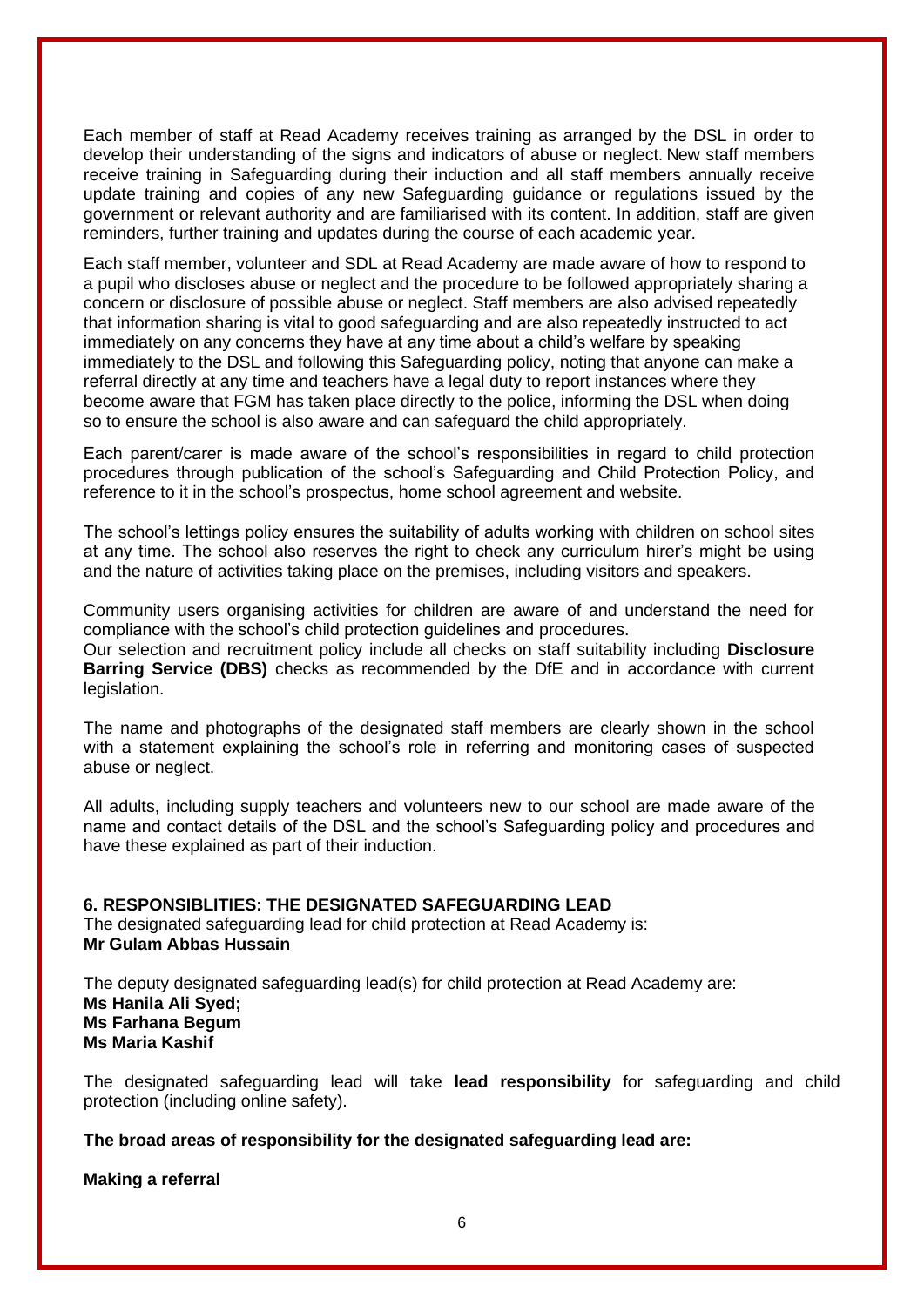Each member of staff at Read Academy receives training as arranged by the DSL in order to develop their understanding of the signs and indicators of abuse or neglect. New staff members receive training in Safeguarding during their induction and all staff members annually receive update training and copies of any new Safeguarding guidance or regulations issued by the government or relevant authority and are familiarised with its content. In addition, staff are given reminders, further training and updates during the course of each academic year.

Each staff member, volunteer and SDL at Read Academy are made aware of how to respond to a pupil who discloses abuse or neglect and the procedure to be followed appropriately sharing a concern or disclosure of possible abuse or neglect. Staff members are also advised repeatedly that information sharing is vital to good safeguarding and are also repeatedly instructed to act immediately on any concerns they have at any time about a child's welfare by speaking immediately to the DSL and following this Safeguarding policy, noting that anyone can make a referral directly at any time and teachers have a legal duty to report instances where they become aware that FGM has taken place directly to the police, informing the DSL when doing so to ensure the school is also aware and can safeguard the child appropriately.

Each parent/carer is made aware of the school's responsibilities in regard to child protection procedures through publication of the school's Safeguarding and Child Protection Policy, and reference to it in the school's prospectus, home school agreement and website.

The school's lettings policy ensures the suitability of adults working with children on school sites at any time. The school also reserves the right to check any curriculum hirer's might be using and the nature of activities taking place on the premises, including visitors and speakers.

Community users organising activities for children are aware of and understand the need for compliance with the school's child protection guidelines and procedures.
Our selection and recruitment policy include all checks on staff suitability including **Disclosure Barring Service (DBS)** checks as recommended by the DfE and in accordance with current legislation.

The name and photographs of the designated staff members are clearly shown in the school with a statement explaining the school's role in referring and monitoring cases of suspected abuse or neglect.

All adults, including supply teachers and volunteers new to our school are made aware of the name and contact details of the DSL and the school's Safeguarding policy and procedures and have these explained as part of their induction.

## 6. RESPONSIBLITIES: THE DESIGNATED SAFEGUARDING LEAD

The designated safeguarding lead for child protection at Read Academy is:
**Mr Gulam Abbas Hussain**

The deputy designated safeguarding lead(s) for child protection at Read Academy are:
**Ms Hanila Ali Syed;**
**Ms Farhana Begum**
**Ms Maria Kashif**

The designated safeguarding lead will take **lead responsibility** for safeguarding and child protection (including online safety).

**The broad areas of responsibility for the designated safeguarding lead are:**

**Making a referral**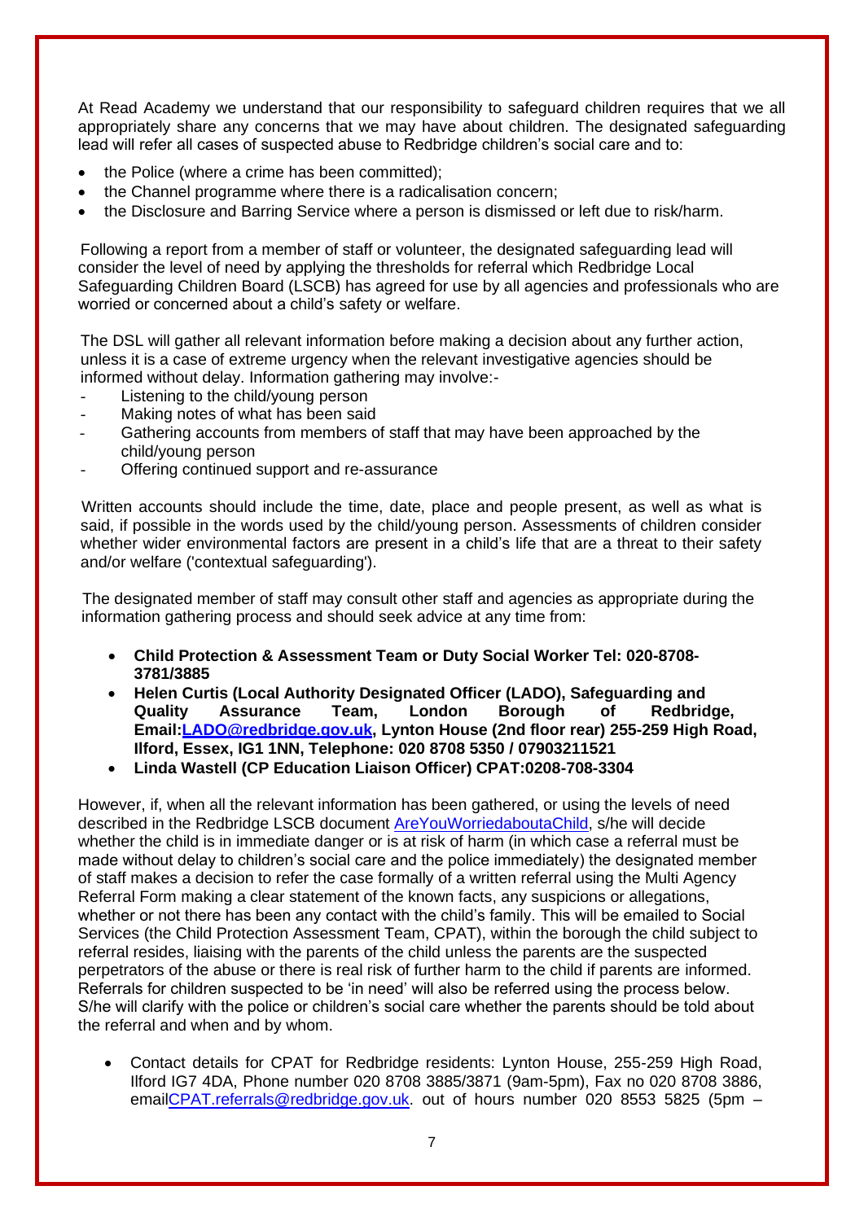At Read Academy we understand that our responsibility to safeguard children requires that we all appropriately share any concerns that we may have about children. The designated safeguarding lead will refer all cases of suspected abuse to Redbridge children's social care and to:

- the Police (where a crime has been committed);
- the Channel programme where there is a radicalisation concern;
- the Disclosure and Barring Service where a person is dismissed or left due to risk/harm.

Following a report from a member of staff or volunteer, the designated safeguarding lead will consider the level of need by applying the thresholds for referral which Redbridge Local Safeguarding Children Board (LSCB) has agreed for use by all agencies and professionals who are worried or concerned about a child's safety or welfare.

The DSL will gather all relevant information before making a decision about any further action, unless it is a case of extreme urgency when the relevant investigative agencies should be informed without delay. Information gathering may involve:-

- Listening to the child/young person
- Making notes of what has been said
- Gathering accounts from members of staff that may have been approached by the child/young person
- Offering continued support and re-assurance

Written accounts should include the time, date, place and people present, as well as what is said, if possible in the words used by the child/young person. Assessments of children consider whether wider environmental factors are present in a child's life that are a threat to their safety and/or welfare ('contextual safeguarding').

The designated member of staff may consult other staff and agencies as appropriate during the information gathering process and should seek advice at any time from:

- **Child Protection & Assessment Team or Duty Social Worker Tel: 020-8708-3781/3885**
- **Helen Curtis (Local Authority Designated Officer (LADO), Safeguarding and Quality Assurance Team, London Borough of Redbridge, Email:[LADO@redbridge.gov.uk](mailto:LADO@redbridge.gov.uk), Lynton House (2nd floor rear) 255-259 High Road, Ilford, Essex, IG1 1NN, Telephone: 020 8708 5350 / 07903211521**
- **Linda Wastell (CP Education Liaison Officer) CPAT:0208-708-3304**

However, if, when all the relevant information has been gathered, or using the levels of need described in the Redbridge LSCB document [AreYouWorriedaboutaChild](AreYouWorriedaboutaChild), s/he will decide whether the child is in immediate danger or is at risk of harm (in which case a referral must be made without delay to children's social care and the police immediately) the designated member of staff makes a decision to refer the case formally of a written referral using the Multi Agency Referral Form making a clear statement of the known facts, any suspicions or allegations, whether or not there has been any contact with the child's family. This will be emailed to Social Services (the Child Protection Assessment Team, CPAT), within the borough the child subject to referral resides, liaising with the parents of the child unless the parents are the suspected perpetrators of the abuse or there is real risk of further harm to the child if parents are informed. Referrals for children suspected to be 'in need' will also be referred using the process below. S/he will clarify with the police or children's social care whether the parents should be told about the referral and when and by whom.

- Contact details for CPAT for Redbridge residents: Lynton House, 255-259 High Road, Ilford IG7 4DA, Phone number 020 8708 3885/3871 (9am-5pm), Fax no 020 8708 3886, email[CPAT.referrals@redbridge.gov.uk](mailto:CPAT.referrals@redbridge.gov.uk). out of hours number 020 8553 5825 (5pm –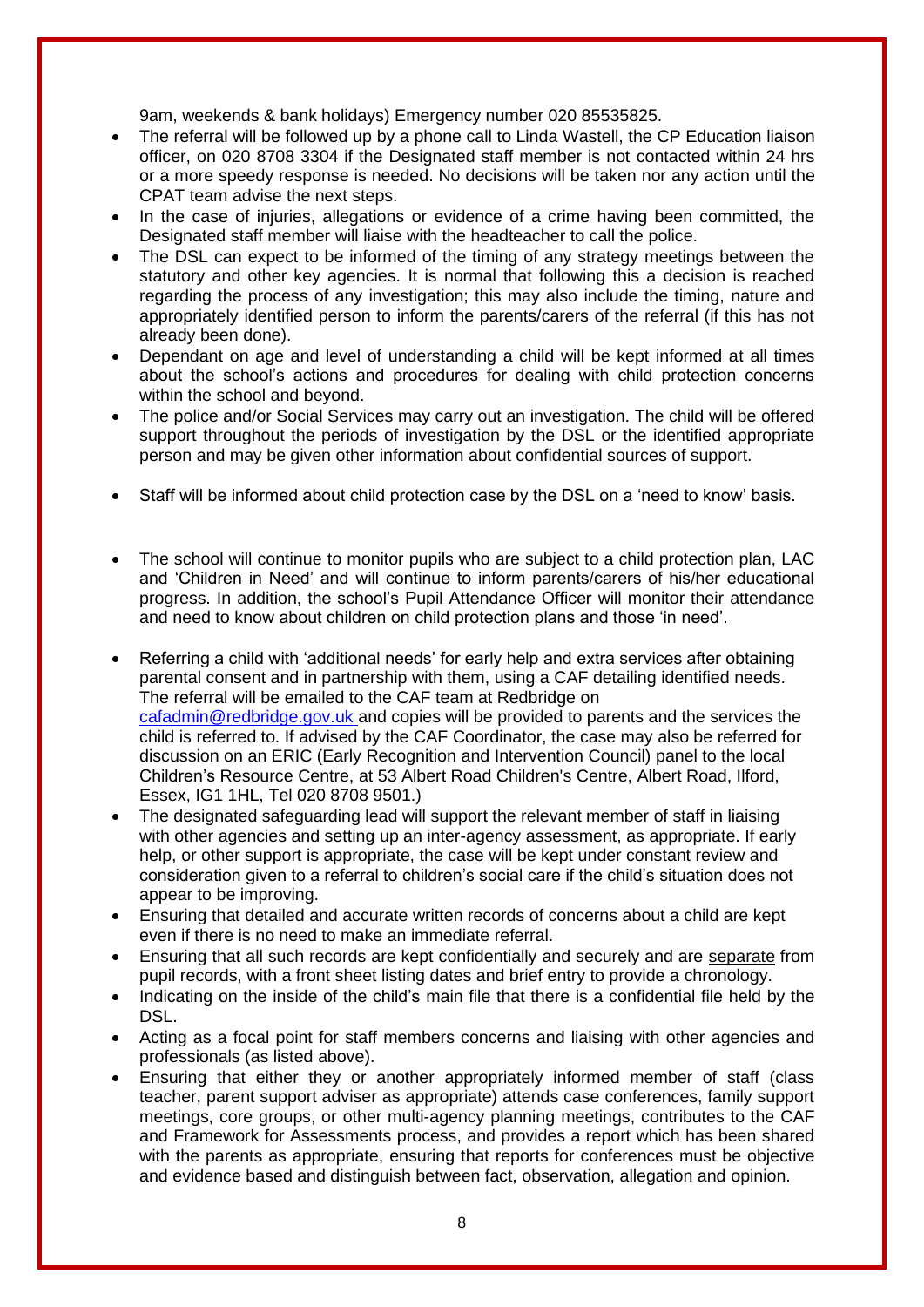9am, weekends & bank holidays) Emergency number 020 85535825.

- The referral will be followed up by a phone call to Linda Wastell, the CP Education liaison officer, on 020 8708 3304 if the Designated staff member is not contacted within 24 hrs or a more speedy response is needed. No decisions will be taken nor any action until the CPAT team advise the next steps.
- In the case of injuries, allegations or evidence of a crime having been committed, the Designated staff member will liaise with the headteacher to call the police.
- The DSL can expect to be informed of the timing of any strategy meetings between the statutory and other key agencies. It is normal that following this a decision is reached regarding the process of any investigation; this may also include the timing, nature and appropriately identified person to inform the parents/carers of the referral (if this has not already been done).
- Dependant on age and level of understanding a child will be kept informed at all times about the school's actions and procedures for dealing with child protection concerns within the school and beyond.
- The police and/or Social Services may carry out an investigation. The child will be offered support throughout the periods of investigation by the DSL or the identified appropriate person and may be given other information about confidential sources of support.
- Staff will be informed about child protection case by the DSL on a 'need to know' basis.
- The school will continue to monitor pupils who are subject to a child protection plan, LAC and 'Children in Need' and will continue to inform parents/carers of his/her educational progress. In addition, the school's Pupil Attendance Officer will monitor their attendance and need to know about children on child protection plans and those 'in need'.
- Referring a child with 'additional needs' for early help and extra services after obtaining parental consent and in partnership with them, using a CAF detailing identified needs. The referral will be emailed to the CAF team at Redbridge on cafadmin@redbridge.gov.uk and copies will be provided to parents and the services the child is referred to. If advised by the CAF Coordinator, the case may also be referred for discussion on an ERIC (Early Recognition and Intervention Council) panel to the local Children's Resource Centre, at 53 Albert Road Children's Centre, Albert Road, Ilford, Essex, IG1 1HL, Tel 020 8708 9501.)
- The designated safeguarding lead will support the relevant member of staff in liaising with other agencies and setting up an inter-agency assessment, as appropriate. If early help, or other support is appropriate, the case will be kept under constant review and consideration given to a referral to children's social care if the child's situation does not appear to be improving.
- Ensuring that detailed and accurate written records of concerns about a child are kept even if there is no need to make an immediate referral.
- Ensuring that all such records are kept confidentially and securely and are separate from pupil records, with a front sheet listing dates and brief entry to provide a chronology.
- Indicating on the inside of the child's main file that there is a confidential file held by the DSL.
- Acting as a focal point for staff members concerns and liaising with other agencies and professionals (as listed above).
- Ensuring that either they or another appropriately informed member of staff (class teacher, parent support adviser as appropriate) attends case conferences, family support meetings, core groups, or other multi-agency planning meetings, contributes to the CAF and Framework for Assessments process, and provides a report which has been shared with the parents as appropriate, ensuring that reports for conferences must be objective and evidence based and distinguish between fact, observation, allegation and opinion.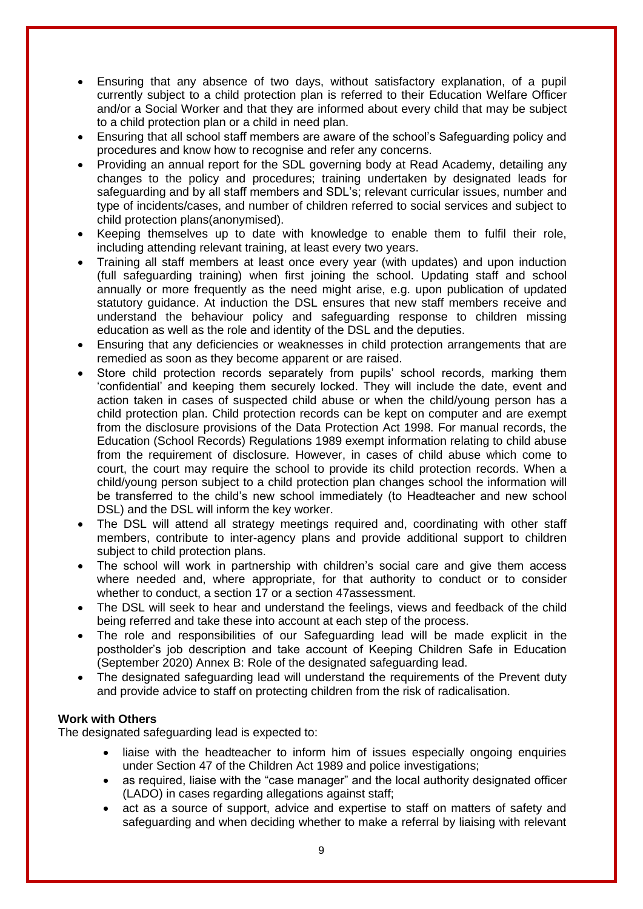- Ensuring that any absence of two days, without satisfactory explanation, of a pupil currently subject to a child protection plan is referred to their Education Welfare Officer and/or a Social Worker and that they are informed about every child that may be subject to a child protection plan or a child in need plan.
- Ensuring that all school staff members are aware of the school's Safeguarding policy and procedures and know how to recognise and refer any concerns.
- Providing an annual report for the SDL governing body at Read Academy, detailing any changes to the policy and procedures; training undertaken by designated leads for safeguarding and by all staff members and SDL's; relevant curricular issues, number and type of incidents/cases, and number of children referred to social services and subject to child protection plans(anonymised).
- Keeping themselves up to date with knowledge to enable them to fulfil their role, including attending relevant training, at least every two years.
- Training all staff members at least once every year (with updates) and upon induction (full safeguarding training) when first joining the school. Updating staff and school annually or more frequently as the need might arise, e.g. upon publication of updated statutory guidance. At induction the DSL ensures that new staff members receive and understand the behaviour policy and safeguarding response to children missing education as well as the role and identity of the DSL and the deputies.
- Ensuring that any deficiencies or weaknesses in child protection arrangements that are remedied as soon as they become apparent or are raised.
- Store child protection records separately from pupils' school records, marking them 'confidential' and keeping them securely locked. They will include the date, event and action taken in cases of suspected child abuse or when the child/young person has a child protection plan. Child protection records can be kept on computer and are exempt from the disclosure provisions of the Data Protection Act 1998. For manual records, the Education (School Records) Regulations 1989 exempt information relating to child abuse from the requirement of disclosure. However, in cases of child abuse which come to court, the court may require the school to provide its child protection records. When a child/young person subject to a child protection plan changes school the information will be transferred to the child's new school immediately (to Headteacher and new school DSL) and the DSL will inform the key worker.
- The DSL will attend all strategy meetings required and, coordinating with other staff members, contribute to inter-agency plans and provide additional support to children subject to child protection plans.
- The school will work in partnership with children's social care and give them access where needed and, where appropriate, for that authority to conduct or to consider whether to conduct, a section 17 or a section 47assessment.
- The DSL will seek to hear and understand the feelings, views and feedback of the child being referred and take these into account at each step of the process.
- The role and responsibilities of our Safeguarding lead will be made explicit in the postholder's job description and take account of Keeping Children Safe in Education (September 2020) Annex B: Role of the designated safeguarding lead.
- The designated safeguarding lead will understand the requirements of the Prevent duty and provide advice to staff on protecting children from the risk of radicalisation.

**Work with Others**

The designated safeguarding lead is expected to:

- liaise with the headteacher to inform him of issues especially ongoing enquiries under Section 47 of the Children Act 1989 and police investigations;
- as required, liaise with the "case manager" and the local authority designated officer (LADO) in cases regarding allegations against staff;
- act as a source of support, advice and expertise to staff on matters of safety and safeguarding and when deciding whether to make a referral by liaising with relevant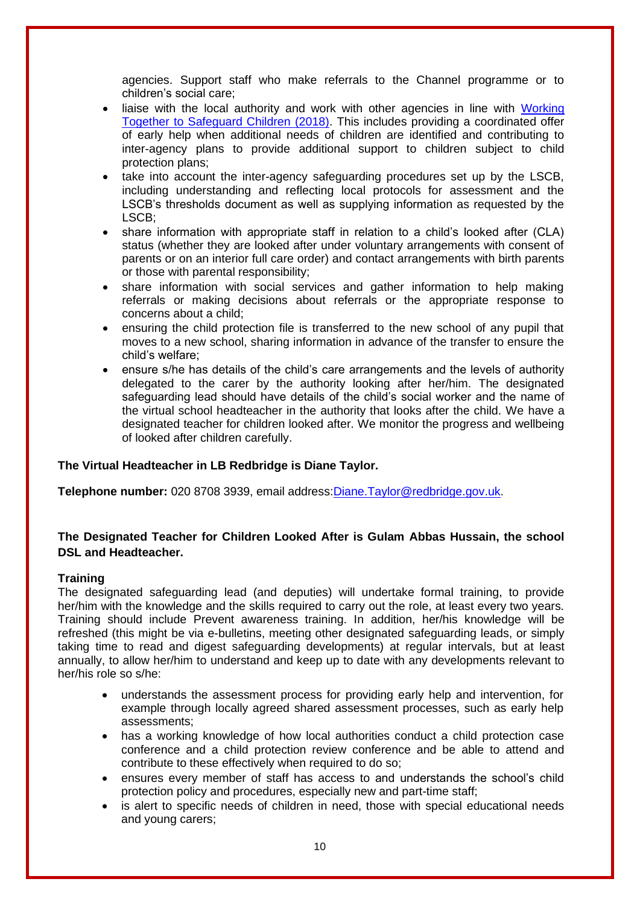agencies. Support staff who make referrals to the Channel programme or to children's social care;

- liaise with the local authority and work with other agencies in line with [Working Together to Safeguard Children (2018)](). This includes providing a coordinated offer of early help when additional needs of children are identified and contributing to inter-agency plans to provide additional support to children subject to child protection plans;
- take into account the inter-agency safeguarding procedures set up by the LSCB, including understanding and reflecting local protocols for assessment and the LSCB's thresholds document as well as supplying information as requested by the LSCB;
- share information with appropriate staff in relation to a child's looked after (CLA) status (whether they are looked after under voluntary arrangements with consent of parents or on an interior full care order) and contact arrangements with birth parents or those with parental responsibility;
- share information with social services and gather information to help making referrals or making decisions about referrals or the appropriate response to concerns about a child;
- ensuring the child protection file is transferred to the new school of any pupil that moves to a new school, sharing information in advance of the transfer to ensure the child's welfare;
- ensure s/he has details of the child's care arrangements and the levels of authority delegated to the carer by the authority looking after her/him. The designated safeguarding lead should have details of the child's social worker and the name of the virtual school headteacher in the authority that looks after the child. We have a designated teacher for children looked after. We monitor the progress and wellbeing of looked after children carefully.

**The Virtual Headteacher in LB Redbridge is Diane Taylor.**

**Telephone number:** 020 8708 3939, email address:Diane.Taylor@redbridge.gov.uk.

**The Designated Teacher for Children Looked After is Gulam Abbas Hussain, the school DSL and Headteacher.**

**Training**

The designated safeguarding lead (and deputies) will undertake formal training, to provide her/him with the knowledge and the skills required to carry out the role, at least every two years. Training should include Prevent awareness training. In addition, her/his knowledge will be refreshed (this might be via e-bulletins, meeting other designated safeguarding leads, or simply taking time to read and digest safeguarding developments) at regular intervals, but at least annually, to allow her/him to understand and keep up to date with any developments relevant to her/his role so s/he:

- understands the assessment process for providing early help and intervention, for example through locally agreed shared assessment processes, such as early help assessments;
- has a working knowledge of how local authorities conduct a child protection case conference and a child protection review conference and be able to attend and contribute to these effectively when required to do so;
- ensures every member of staff has access to and understands the school's child protection policy and procedures, especially new and part-time staff;
- is alert to specific needs of children in need, those with special educational needs and young carers;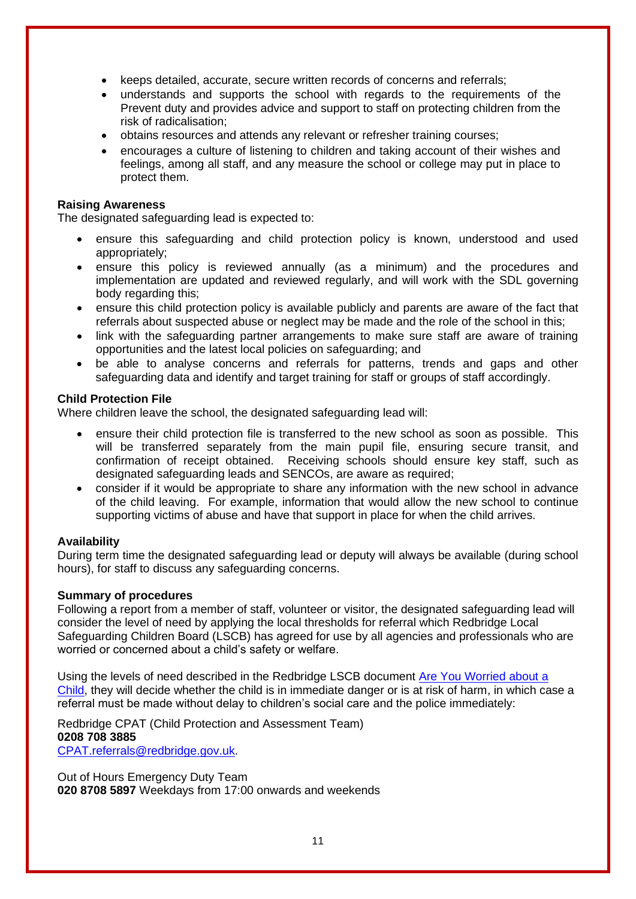- keeps detailed, accurate, secure written records of concerns and referrals;
- understands and supports the school with regards to the requirements of the Prevent duty and provides advice and support to staff on protecting children from the risk of radicalisation;
- obtains resources and attends any relevant or refresher training courses;
- encourages a culture of listening to children and taking account of their wishes and feelings, among all staff, and any measure the school or college may put in place to protect them.

**Raising Awareness**
The designated safeguarding lead is expected to:

- ensure this safeguarding and child protection policy is known, understood and used appropriately;
- ensure this policy is reviewed annually (as a minimum) and the procedures and implementation are updated and reviewed regularly, and will work with the SDL governing body regarding this;
- ensure this child protection policy is available publicly and parents are aware of the fact that referrals about suspected abuse or neglect may be made and the role of the school in this;
- link with the safeguarding partner arrangements to make sure staff are aware of training opportunities and the latest local policies on safeguarding; and
- be able to analyse concerns and referrals for patterns, trends and gaps and other safeguarding data and identify and target training for staff or groups of staff accordingly.

**Child Protection File**
Where children leave the school, the designated safeguarding lead will:

- ensure their child protection file is transferred to the new school as soon as possible. This will be transferred separately from the main pupil file, ensuring secure transit, and confirmation of receipt obtained. Receiving schools should ensure key staff, such as designated safeguarding leads and SENCOs, are aware as required;
- consider if it would be appropriate to share any information with the new school in advance of the child leaving. For example, information that would allow the new school to continue supporting victims of abuse and have that support in place for when the child arrives.

**Availability**
During term time the designated safeguarding lead or deputy will always be available (during school hours), for staff to discuss any safeguarding concerns.

**Summary of procedures**
Following a report from a member of staff, volunteer or visitor, the designated safeguarding lead will consider the level of need by applying the local thresholds for referral which Redbridge Local Safeguarding Children Board (LSCB) has agreed for use by all agencies and professionals who are worried or concerned about a child's safety or welfare.

Using the levels of need described in the Redbridge LSCB document [Are You Worried about a Child](), they will decide whether the child is in immediate danger or is at risk of harm, in which case a referral must be made without delay to children's social care and the police immediately:

Redbridge CPAT (Child Protection and Assessment Team)
**0208 708 3885**
[CPAT.referrals@redbridge.gov.uk](mailto:CPAT.referrals@redbridge.gov.uk).

Out of Hours Emergency Duty Team
**020 8708 5897** Weekdays from 17:00 onwards and weekends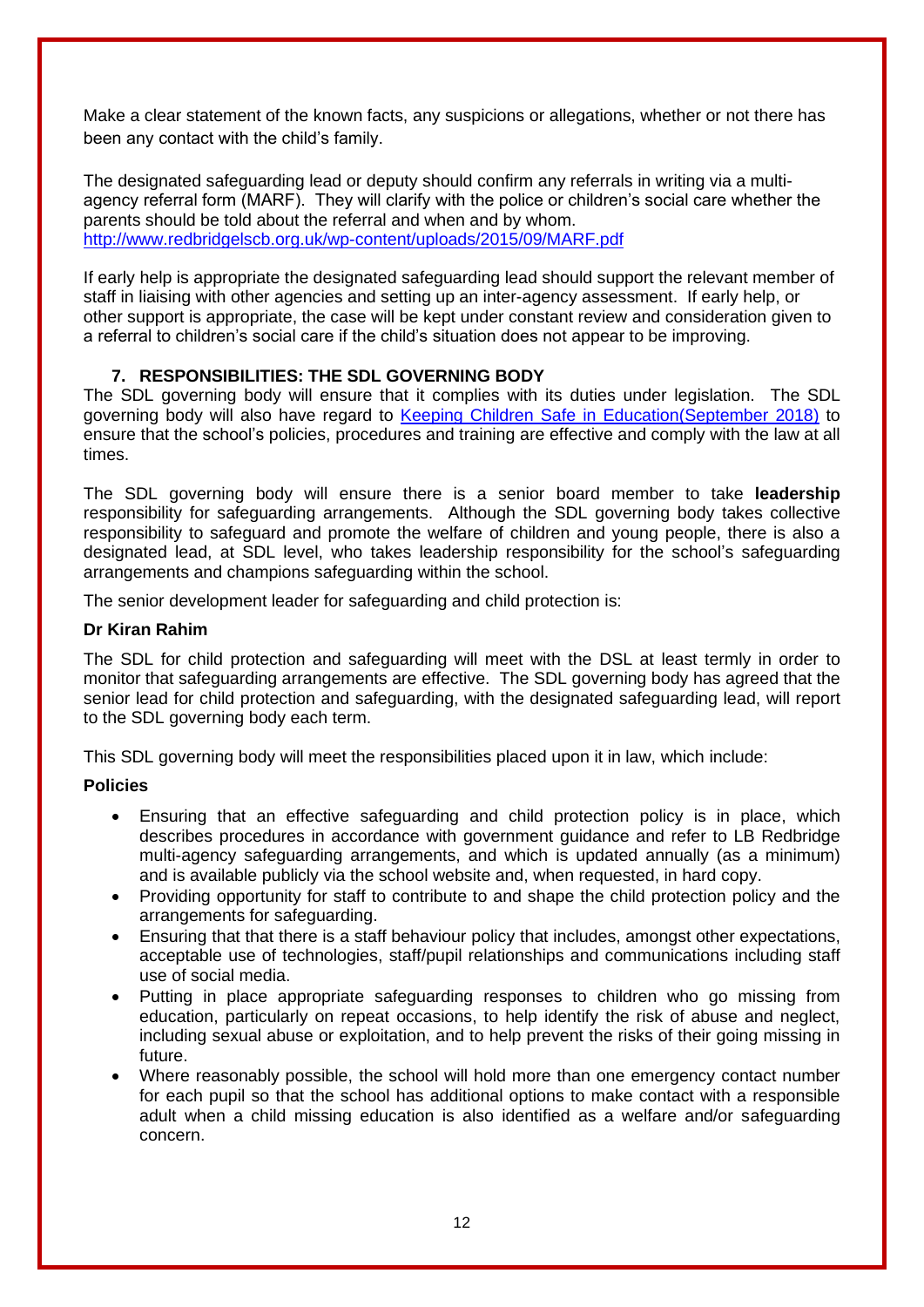Make a clear statement of the known facts, any suspicions or allegations, whether or not there has been any contact with the child's family.

The designated safeguarding lead or deputy should confirm any referrals in writing via a multi-agency referral form (MARF). They will clarify with the police or children's social care whether the parents should be told about the referral and when and by whom.
[http://www.redbridgelscb.org.uk/wp-content/uploads/2015/09/MARF.pdf](http://www.redbridgelscb.org.uk/wp-content/uploads/2015/09/MARF.pdf)

If early help is appropriate the designated safeguarding lead should support the relevant member of staff in liaising with other agencies and setting up an inter-agency assessment. If early help, or other support is appropriate, the case will be kept under constant review and consideration given to a referral to children's social care if the child's situation does not appear to be improving.

## 7. RESPONSIBILITIES: THE SDL GOVERNING BODY

The SDL governing body will ensure that it complies with its duties under legislation. The SDL governing body will also have regard to [Keeping Children Safe in Education(September 2018)](#) to ensure that the school's policies, procedures and training are effective and comply with the law at all times.

The SDL governing body will ensure there is a senior board member to take **leadership** responsibility for safeguarding arrangements. Although the SDL governing body takes collective responsibility to safeguard and promote the welfare of children and young people, there is also a designated lead, at SDL level, who takes leadership responsibility for the school's safeguarding arrangements and champions safeguarding within the school.

The senior development leader for safeguarding and child protection is:

**Dr Kiran Rahim**

The SDL for child protection and safeguarding will meet with the DSL at least termly in order to monitor that safeguarding arrangements are effective. The SDL governing body has agreed that the senior lead for child protection and safeguarding, with the designated safeguarding lead, will report to the SDL governing body each term.

This SDL governing body will meet the responsibilities placed upon it in law, which include:

**Policies**

- Ensuring that an effective safeguarding and child protection policy is in place, which describes procedures in accordance with government guidance and refer to LB Redbridge multi-agency safeguarding arrangements, and which is updated annually (as a minimum) and is available publicly via the school website and, when requested, in hard copy.
- Providing opportunity for staff to contribute to and shape the child protection policy and the arrangements for safeguarding.
- Ensuring that that there is a staff behaviour policy that includes, amongst other expectations, acceptable use of technologies, staff/pupil relationships and communications including staff use of social media.
- Putting in place appropriate safeguarding responses to children who go missing from education, particularly on repeat occasions, to help identify the risk of abuse and neglect, including sexual abuse or exploitation, and to help prevent the risks of their going missing in future.
- Where reasonably possible, the school will hold more than one emergency contact number for each pupil so that the school has additional options to make contact with a responsible adult when a child missing education is also identified as a welfare and/or safeguarding concern.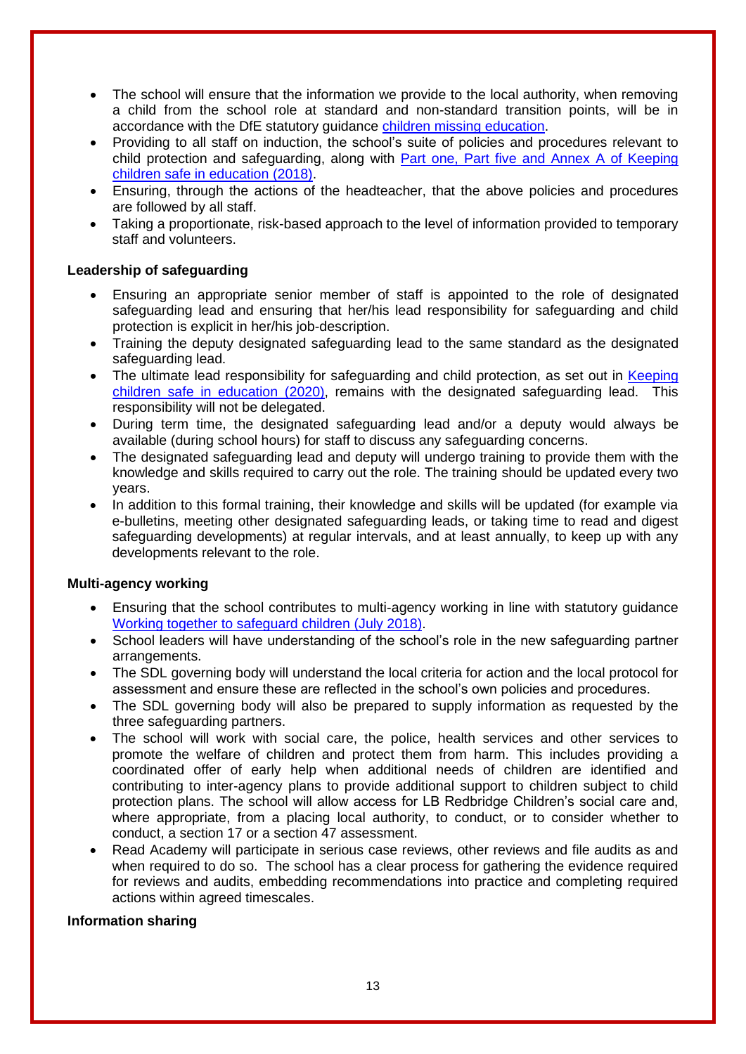- The school will ensure that the information we provide to the local authority, when removing a child from the school role at standard and non-standard transition points, will be in accordance with the DfE statutory guidance [children missing education](children missing education).
- Providing to all staff on induction, the school's suite of policies and procedures relevant to child protection and safeguarding, along with [Part one, Part five and Annex A of Keeping children safe in education (2018)](Part one, Part five and Annex A of Keeping children safe in education (2018)).
- Ensuring, through the actions of the headteacher, that the above policies and procedures are followed by all staff.
- Taking a proportionate, risk-based approach to the level of information provided to temporary staff and volunteers.

**Leadership of safeguarding**

- Ensuring an appropriate senior member of staff is appointed to the role of designated safeguarding lead and ensuring that her/his lead responsibility for safeguarding and child protection is explicit in her/his job-description.
- Training the deputy designated safeguarding lead to the same standard as the designated safeguarding lead.
- The ultimate lead responsibility for safeguarding and child protection, as set out in [Keeping children safe in education (2020)](Keeping children safe in education (2020)), remains with the designated safeguarding lead. This responsibility will not be delegated.
- During term time, the designated safeguarding lead and/or a deputy would always be available (during school hours) for staff to discuss any safeguarding concerns.
- The designated safeguarding lead and deputy will undergo training to provide them with the knowledge and skills required to carry out the role. The training should be updated every two years.
- In addition to this formal training, their knowledge and skills will be updated (for example via e-bulletins, meeting other designated safeguarding leads, or taking time to read and digest safeguarding developments) at regular intervals, and at least annually, to keep up with any developments relevant to the role.

**Multi-agency working**

- Ensuring that the school contributes to multi-agency working in line with statutory guidance [Working together to safeguard children (July 2018)](Working together to safeguard children (July 2018)).
- School leaders will have understanding of the school's role in the new safeguarding partner arrangements.
- The SDL governing body will understand the local criteria for action and the local protocol for assessment and ensure these are reflected in the school's own policies and procedures.
- The SDL governing body will also be prepared to supply information as requested by the three safeguarding partners.
- The school will work with social care, the police, health services and other services to promote the welfare of children and protect them from harm. This includes providing a coordinated offer of early help when additional needs of children are identified and contributing to inter-agency plans to provide additional support to children subject to child protection plans. The school will allow access for LB Redbridge Children's social care and, where appropriate, from a placing local authority, to conduct, or to consider whether to conduct, a section 17 or a section 47 assessment.
- Read Academy will participate in serious case reviews, other reviews and file audits as and when required to do so. The school has a clear process for gathering the evidence required for reviews and audits, embedding recommendations into practice and completing required actions within agreed timescales.

**Information sharing**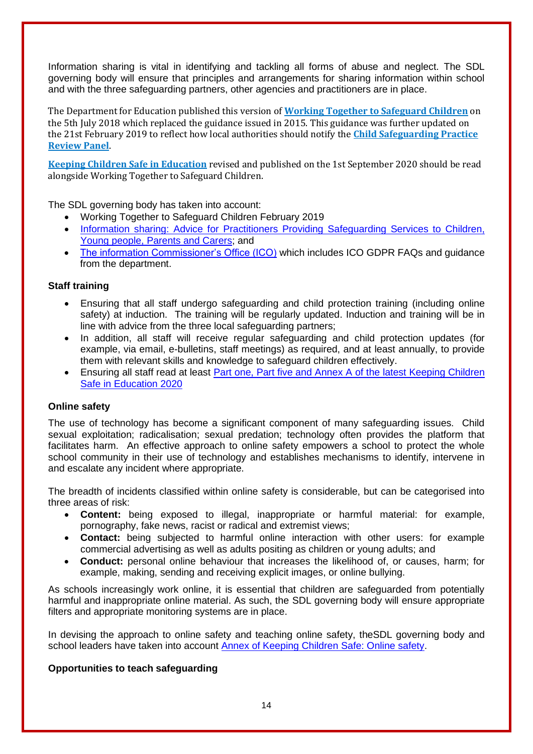Information sharing is vital in identifying and tackling all forms of abuse and neglect. The SDL governing body will ensure that principles and arrangements for sharing information within school and with the three safeguarding partners, other agencies and practitioners are in place.

The Department for Education published this version of **Working Together to Safeguard Children** on the 5th July 2018 which replaced the guidance issued in 2015. This guidance was further updated on the 21st February 2019 to reflect how local authorities should notify the **Child Safeguarding Practice Review Panel**.

**Keeping Children Safe in Education** revised and published on the 1st September 2020 should be read alongside Working Together to Safeguard Children.

The SDL governing body has taken into account:

- Working Together to Safeguard Children February 2019
- Information sharing: Advice for Practitioners Providing Safeguarding Services to Children, Young people, Parents and Carers; and
- The information Commissioner's Office (ICO) which includes ICO GDPR FAQs and guidance from the department.

**Staff training**

- Ensuring that all staff undergo safeguarding and child protection training (including online safety) at induction. The training will be regularly updated. Induction and training will be in line with advice from the three local safeguarding partners;
- In addition, all staff will receive regular safeguarding and child protection updates (for example, via email, e-bulletins, staff meetings) as required, and at least annually, to provide them with relevant skills and knowledge to safeguard children effectively.
- Ensuring all staff read at least Part one, Part five and Annex A of the latest Keeping Children Safe in Education 2020

**Online safety**

The use of technology has become a significant component of many safeguarding issues. Child sexual exploitation; radicalisation; sexual predation; technology often provides the platform that facilitates harm. An effective approach to online safety empowers a school to protect the whole school community in their use of technology and establishes mechanisms to identify, intervene in and escalate any incident where appropriate.

The breadth of incidents classified within online safety is considerable, but can be categorised into three areas of risk:

- **Content:** being exposed to illegal, inappropriate or harmful material: for example, pornography, fake news, racist or radical and extremist views;
- **Contact:** being subjected to harmful online interaction with other users: for example commercial advertising as well as adults positing as children or young adults; and
- **Conduct:** personal online behaviour that increases the likelihood of, or causes, harm; for example, making, sending and receiving explicit images, or online bullying.

As schools increasingly work online, it is essential that children are safeguarded from potentially harmful and inappropriate online material. As such, the SDL governing body will ensure appropriate filters and appropriate monitoring systems are in place.

In devising the approach to online safety and teaching online safety, theSDL governing body and school leaders have taken into account Annex of Keeping Children Safe: Online safety.

**Opportunities to teach safeguarding**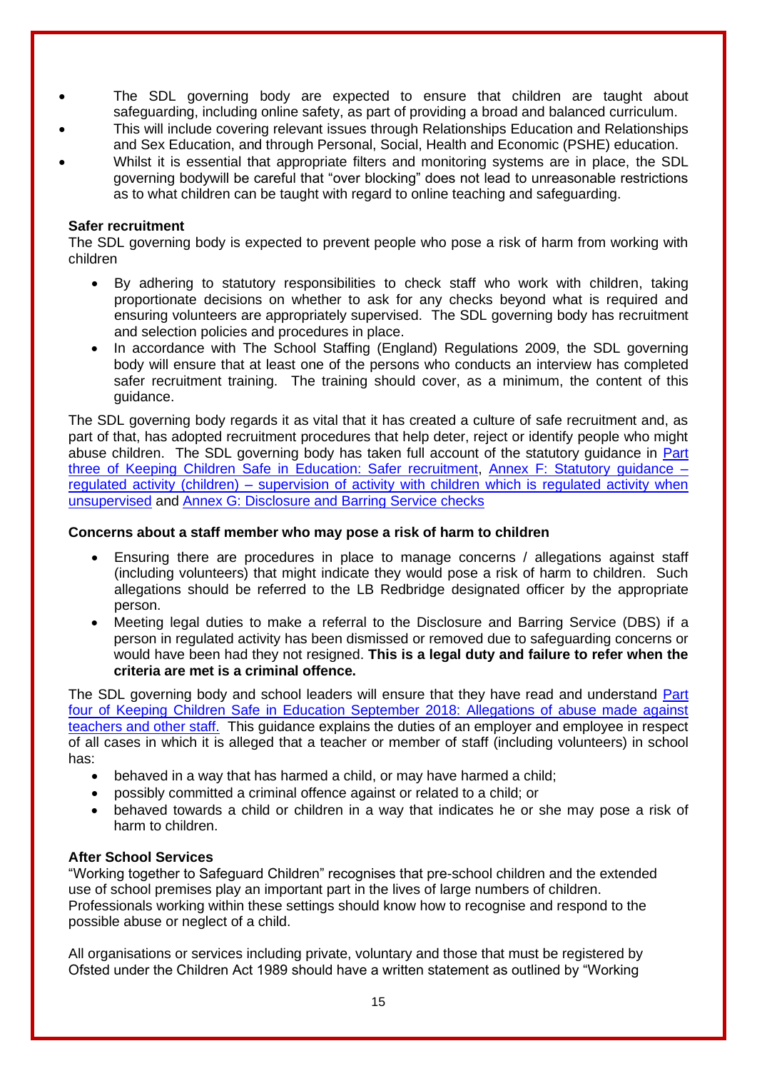- The SDL governing body are expected to ensure that children are taught about safeguarding, including online safety, as part of providing a broad and balanced curriculum.
- This will include covering relevant issues through Relationships Education and Relationships and Sex Education, and through Personal, Social, Health and Economic (PSHE) education.
- Whilst it is essential that appropriate filters and monitoring systems are in place, the SDL governing bodywill be careful that "over blocking" does not lead to unreasonable restrictions as to what children can be taught with regard to online teaching and safeguarding.

**Safer recruitment**

The SDL governing body is expected to prevent people who pose a risk of harm from working with children

- By adhering to statutory responsibilities to check staff who work with children, taking proportionate decisions on whether to ask for any checks beyond what is required and ensuring volunteers are appropriately supervised. The SDL governing body has recruitment and selection policies and procedures in place.
- In accordance with The School Staffing (England) Regulations 2009, the SDL governing body will ensure that at least one of the persons who conducts an interview has completed safer recruitment training. The training should cover, as a minimum, the content of this guidance.

The SDL governing body regards it as vital that it has created a culture of safe recruitment and, as part of that, has adopted recruitment procedures that help deter, reject or identify people who might abuse children. The SDL governing body has taken full account of the statutory guidance in Part three of Keeping Children Safe in Education: Safer recruitment, Annex F: Statutory guidance – regulated activity (children) – supervision of activity with children which is regulated activity when unsupervised and Annex G: Disclosure and Barring Service checks

**Concerns about a staff member who may pose a risk of harm to children**

- Ensuring there are procedures in place to manage concerns / allegations against staff (including volunteers) that might indicate they would pose a risk of harm to children. Such allegations should be referred to the LB Redbridge designated officer by the appropriate person.
- Meeting legal duties to make a referral to the Disclosure and Barring Service (DBS) if a person in regulated activity has been dismissed or removed due to safeguarding concerns or would have been had they not resigned. **This is a legal duty and failure to refer when the criteria are met is a criminal offence.**

The SDL governing body and school leaders will ensure that they have read and understand Part four of Keeping Children Safe in Education September 2018: Allegations of abuse made against teachers and other staff. This guidance explains the duties of an employer and employee in respect of all cases in which it is alleged that a teacher or member of staff (including volunteers) in school has:

- behaved in a way that has harmed a child, or may have harmed a child;
- possibly committed a criminal offence against or related to a child; or
- behaved towards a child or children in a way that indicates he or she may pose a risk of harm to children.

**After School Services**

"Working together to Safeguard Children" recognises that pre-school children and the extended use of school premises play an important part in the lives of large numbers of children. Professionals working within these settings should know how to recognise and respond to the possible abuse or neglect of a child.

All organisations or services including private, voluntary and those that must be registered by Ofsted under the Children Act 1989 should have a written statement as outlined by "Working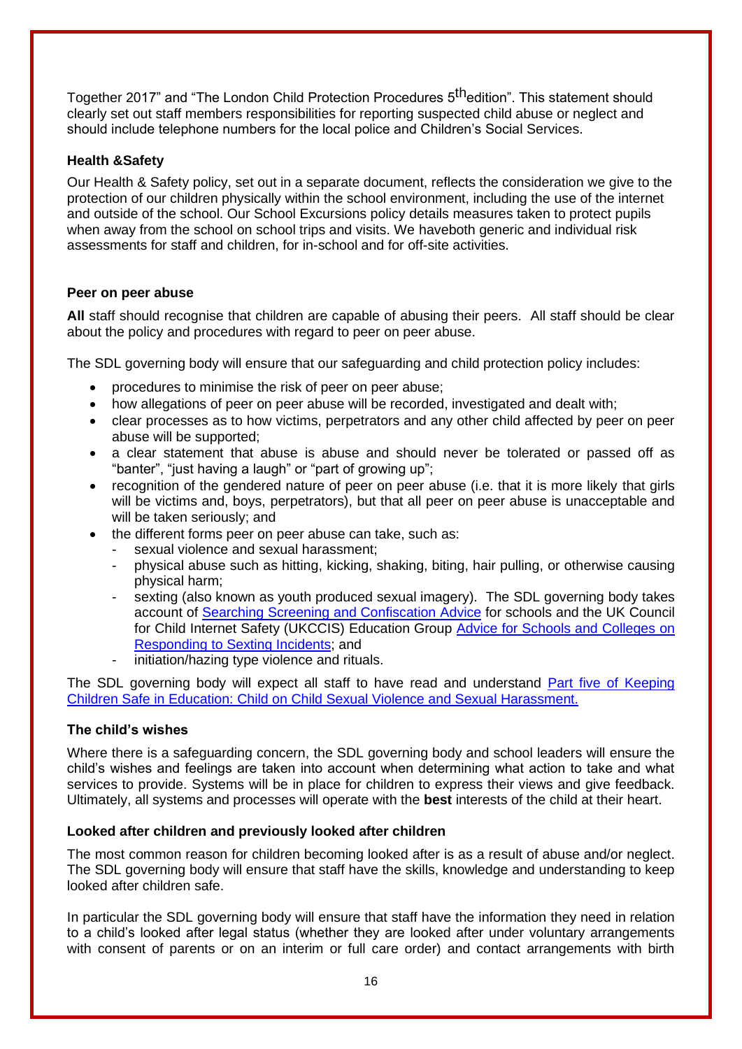Together 2017" and "The London Child Protection Procedures 5th edition". This statement should clearly set out staff members responsibilities for reporting suspected child abuse or neglect and should include telephone numbers for the local police and Children's Social Services.

**Health &Safety**

Our Health & Safety policy, set out in a separate document, reflects the consideration we give to the protection of our children physically within the school environment, including the use of the internet and outside of the school. Our School Excursions policy details measures taken to protect pupils when away from the school on school trips and visits. We haveboth generic and individual risk assessments for staff and children, for in-school and for off-site activities.

**Peer on peer abuse**

**All** staff should recognise that children are capable of abusing their peers. All staff should be clear about the policy and procedures with regard to peer on peer abuse.

The SDL governing body will ensure that our safeguarding and child protection policy includes:

- procedures to minimise the risk of peer on peer abuse;
- how allegations of peer on peer abuse will be recorded, investigated and dealt with;
- clear processes as to how victims, perpetrators and any other child affected by peer on peer abuse will be supported;
- a clear statement that abuse is abuse and should never be tolerated or passed off as "banter", "just having a laugh" or "part of growing up";
- recognition of the gendered nature of peer on peer abuse (i.e. that it is more likely that girls will be victims and, boys, perpetrators), but that all peer on peer abuse is unacceptable and will be taken seriously; and
- the different forms peer on peer abuse can take, such as:
  - sexual violence and sexual harassment;
  - physical abuse such as hitting, kicking, shaking, biting, hair pulling, or otherwise causing physical harm;
  - sexting (also known as youth produced sexual imagery). The SDL governing body takes account of Searching Screening and Confiscation Advice for schools and the UK Council for Child Internet Safety (UKCCIS) Education Group Advice for Schools and Colleges on Responding to Sexting Incidents; and
  - initiation/hazing type violence and rituals.

The SDL governing body will expect all staff to have read and understand Part five of Keeping Children Safe in Education: Child on Child Sexual Violence and Sexual Harassment.

**The child's wishes**

Where there is a safeguarding concern, the SDL governing body and school leaders will ensure the child's wishes and feelings are taken into account when determining what action to take and what services to provide. Systems will be in place for children to express their views and give feedback. Ultimately, all systems and processes will operate with the **best** interests of the child at their heart.

**Looked after children and previously looked after children**

The most common reason for children becoming looked after is as a result of abuse and/or neglect. The SDL governing body will ensure that staff have the skills, knowledge and understanding to keep looked after children safe.

In particular the SDL governing body will ensure that staff have the information they need in relation to a child's looked after legal status (whether they are looked after under voluntary arrangements with consent of parents or on an interim or full care order) and contact arrangements with birth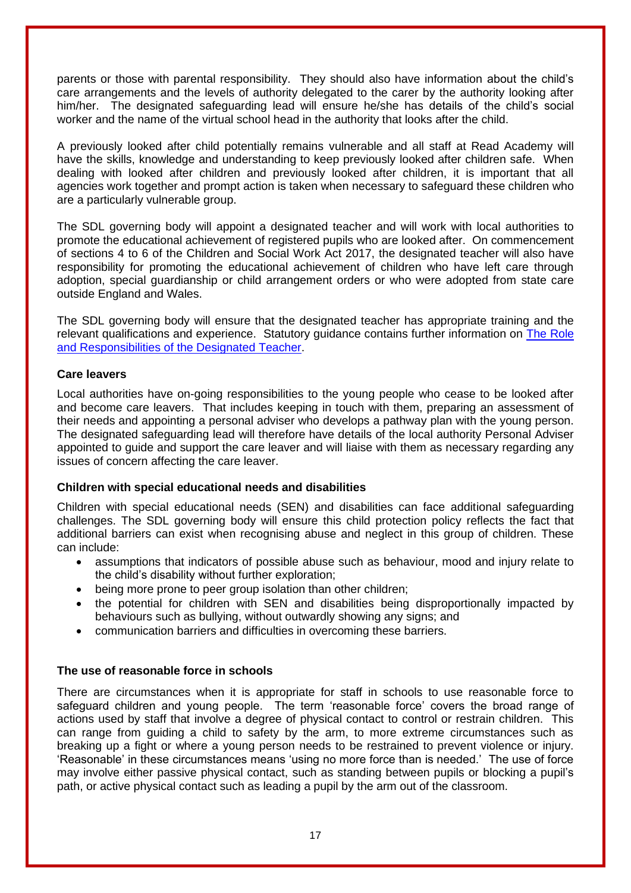parents or those with parental responsibility. They should also have information about the child's care arrangements and the levels of authority delegated to the carer by the authority looking after him/her. The designated safeguarding lead will ensure he/she has details of the child's social worker and the name of the virtual school head in the authority that looks after the child.

A previously looked after child potentially remains vulnerable and all staff at Read Academy will have the skills, knowledge and understanding to keep previously looked after children safe. When dealing with looked after children and previously looked after children, it is important that all agencies work together and prompt action is taken when necessary to safeguard these children who are a particularly vulnerable group.

The SDL governing body will appoint a designated teacher and will work with local authorities to promote the educational achievement of registered pupils who are looked after. On commencement of sections 4 to 6 of the Children and Social Work Act 2017, the designated teacher will also have responsibility for promoting the educational achievement of children who have left care through adoption, special guardianship or child arrangement orders or who were adopted from state care outside England and Wales.

The SDL governing body will ensure that the designated teacher has appropriate training and the relevant qualifications and experience. Statutory guidance contains further information on [The Role and Responsibilities of the Designated Teacher](#).

**Care leavers**

Local authorities have on-going responsibilities to the young people who cease to be looked after and become care leavers. That includes keeping in touch with them, preparing an assessment of their needs and appointing a personal adviser who develops a pathway plan with the young person. The designated safeguarding lead will therefore have details of the local authority Personal Adviser appointed to guide and support the care leaver and will liaise with them as necessary regarding any issues of concern affecting the care leaver.

**Children with special educational needs and disabilities**

Children with special educational needs (SEN) and disabilities can face additional safeguarding challenges. The SDL governing body will ensure this child protection policy reflects the fact that additional barriers can exist when recognising abuse and neglect in this group of children. These can include:

- assumptions that indicators of possible abuse such as behaviour, mood and injury relate to the child's disability without further exploration;
- being more prone to peer group isolation than other children;
- the potential for children with SEN and disabilities being disproportionally impacted by behaviours such as bullying, without outwardly showing any signs; and
- communication barriers and difficulties in overcoming these barriers.

**The use of reasonable force in schools**

There are circumstances when it is appropriate for staff in schools to use reasonable force to safeguard children and young people. The term 'reasonable force' covers the broad range of actions used by staff that involve a degree of physical contact to control or restrain children. This can range from guiding a child to safety by the arm, to more extreme circumstances such as breaking up a fight or where a young person needs to be restrained to prevent violence or injury. 'Reasonable' in these circumstances means 'using no more force than is needed.' The use of force may involve either passive physical contact, such as standing between pupils or blocking a pupil's path, or active physical contact such as leading a pupil by the arm out of the classroom.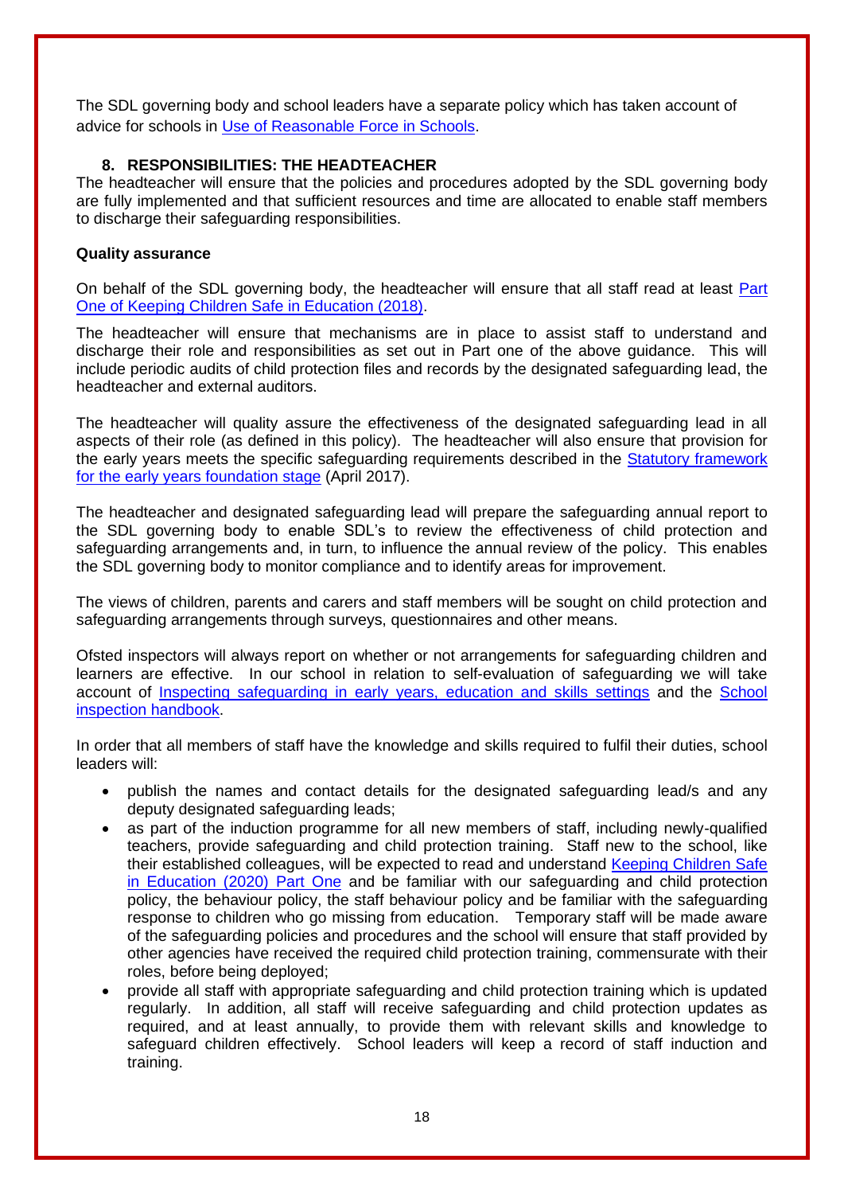The SDL governing body and school leaders have a separate policy which has taken account of advice for schools in [Use of Reasonable Force in Schools](#).

## 8. RESPONSIBILITIES: THE HEADTEACHER

The headteacher will ensure that the policies and procedures adopted by the SDL governing body are fully implemented and that sufficient resources and time are allocated to enable staff members to discharge their safeguarding responsibilities.

**Quality assurance**

On behalf of the SDL governing body, the headteacher will ensure that all staff read at least [Part One of Keeping Children Safe in Education (2018)](#).

The headteacher will ensure that mechanisms are in place to assist staff to understand and discharge their role and responsibilities as set out in Part one of the above guidance. This will include periodic audits of child protection files and records by the designated safeguarding lead, the headteacher and external auditors.

The headteacher will quality assure the effectiveness of the designated safeguarding lead in all aspects of their role (as defined in this policy). The headteacher will also ensure that provision for the early years meets the specific safeguarding requirements described in the [Statutory framework for the early years foundation stage](#) (April 2017).

The headteacher and designated safeguarding lead will prepare the safeguarding annual report to the SDL governing body to enable SDL's to review the effectiveness of child protection and safeguarding arrangements and, in turn, to influence the annual review of the policy. This enables the SDL governing body to monitor compliance and to identify areas for improvement.

The views of children, parents and carers and staff members will be sought on child protection and safeguarding arrangements through surveys, questionnaires and other means.

Ofsted inspectors will always report on whether or not arrangements for safeguarding children and learners are effective. In our school in relation to self-evaluation of safeguarding we will take account of [Inspecting safeguarding in early years, education and skills settings](#) and the [School inspection handbook](#).

In order that all members of staff have the knowledge and skills required to fulfil their duties, school leaders will:

- publish the names and contact details for the designated safeguarding lead/s and any deputy designated safeguarding leads;
- as part of the induction programme for all new members of staff, including newly-qualified teachers, provide safeguarding and child protection training. Staff new to the school, like their established colleagues, will be expected to read and understand [Keeping Children Safe in Education (2020) Part One](#) and be familiar with our safeguarding and child protection policy, the behaviour policy, the staff behaviour policy and be familiar with the safeguarding response to children who go missing from education. Temporary staff will be made aware of the safeguarding policies and procedures and the school will ensure that staff provided by other agencies have received the required child protection training, commensurate with their roles, before being deployed;
- provide all staff with appropriate safeguarding and child protection training which is updated regularly. In addition, all staff will receive safeguarding and child protection updates as required, and at least annually, to provide them with relevant skills and knowledge to safeguard children effectively. School leaders will keep a record of staff induction and training.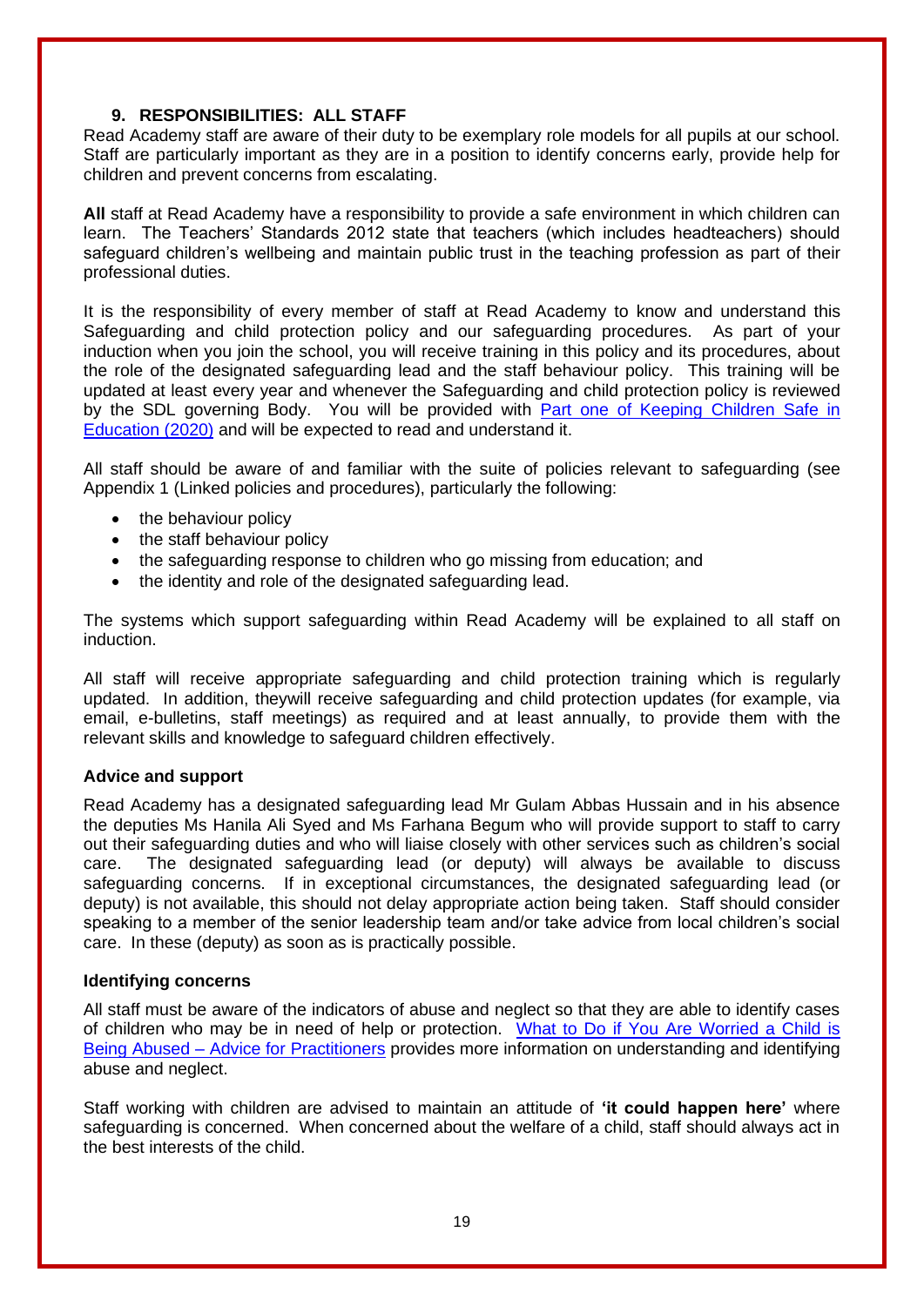## 9. RESPONSIBILITIES: ALL STAFF

Read Academy staff are aware of their duty to be exemplary role models for all pupils at our school. Staff are particularly important as they are in a position to identify concerns early, provide help for children and prevent concerns from escalating.

**All** staff at Read Academy have a responsibility to provide a safe environment in which children can learn. The Teachers' Standards 2012 state that teachers (which includes headteachers) should safeguard children's wellbeing and maintain public trust in the teaching profession as part of their professional duties.

It is the responsibility of every member of staff at Read Academy to know and understand this Safeguarding and child protection policy and our safeguarding procedures. As part of your induction when you join the school, you will receive training in this policy and its procedures, about the role of the designated safeguarding lead and the staff behaviour policy. This training will be updated at least every year and whenever the Safeguarding and child protection policy is reviewed by the SDL governing Body. You will be provided with [Part one of Keeping Children Safe in Education (2020)]() and will be expected to read and understand it.

All staff should be aware of and familiar with the suite of policies relevant to safeguarding (see Appendix 1 (Linked policies and procedures), particularly the following:

- the behaviour policy
- the staff behaviour policy
- the safeguarding response to children who go missing from education; and
- the identity and role of the designated safeguarding lead.

The systems which support safeguarding within Read Academy will be explained to all staff on induction.

All staff will receive appropriate safeguarding and child protection training which is regularly updated. In addition, theywill receive safeguarding and child protection updates (for example, via email, e-bulletins, staff meetings) as required and at least annually, to provide them with the relevant skills and knowledge to safeguard children effectively.

### Advice and support

Read Academy has a designated safeguarding lead Mr Gulam Abbas Hussain and in his absence the deputies Ms Hanila Ali Syed and Ms Farhana Begum who will provide support to staff to carry out their safeguarding duties and who will liaise closely with other services such as children's social care. The designated safeguarding lead (or deputy) will always be available to discuss safeguarding concerns. If in exceptional circumstances, the designated safeguarding lead (or deputy) is not available, this should not delay appropriate action being taken. Staff should consider speaking to a member of the senior leadership team and/or take advice from local children's social care. In these (deputy) as soon as is practically possible.

### Identifying concerns

All staff must be aware of the indicators of abuse and neglect so that they are able to identify cases of children who may be in need of help or protection. [What to Do if You Are Worried a Child is Being Abused – Advice for Practitioners]() provides more information on understanding and identifying abuse and neglect.

Staff working with children are advised to maintain an attitude of **'it could happen here'** where safeguarding is concerned. When concerned about the welfare of a child, staff should always act in the best interests of the child.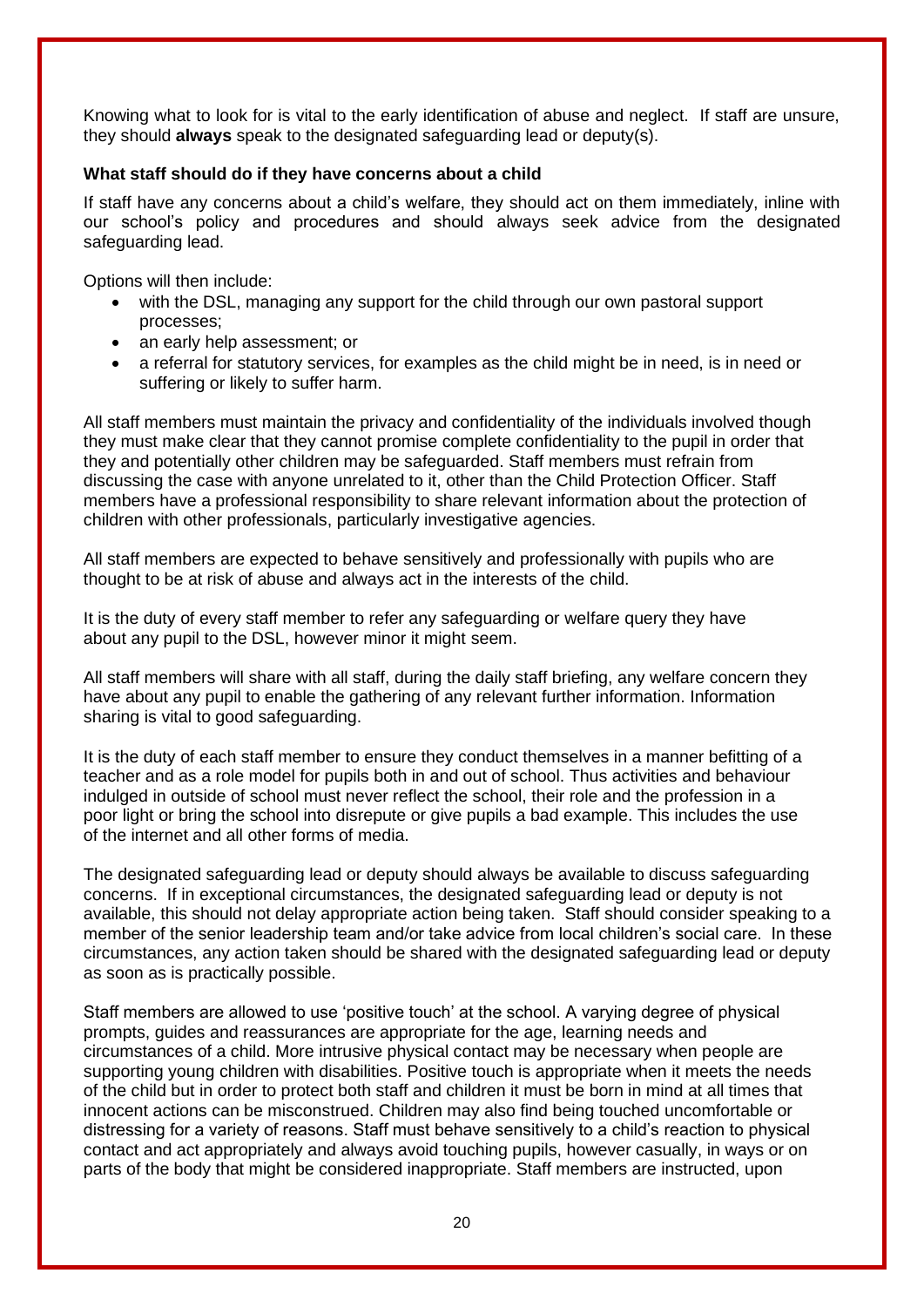Knowing what to look for is vital to the early identification of abuse and neglect. If staff are unsure, they should **always** speak to the designated safeguarding lead or deputy(s).

**What staff should do if they have concerns about a child**

If staff have any concerns about a child's welfare, they should act on them immediately, inline with our school's policy and procedures and should always seek advice from the designated safeguarding lead.

Options will then include:

- with the DSL, managing any support for the child through our own pastoral support processes;
- an early help assessment; or
- a referral for statutory services, for examples as the child might be in need, is in need or suffering or likely to suffer harm.

All staff members must maintain the privacy and confidentiality of the individuals involved though they must make clear that they cannot promise complete confidentiality to the pupil in order that they and potentially other children may be safeguarded. Staff members must refrain from discussing the case with anyone unrelated to it, other than the Child Protection Officer. Staff members have a professional responsibility to share relevant information about the protection of children with other professionals, particularly investigative agencies.

All staff members are expected to behave sensitively and professionally with pupils who are thought to be at risk of abuse and always act in the interests of the child.

It is the duty of every staff member to refer any safeguarding or welfare query they have about any pupil to the DSL, however minor it might seem.

All staff members will share with all staff, during the daily staff briefing, any welfare concern they have about any pupil to enable the gathering of any relevant further information. Information sharing is vital to good safeguarding.

It is the duty of each staff member to ensure they conduct themselves in a manner befitting of a teacher and as a role model for pupils both in and out of school. Thus activities and behaviour indulged in outside of school must never reflect the school, their role and the profession in a poor light or bring the school into disrepute or give pupils a bad example. This includes the use of the internet and all other forms of media.

The designated safeguarding lead or deputy should always be available to discuss safeguarding concerns. If in exceptional circumstances, the designated safeguarding lead or deputy is not available, this should not delay appropriate action being taken. Staff should consider speaking to a member of the senior leadership team and/or take advice from local children's social care. In these circumstances, any action taken should be shared with the designated safeguarding lead or deputy as soon as is practically possible.

Staff members are allowed to use 'positive touch' at the school. A varying degree of physical prompts, guides and reassurances are appropriate for the age, learning needs and circumstances of a child. More intrusive physical contact may be necessary when people are supporting young children with disabilities. Positive touch is appropriate when it meets the needs of the child but in order to protect both staff and children it must be born in mind at all times that innocent actions can be misconstrued. Children may also find being touched uncomfortable or distressing for a variety of reasons. Staff must behave sensitively to a child's reaction to physical contact and act appropriately and always avoid touching pupils, however casually, in ways or on parts of the body that might be considered inappropriate. Staff members are instructed, upon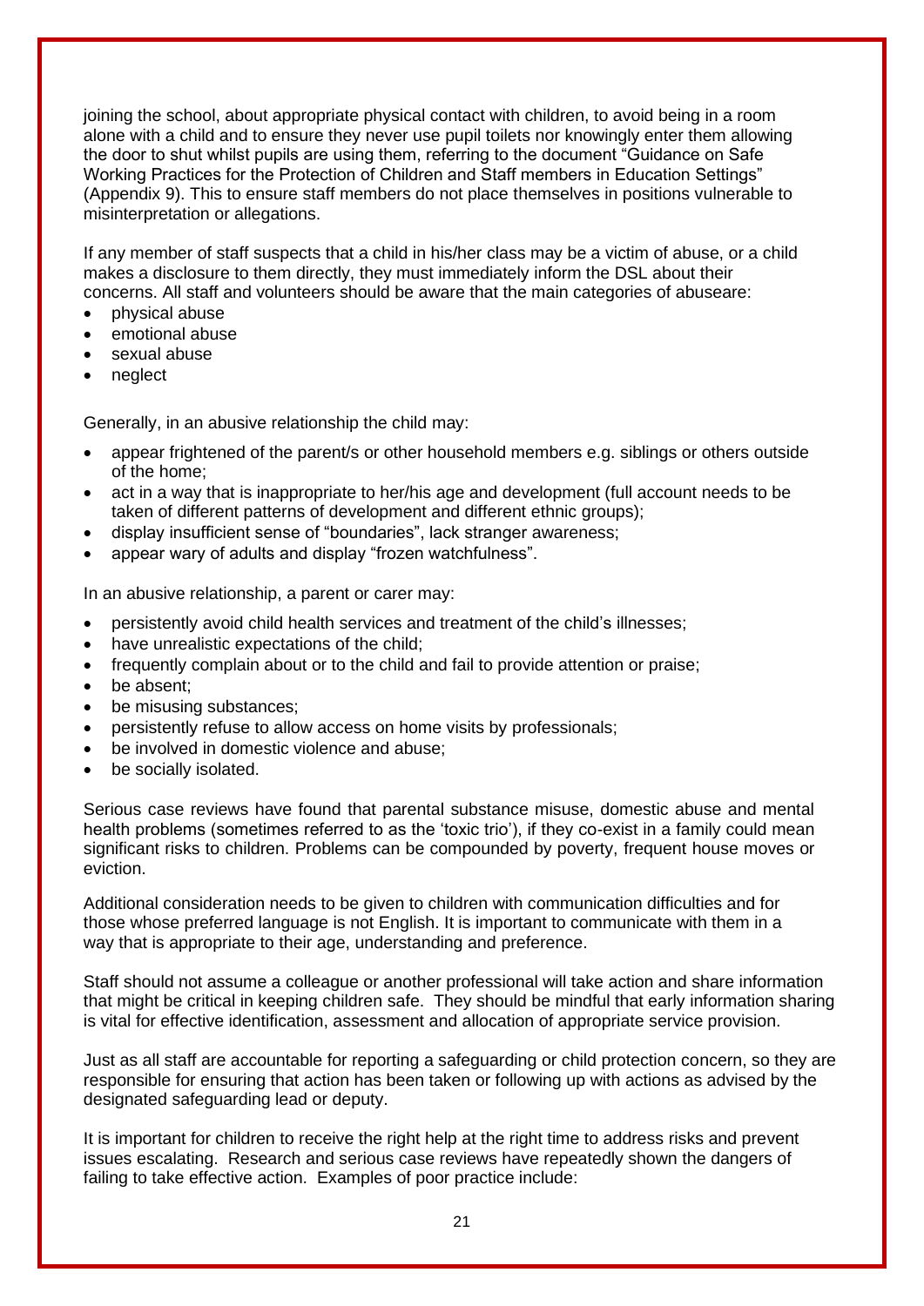joining the school, about appropriate physical contact with children, to avoid being in a room alone with a child and to ensure they never use pupil toilets nor knowingly enter them allowing the door to shut whilst pupils are using them, referring to the document "Guidance on Safe Working Practices for the Protection of Children and Staff members in Education Settings" (Appendix 9). This to ensure staff members do not place themselves in positions vulnerable to misinterpretation or allegations.

If any member of staff suspects that a child in his/her class may be a victim of abuse, or a child makes a disclosure to them directly, they must immediately inform the DSL about their concerns. All staff and volunteers should be aware that the main categories of abuseare:

- physical abuse
- emotional abuse
- sexual abuse
- neglect

Generally, in an abusive relationship the child may:

- appear frightened of the parent/s or other household members e.g. siblings or others outside of the home;
- act in a way that is inappropriate to her/his age and development (full account needs to be taken of different patterns of development and different ethnic groups);
- display insufficient sense of "boundaries", lack stranger awareness;
- appear wary of adults and display "frozen watchfulness".

In an abusive relationship, a parent or carer may:

- persistently avoid child health services and treatment of the child's illnesses;
- have unrealistic expectations of the child;
- frequently complain about or to the child and fail to provide attention or praise;
- be absent;
- be misusing substances;
- persistently refuse to allow access on home visits by professionals;
- be involved in domestic violence and abuse;
- be socially isolated.

Serious case reviews have found that parental substance misuse, domestic abuse and mental health problems (sometimes referred to as the 'toxic trio'), if they co-exist in a family could mean significant risks to children. Problems can be compounded by poverty, frequent house moves or eviction.

Additional consideration needs to be given to children with communication difficulties and for those whose preferred language is not English. It is important to communicate with them in a way that is appropriate to their age, understanding and preference.

Staff should not assume a colleague or another professional will take action and share information that might be critical in keeping children safe. They should be mindful that early information sharing is vital for effective identification, assessment and allocation of appropriate service provision.

Just as all staff are accountable for reporting a safeguarding or child protection concern, so they are responsible for ensuring that action has been taken or following up with actions as advised by the designated safeguarding lead or deputy.

It is important for children to receive the right help at the right time to address risks and prevent issues escalating. Research and serious case reviews have repeatedly shown the dangers of failing to take effective action. Examples of poor practice include: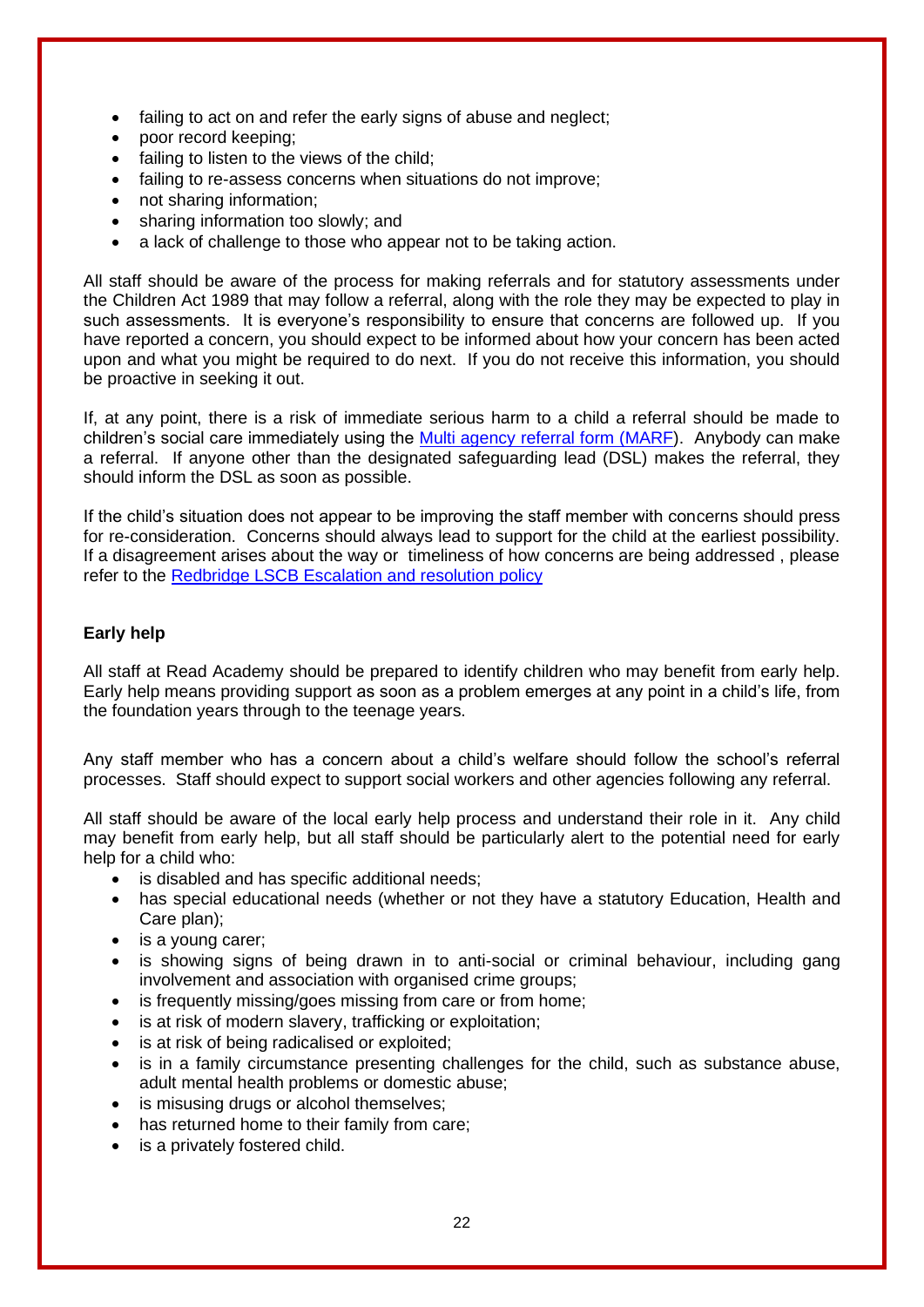- failing to act on and refer the early signs of abuse and neglect;
- poor record keeping;
- failing to listen to the views of the child;
- failing to re-assess concerns when situations do not improve;
- not sharing information;
- sharing information too slowly; and
- a lack of challenge to those who appear not to be taking action.

All staff should be aware of the process for making referrals and for statutory assessments under the Children Act 1989 that may follow a referral, along with the role they may be expected to play in such assessments. It is everyone's responsibility to ensure that concerns are followed up. If you have reported a concern, you should expect to be informed about how your concern has been acted upon and what you might be required to do next. If you do not receive this information, you should be proactive in seeking it out.

If, at any point, there is a risk of immediate serious harm to a child a referral should be made to children's social care immediately using the Multi agency referral form (MARF). Anybody can make a referral. If anyone other than the designated safeguarding lead (DSL) makes the referral, they should inform the DSL as soon as possible.

If the child's situation does not appear to be improving the staff member with concerns should press for re-consideration. Concerns should always lead to support for the child at the earliest possibility. If a disagreement arises about the way or timeliness of how concerns are being addressed , please refer to the Redbridge LSCB Escalation and resolution policy

**Early help**

All staff at Read Academy should be prepared to identify children who may benefit from early help. Early help means providing support as soon as a problem emerges at any point in a child's life, from the foundation years through to the teenage years.

Any staff member who has a concern about a child's welfare should follow the school's referral processes. Staff should expect to support social workers and other agencies following any referral.

All staff should be aware of the local early help process and understand their role in it. Any child may benefit from early help, but all staff should be particularly alert to the potential need for early help for a child who:

- is disabled and has specific additional needs;
- has special educational needs (whether or not they have a statutory Education, Health and Care plan);
- is a young carer;
- is showing signs of being drawn in to anti-social or criminal behaviour, including gang involvement and association with organised crime groups;
- is frequently missing/goes missing from care or from home;
- is at risk of modern slavery, trafficking or exploitation;
- is at risk of being radicalised or exploited;
- is in a family circumstance presenting challenges for the child, such as substance abuse, adult mental health problems or domestic abuse;
- is misusing drugs or alcohol themselves;
- has returned home to their family from care;
- is a privately fostered child.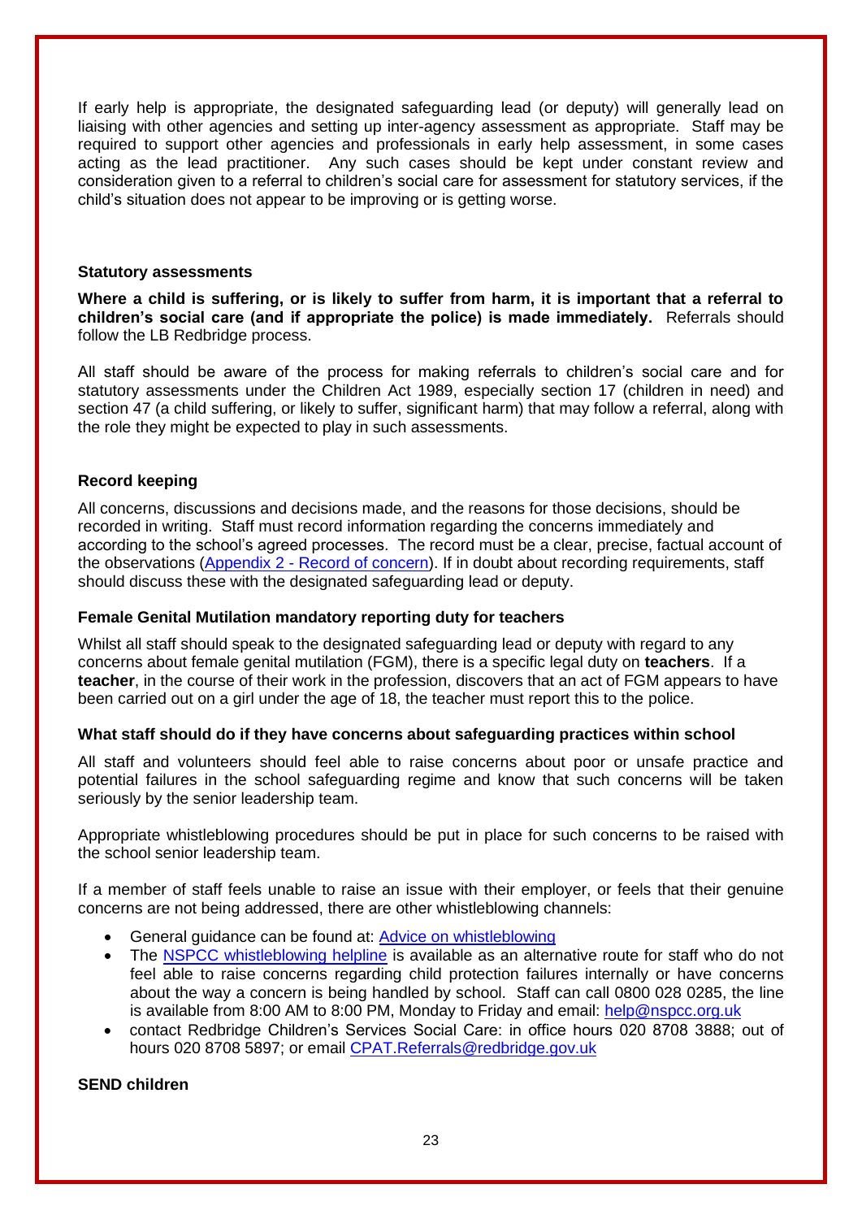If early help is appropriate, the designated safeguarding lead (or deputy) will generally lead on liaising with other agencies and setting up inter-agency assessment as appropriate. Staff may be required to support other agencies and professionals in early help assessment, in some cases acting as the lead practitioner. Any such cases should be kept under constant review and consideration given to a referral to children's social care for assessment for statutory services, if the child's situation does not appear to be improving or is getting worse.

**Statutory assessments**

**Where a child is suffering, or is likely to suffer from harm, it is important that a referral to children's social care (and if appropriate the police) is made immediately.** Referrals should follow the LB Redbridge process.

All staff should be aware of the process for making referrals to children's social care and for statutory assessments under the Children Act 1989, especially section 17 (children in need) and section 47 (a child suffering, or likely to suffer, significant harm) that may follow a referral, along with the role they might be expected to play in such assessments.

**Record keeping**

All concerns, discussions and decisions made, and the reasons for those decisions, should be recorded in writing. Staff must record information regarding the concerns immediately and according to the school's agreed processes. The record must be a clear, precise, factual account of the observations (Appendix 2 - Record of concern). If in doubt about recording requirements, staff should discuss these with the designated safeguarding lead or deputy.

**Female Genital Mutilation mandatory reporting duty for teachers**

Whilst all staff should speak to the designated safeguarding lead or deputy with regard to any concerns about female genital mutilation (FGM), there is a specific legal duty on **teachers**. If a **teacher**, in the course of their work in the profession, discovers that an act of FGM appears to have been carried out on a girl under the age of 18, the teacher must report this to the police.

**What staff should do if they have concerns about safeguarding practices within school**

All staff and volunteers should feel able to raise concerns about poor or unsafe practice and potential failures in the school safeguarding regime and know that such concerns will be taken seriously by the senior leadership team.

Appropriate whistleblowing procedures should be put in place for such concerns to be raised with the school senior leadership team.

If a member of staff feels unable to raise an issue with their employer, or feels that their genuine concerns are not being addressed, there are other whistleblowing channels:

- General guidance can be found at: Advice on whistleblowing
- The NSPCC whistleblowing helpline is available as an alternative route for staff who do not feel able to raise concerns regarding child protection failures internally or have concerns about the way a concern is being handled by school. Staff can call 0800 028 0285, the line is available from 8:00 AM to 8:00 PM, Monday to Friday and email: help@nspcc.org.uk
- contact Redbridge Children's Services Social Care: in office hours 020 8708 3888; out of hours 020 8708 5897; or email CPAT.Referrals@redbridge.gov.uk

**SEND children**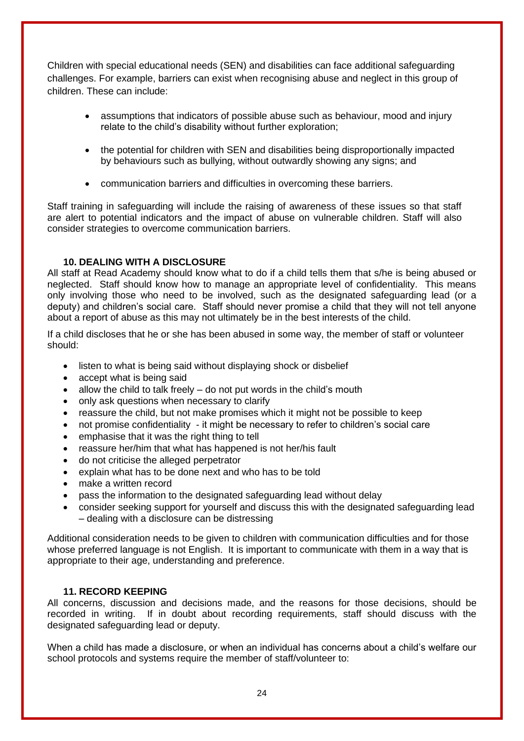Children with special educational needs (SEN) and disabilities can face additional safeguarding challenges. For example, barriers can exist when recognising abuse and neglect in this group of children. These can include:

- assumptions that indicators of possible abuse such as behaviour, mood and injury relate to the child's disability without further exploration;
- the potential for children with SEN and disabilities being disproportionally impacted by behaviours such as bullying, without outwardly showing any signs; and
- communication barriers and difficulties in overcoming these barriers.

Staff training in safeguarding will include the raising of awareness of these issues so that staff are alert to potential indicators and the impact of abuse on vulnerable children. Staff will also consider strategies to overcome communication barriers.

## 10. DEALING WITH A DISCLOSURE

All staff at Read Academy should know what to do if a child tells them that s/he is being abused or neglected. Staff should know how to manage an appropriate level of confidentiality. This means only involving those who need to be involved, such as the designated safeguarding lead (or a deputy) and children's social care. Staff should never promise a child that they will not tell anyone about a report of abuse as this may not ultimately be in the best interests of the child.

If a child discloses that he or she has been abused in some way, the member of staff or volunteer should:

- listen to what is being said without displaying shock or disbelief
- accept what is being said
- allow the child to talk freely – do not put words in the child's mouth
- only ask questions when necessary to clarify
- reassure the child, but not make promises which it might not be possible to keep
- not promise confidentiality - it might be necessary to refer to children's social care
- emphasise that it was the right thing to tell
- reassure her/him that what has happened is not her/his fault
- do not criticise the alleged perpetrator
- explain what has to be done next and who has to be told
- make a written record
- pass the information to the designated safeguarding lead without delay
- consider seeking support for yourself and discuss this with the designated safeguarding lead – dealing with a disclosure can be distressing

Additional consideration needs to be given to children with communication difficulties and for those whose preferred language is not English. It is important to communicate with them in a way that is appropriate to their age, understanding and preference.

## 11. RECORD KEEPING

All concerns, discussion and decisions made, and the reasons for those decisions, should be recorded in writing. If in doubt about recording requirements, staff should discuss with the designated safeguarding lead or deputy.

When a child has made a disclosure, or when an individual has concerns about a child's welfare our school protocols and systems require the member of staff/volunteer to: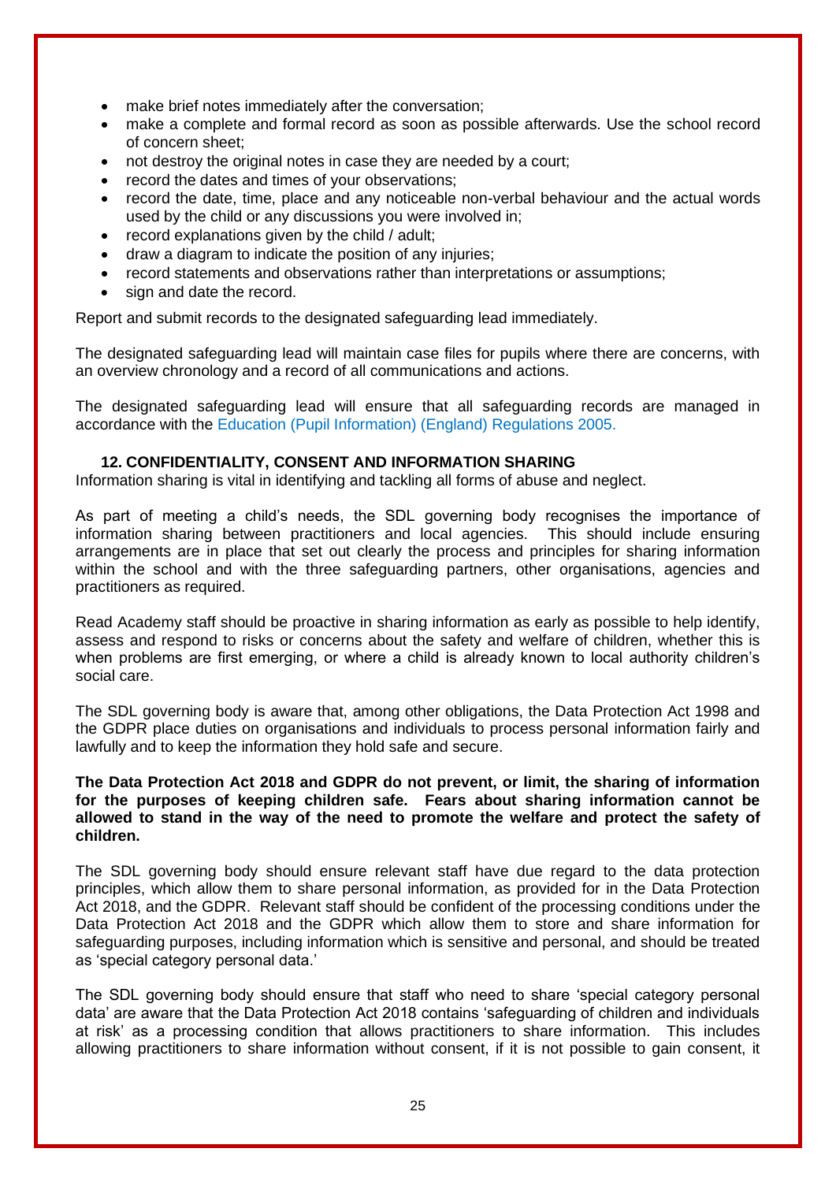- make brief notes immediately after the conversation;
- make a complete and formal record as soon as possible afterwards. Use the school record of concern sheet;
- not destroy the original notes in case they are needed by a court;
- record the dates and times of your observations;
- record the date, time, place and any noticeable non-verbal behaviour and the actual words used by the child or any discussions you were involved in;
- record explanations given by the child / adult;
- draw a diagram to indicate the position of any injuries;
- record statements and observations rather than interpretations or assumptions;
- sign and date the record.

Report and submit records to the designated safeguarding lead immediately.

The designated safeguarding lead will maintain case files for pupils where there are concerns, with an overview chronology and a record of all communications and actions.

The designated safeguarding lead will ensure that all safeguarding records are managed in accordance with the Education (Pupil Information) (England) Regulations 2005.

## 12. CONFIDENTIALITY, CONSENT AND INFORMATION SHARING

Information sharing is vital in identifying and tackling all forms of abuse and neglect.

As part of meeting a child's needs, the SDL governing body recognises the importance of information sharing between practitioners and local agencies. This should include ensuring arrangements are in place that set out clearly the process and principles for sharing information within the school and with the three safeguarding partners, other organisations, agencies and practitioners as required.

Read Academy staff should be proactive in sharing information as early as possible to help identify, assess and respond to risks or concerns about the safety and welfare of children, whether this is when problems are first emerging, or where a child is already known to local authority children's social care.

The SDL governing body is aware that, among other obligations, the Data Protection Act 1998 and the GDPR place duties on organisations and individuals to process personal information fairly and lawfully and to keep the information they hold safe and secure.

**The Data Protection Act 2018 and GDPR do not prevent, or limit, the sharing of information for the purposes of keeping children safe. Fears about sharing information cannot be allowed to stand in the way of the need to promote the welfare and protect the safety of children.**

The SDL governing body should ensure relevant staff have due regard to the data protection principles, which allow them to share personal information, as provided for in the Data Protection Act 2018, and the GDPR. Relevant staff should be confident of the processing conditions under the Data Protection Act 2018 and the GDPR which allow them to store and share information for safeguarding purposes, including information which is sensitive and personal, and should be treated as 'special category personal data.'

The SDL governing body should ensure that staff who need to share 'special category personal data' are aware that the Data Protection Act 2018 contains 'safeguarding of children and individuals at risk' as a processing condition that allows practitioners to share information. This includes allowing practitioners to share information without consent, if it is not possible to gain consent, it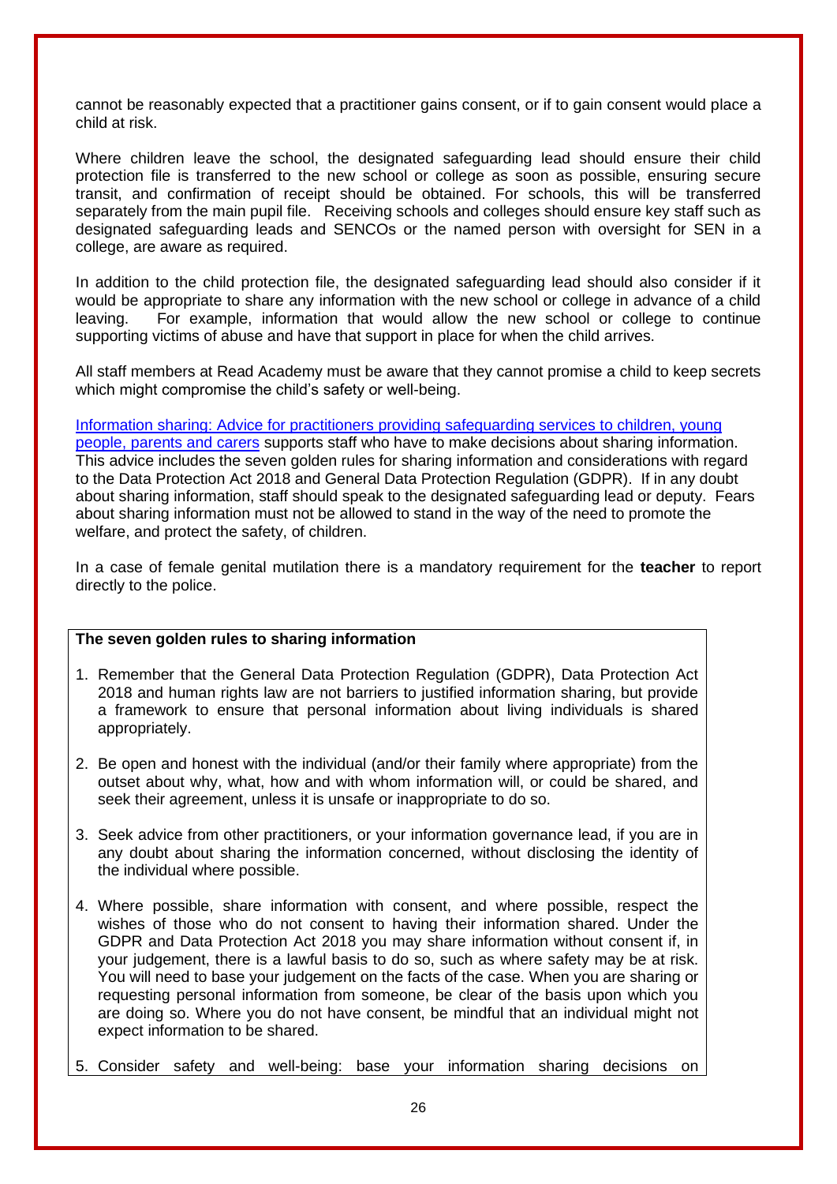cannot be reasonably expected that a practitioner gains consent, or if to gain consent would place a child at risk.

Where children leave the school, the designated safeguarding lead should ensure their child protection file is transferred to the new school or college as soon as possible, ensuring secure transit, and confirmation of receipt should be obtained. For schools, this will be transferred separately from the main pupil file. Receiving schools and colleges should ensure key staff such as designated safeguarding leads and SENCOs or the named person with oversight for SEN in a college, are aware as required.

In addition to the child protection file, the designated safeguarding lead should also consider if it would be appropriate to share any information with the new school or college in advance of a child leaving. For example, information that would allow the new school or college to continue supporting victims of abuse and have that support in place for when the child arrives.

All staff members at Read Academy must be aware that they cannot promise a child to keep secrets which might compromise the child's safety or well-being.

Information sharing: Advice for practitioners providing safeguarding services to children, young people, parents and carers supports staff who have to make decisions about sharing information. This advice includes the seven golden rules for sharing information and considerations with regard to the Data Protection Act 2018 and General Data Protection Regulation (GDPR). If in any doubt about sharing information, staff should speak to the designated safeguarding lead or deputy. Fears about sharing information must not be allowed to stand in the way of the need to promote the welfare, and protect the safety, of children.

In a case of female genital mutilation there is a mandatory requirement for the **teacher** to report directly to the police.

**The seven golden rules to sharing information**

1. Remember that the General Data Protection Regulation (GDPR), Data Protection Act 2018 and human rights law are not barriers to justified information sharing, but provide a framework to ensure that personal information about living individuals is shared appropriately.
2. Be open and honest with the individual (and/or their family where appropriate) from the outset about why, what, how and with whom information will, or could be shared, and seek their agreement, unless it is unsafe or inappropriate to do so.
3. Seek advice from other practitioners, or your information governance lead, if you are in any doubt about sharing the information concerned, without disclosing the identity of the individual where possible.
4. Where possible, share information with consent, and where possible, respect the wishes of those who do not consent to having their information shared. Under the GDPR and Data Protection Act 2018 you may share information without consent if, in your judgement, there is a lawful basis to do so, such as where safety may be at risk. You will need to base your judgement on the facts of the case. When you are sharing or requesting personal information from someone, be clear of the basis upon which you are doing so. Where you do not have consent, be mindful that an individual might not expect information to be shared.
5. Consider safety and well-being: base your information sharing decisions on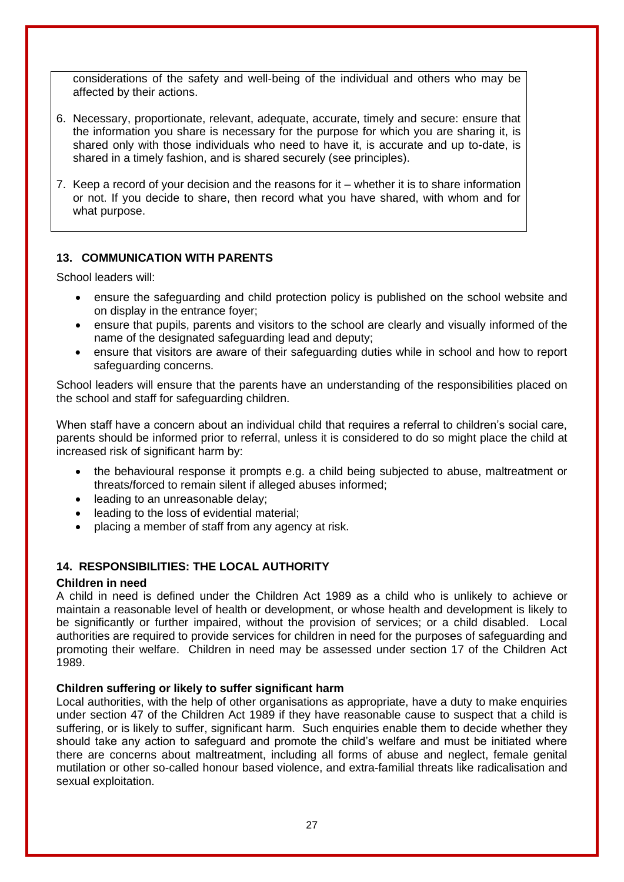considerations of the safety and well-being of the individual and others who may be affected by their actions.

6. Necessary, proportionate, relevant, adequate, accurate, timely and secure: ensure that the information you share is necessary for the purpose for which you are sharing it, is shared only with those individuals who need to have it, is accurate and up to-date, is shared in a timely fashion, and is shared securely (see principles).
7. Keep a record of your decision and the reasons for it – whether it is to share information or not. If you decide to share, then record what you have shared, with whom and for what purpose.

## 13. COMMUNICATION WITH PARENTS

School leaders will:

- ensure the safeguarding and child protection policy is published on the school website and on display in the entrance foyer;
- ensure that pupils, parents and visitors to the school are clearly and visually informed of the name of the designated safeguarding lead and deputy;
- ensure that visitors are aware of their safeguarding duties while in school and how to report safeguarding concerns.

School leaders will ensure that the parents have an understanding of the responsibilities placed on the school and staff for safeguarding children.

When staff have a concern about an individual child that requires a referral to children's social care, parents should be informed prior to referral, unless it is considered to do so might place the child at increased risk of significant harm by:

- the behavioural response it prompts e.g. a child being subjected to abuse, maltreatment or threats/forced to remain silent if alleged abuses informed;
- leading to an unreasonable delay;
- leading to the loss of evidential material;
- placing a member of staff from any agency at risk.

## 14. RESPONSIBILITIES: THE LOCAL AUTHORITY

### Children in need

A child in need is defined under the Children Act 1989 as a child who is unlikely to achieve or maintain a reasonable level of health or development, or whose health and development is likely to be significantly or further impaired, without the provision of services; or a child disabled. Local authorities are required to provide services for children in need for the purposes of safeguarding and promoting their welfare. Children in need may be assessed under section 17 of the Children Act 1989.

### Children suffering or likely to suffer significant harm

Local authorities, with the help of other organisations as appropriate, have a duty to make enquiries under section 47 of the Children Act 1989 if they have reasonable cause to suspect that a child is suffering, or is likely to suffer, significant harm. Such enquiries enable them to decide whether they should take any action to safeguard and promote the child's welfare and must be initiated where there are concerns about maltreatment, including all forms of abuse and neglect, female genital mutilation or other so-called honour based violence, and extra-familial threats like radicalisation and sexual exploitation.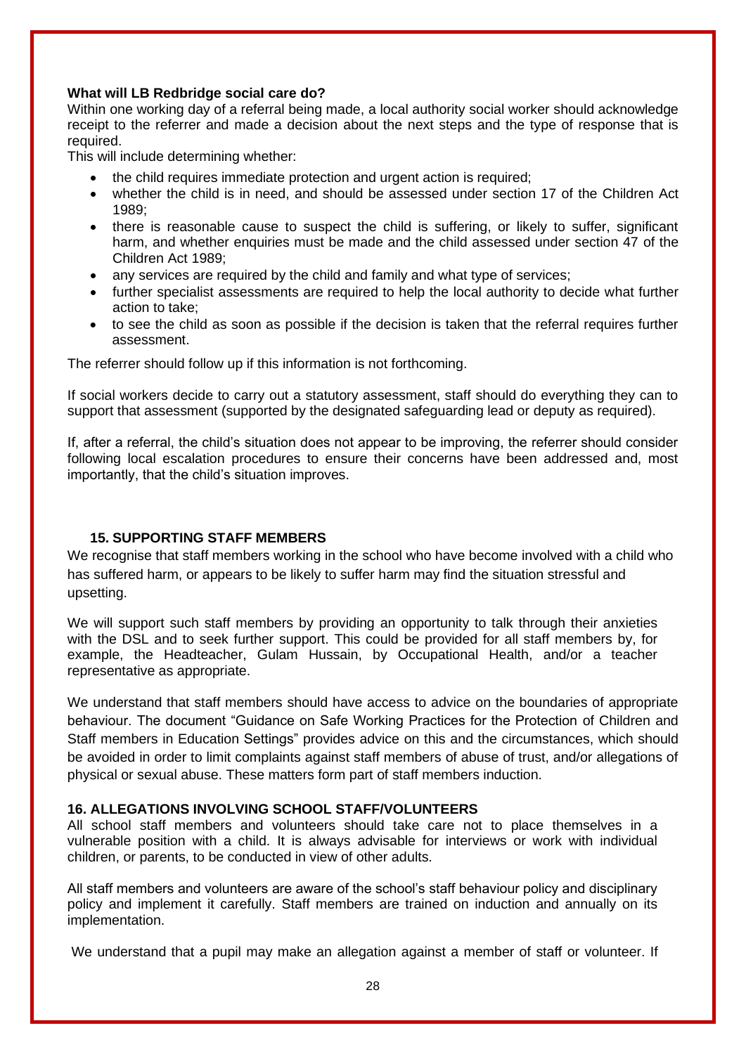**What will LB Redbridge social care do?**

Within one working day of a referral being made, a local authority social worker should acknowledge receipt to the referrer and made a decision about the next steps and the type of response that is required.

This will include determining whether:

- the child requires immediate protection and urgent action is required;
- whether the child is in need, and should be assessed under section 17 of the Children Act 1989;
- there is reasonable cause to suspect the child is suffering, or likely to suffer, significant harm, and whether enquiries must be made and the child assessed under section 47 of the Children Act 1989;
- any services are required by the child and family and what type of services;
- further specialist assessments are required to help the local authority to decide what further action to take;
- to see the child as soon as possible if the decision is taken that the referral requires further assessment.

The referrer should follow up if this information is not forthcoming.

If social workers decide to carry out a statutory assessment, staff should do everything they can to support that assessment (supported by the designated safeguarding lead or deputy as required).

If, after a referral, the child's situation does not appear to be improving, the referrer should consider following local escalation procedures to ensure their concerns have been addressed and, most importantly, that the child's situation improves.

## 15. SUPPORTING STAFF MEMBERS

We recognise that staff members working in the school who have become involved with a child who has suffered harm, or appears to be likely to suffer harm may find the situation stressful and upsetting.

We will support such staff members by providing an opportunity to talk through their anxieties with the DSL and to seek further support. This could be provided for all staff members by, for example, the Headteacher, Gulam Hussain, by Occupational Health, and/or a teacher representative as appropriate.

We understand that staff members should have access to advice on the boundaries of appropriate behaviour. The document "Guidance on Safe Working Practices for the Protection of Children and Staff members in Education Settings" provides advice on this and the circumstances, which should be avoided in order to limit complaints against staff members of abuse of trust, and/or allegations of physical or sexual abuse. These matters form part of staff members induction.

## 16. ALLEGATIONS INVOLVING SCHOOL STAFF/VOLUNTEERS

All school staff members and volunteers should take care not to place themselves in a vulnerable position with a child. It is always advisable for interviews or work with individual children, or parents, to be conducted in view of other adults.

All staff members and volunteers are aware of the school's staff behaviour policy and disciplinary policy and implement it carefully. Staff members are trained on induction and annually on its implementation.

We understand that a pupil may make an allegation against a member of staff or volunteer. If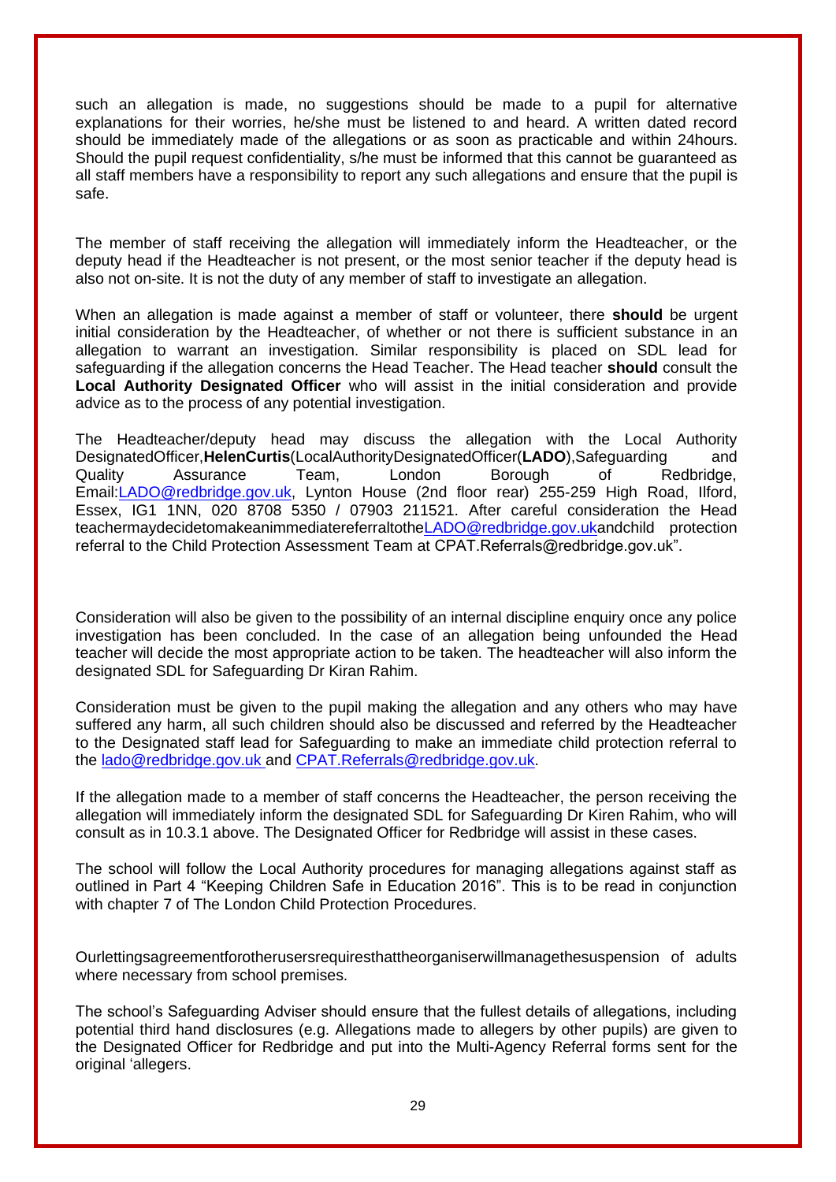such an allegation is made, no suggestions should be made to a pupil for alternative explanations for their worries, he/she must be listened to and heard. A written dated record should be immediately made of the allegations or as soon as practicable and within 24hours. Should the pupil request confidentiality, s/he must be informed that this cannot be guaranteed as all staff members have a responsibility to report any such allegations and ensure that the pupil is safe.

The member of staff receiving the allegation will immediately inform the Headteacher, or the deputy head if the Headteacher is not present, or the most senior teacher if the deputy head is also not on-site. It is not the duty of any member of staff to investigate an allegation.

When an allegation is made against a member of staff or volunteer, there **should** be urgent initial consideration by the Headteacher, of whether or not there is sufficient substance in an allegation to warrant an investigation. Similar responsibility is placed on SDL lead for safeguarding if the allegation concerns the Head Teacher. The Head teacher **should** consult the **Local Authority Designated Officer** who will assist in the initial consideration and provide advice as to the process of any potential investigation.

The Headteacher/deputy head may discuss the allegation with the Local Authority DesignatedOfficer,**HelenCurtis**(LocalAuthorityDesignatedOfficer(**LADO**),Safeguarding and Quality Assurance Team, London Borough of Redbridge, Email:LADO@redbridge.gov.uk, Lynton House (2nd floor rear) 255-259 High Road, Ilford, Essex, IG1 1NN, 020 8708 5350 / 07903 211521. After careful consideration the Head teachermaydecidetomakeanimmediatereferraltotheLADO@redbridge.gov.ukandchild protection referral to the Child Protection Assessment Team at CPAT.Referrals@redbridge.gov.uk".

Consideration will also be given to the possibility of an internal discipline enquiry once any police investigation has been concluded. In the case of an allegation being unfounded the Head teacher will decide the most appropriate action to be taken. The headteacher will also inform the designated SDL for Safeguarding Dr Kiran Rahim.

Consideration must be given to the pupil making the allegation and any others who may have suffered any harm, all such children should also be discussed and referred by the Headteacher to the Designated staff lead for Safeguarding to make an immediate child protection referral to the lado@redbridge.gov.uk and CPAT.Referrals@redbridge.gov.uk.

If the allegation made to a member of staff concerns the Headteacher, the person receiving the allegation will immediately inform the designated SDL for Safeguarding Dr Kiren Rahim, who will consult as in 10.3.1 above. The Designated Officer for Redbridge will assist in these cases.

The school will follow the Local Authority procedures for managing allegations against staff as outlined in Part 4 "Keeping Children Safe in Education 2016". This is to be read in conjunction with chapter 7 of The London Child Protection Procedures.

Ourlettingsagreementforotherusersrequiresthattheorganiserwillmanagethesuspension of adults where necessary from school premises.

The school's Safeguarding Adviser should ensure that the fullest details of allegations, including potential third hand disclosures (e.g. Allegations made to allegers by other pupils) are given to the Designated Officer for Redbridge and put into the Multi-Agency Referral forms sent for the original 'allegers.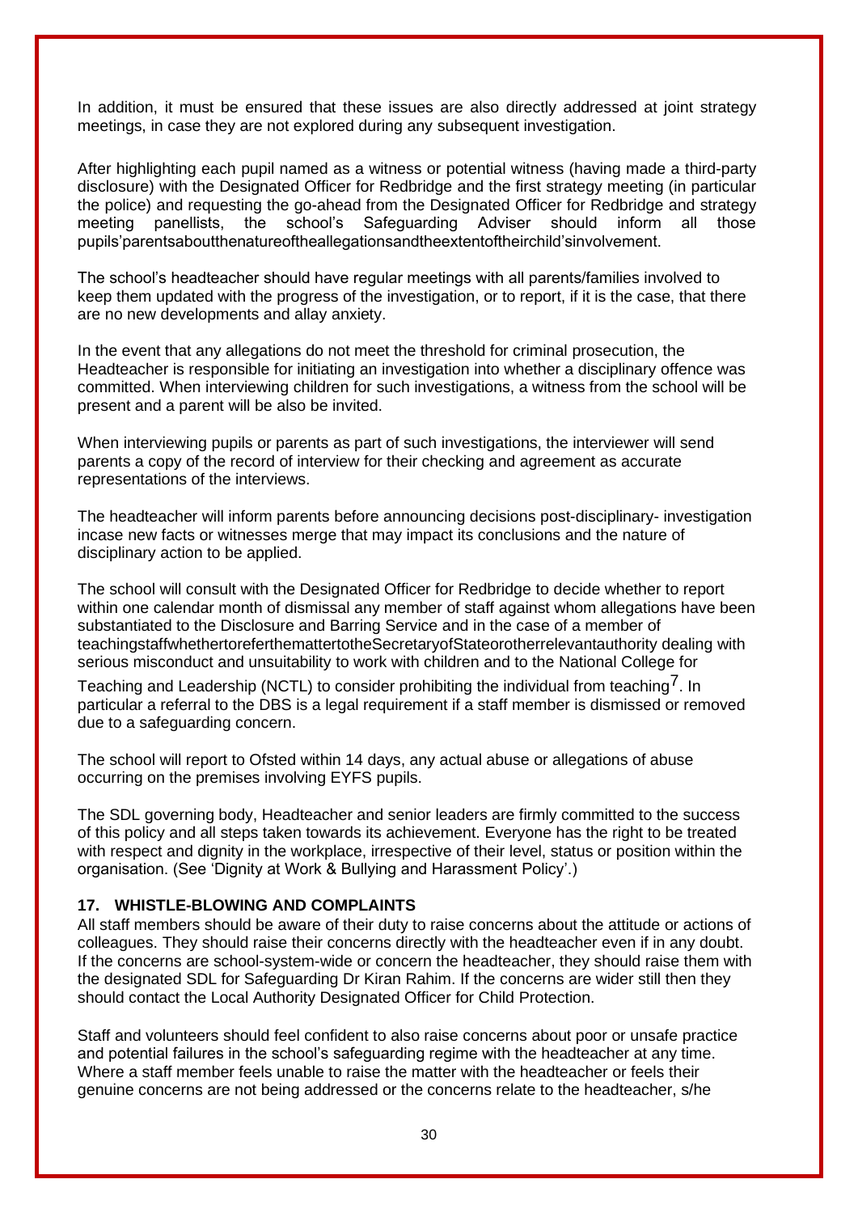In addition, it must be ensured that these issues are also directly addressed at joint strategy meetings, in case they are not explored during any subsequent investigation.

After highlighting each pupil named as a witness or potential witness (having made a third-party disclosure) with the Designated Officer for Redbridge and the first strategy meeting (in particular the police) and requesting the go-ahead from the Designated Officer for Redbridge and strategy meeting panellists, the school's Safeguarding Adviser should inform all those pupils'parentsaboutthenatureoftheallegationsandtheextentoftheirchild'sinvolvement.

The school's headteacher should have regular meetings with all parents/families involved to keep them updated with the progress of the investigation, or to report, if it is the case, that there are no new developments and allay anxiety.

In the event that any allegations do not meet the threshold for criminal prosecution, the Headteacher is responsible for initiating an investigation into whether a disciplinary offence was committed. When interviewing children for such investigations, a witness from the school will be present and a parent will be also be invited.

When interviewing pupils or parents as part of such investigations, the interviewer will send parents a copy of the record of interview for their checking and agreement as accurate representations of the interviews.

The headteacher will inform parents before announcing decisions post-disciplinary- investigation incase new facts or witnesses merge that may impact its conclusions and the nature of disciplinary action to be applied.

The school will consult with the Designated Officer for Redbridge to decide whether to report within one calendar month of dismissal any member of staff against whom allegations have been substantiated to the Disclosure and Barring Service and in the case of a member of teachingstaffwhethertoreferthemattertotheSecretaryofStateorotherrelevantauthority dealing with serious misconduct and unsuitability to work with children and to the National College for Teaching and Leadership (NCTL) to consider prohibiting the individual from teaching[7]. In particular a referral to the DBS is a legal requirement if a staff member is dismissed or removed due to a safeguarding concern.

The school will report to Ofsted within 14 days, any actual abuse or allegations of abuse occurring on the premises involving EYFS pupils.

The SDL governing body, Headteacher and senior leaders are firmly committed to the success of this policy and all steps taken towards its achievement. Everyone has the right to be treated with respect and dignity in the workplace, irrespective of their level, status or position within the organisation. (See 'Dignity at Work & Bullying and Harassment Policy'.)

## 17. WHISTLE-BLOWING AND COMPLAINTS

All staff members should be aware of their duty to raise concerns about the attitude or actions of colleagues. They should raise their concerns directly with the headteacher even if in any doubt. If the concerns are school-system-wide or concern the headteacher, they should raise them with the designated SDL for Safeguarding Dr Kiran Rahim. If the concerns are wider still then they should contact the Local Authority Designated Officer for Child Protection.

Staff and volunteers should feel confident to also raise concerns about poor or unsafe practice and potential failures in the school's safeguarding regime with the headteacher at any time. Where a staff member feels unable to raise the matter with the headteacher or feels their genuine concerns are not being addressed or the concerns relate to the headteacher, s/he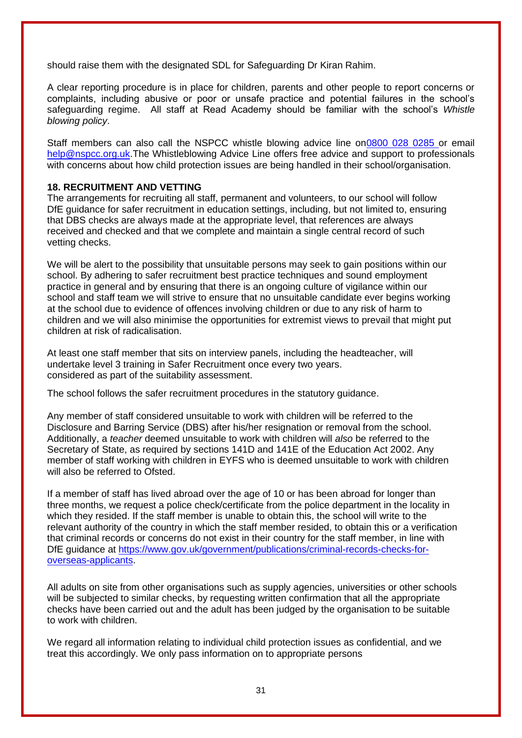should raise them with the designated SDL for Safeguarding Dr Kiran Rahim.

A clear reporting procedure is in place for children, parents and other people to report concerns or complaints, including abusive or poor or unsafe practice and potential failures in the school's safeguarding regime. All staff at Read Academy should be familiar with the school's *Whistle blowing policy*.

Staff members can also call the NSPCC whistle blowing advice line on0800 028 0285 or email help@nspcc.org.uk.The Whistleblowing Advice Line offers free advice and support to professionals with concerns about how child protection issues are being handled in their school/organisation.

**18. RECRUITMENT AND VETTING**

The arrangements for recruiting all staff, permanent and volunteers, to our school will follow DfE guidance for safer recruitment in education settings, including, but not limited to, ensuring that DBS checks are always made at the appropriate level, that references are always received and checked and that we complete and maintain a single central record of such vetting checks.

We will be alert to the possibility that unsuitable persons may seek to gain positions within our school. By adhering to safer recruitment best practice techniques and sound employment practice in general and by ensuring that there is an ongoing culture of vigilance within our school and staff team we will strive to ensure that no unsuitable candidate ever begins working at the school due to evidence of offences involving children or due to any risk of harm to children and we will also minimise the opportunities for extremist views to prevail that might put children at risk of radicalisation.

At least one staff member that sits on interview panels, including the headteacher, will undertake level 3 training in Safer Recruitment once every two years.
considered as part of the suitability assessment.

The school follows the safer recruitment procedures in the statutory guidance.

Any member of staff considered unsuitable to work with children will be referred to the Disclosure and Barring Service (DBS) after his/her resignation or removal from the school. Additionally, a *teacher* deemed unsuitable to work with children will *also* be referred to the Secretary of State, as required by sections 141D and 141E of the Education Act 2002. Any member of staff working with children in EYFS who is deemed unsuitable to work with children will also be referred to Ofsted.

If a member of staff has lived abroad over the age of 10 or has been abroad for longer than three months, we request a police check/certificate from the police department in the locality in which they resided. If the staff member is unable to obtain this, the school will write to the relevant authority of the country in which the staff member resided, to obtain this or a verification that criminal records or concerns do not exist in their country for the staff member, in line with DfE guidance at https://www.gov.uk/government/publications/criminal-records-checks-for-overseas-applicants.

All adults on site from other organisations such as supply agencies, universities or other schools will be subjected to similar checks, by requesting written confirmation that all the appropriate checks have been carried out and the adult has been judged by the organisation to be suitable to work with children.

We regard all information relating to individual child protection issues as confidential, and we treat this accordingly. We only pass information on to appropriate persons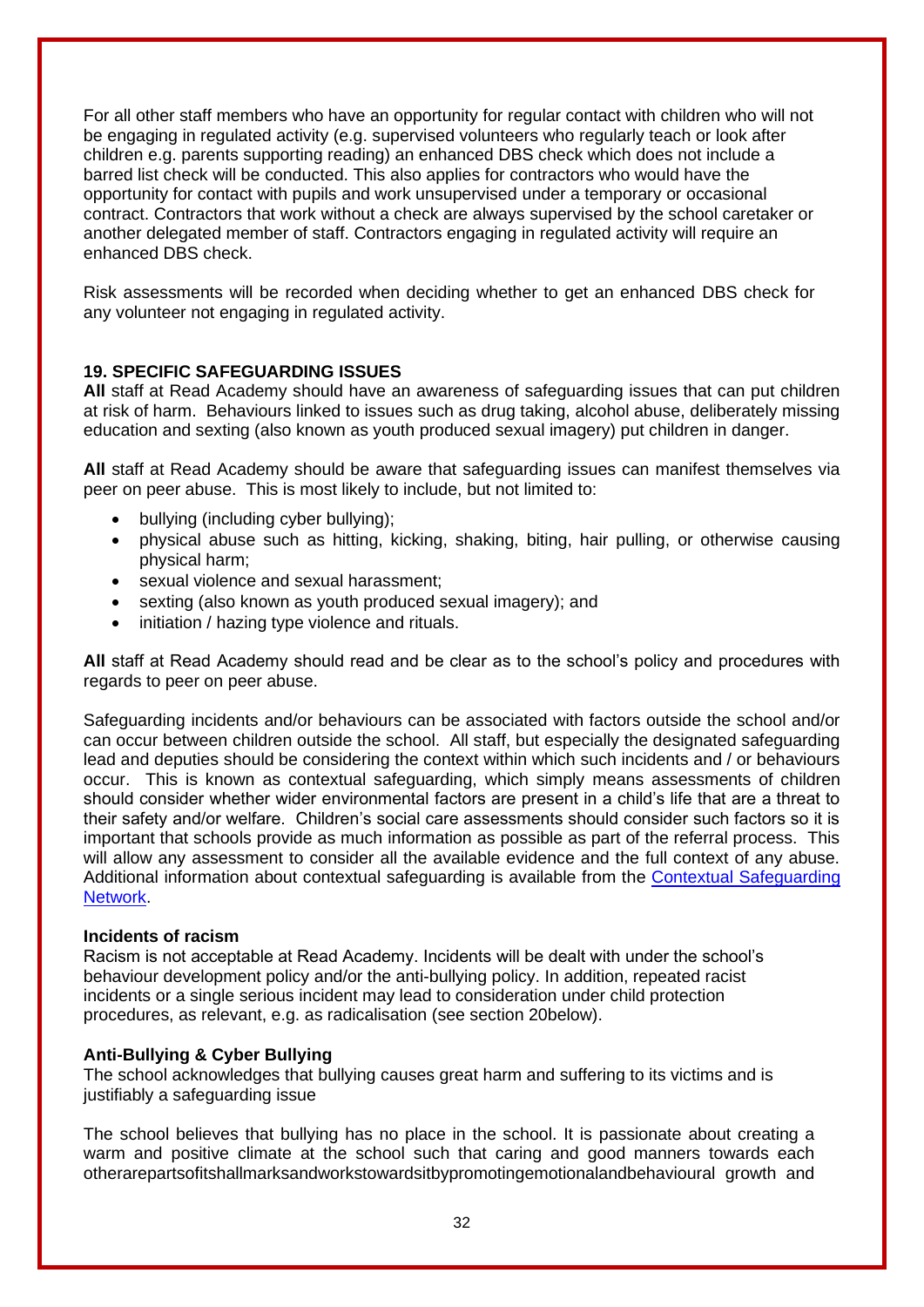For all other staff members who have an opportunity for regular contact with children who will not be engaging in regulated activity (e.g. supervised volunteers who regularly teach or look after children e.g. parents supporting reading) an enhanced DBS check which does not include a barred list check will be conducted. This also applies for contractors who would have the opportunity for contact with pupils and work unsupervised under a temporary or occasional contract. Contractors that work without a check are always supervised by the school caretaker or another delegated member of staff. Contractors engaging in regulated activity will require an enhanced DBS check.

Risk assessments will be recorded when deciding whether to get an enhanced DBS check for any volunteer not engaging in regulated activity.

## 19. SPECIFIC SAFEGUARDING ISSUES

**All** staff at Read Academy should have an awareness of safeguarding issues that can put children at risk of harm. Behaviours linked to issues such as drug taking, alcohol abuse, deliberately missing education and sexting (also known as youth produced sexual imagery) put children in danger.

**All** staff at Read Academy should be aware that safeguarding issues can manifest themselves via peer on peer abuse. This is most likely to include, but not limited to:

- bullying (including cyber bullying);
- physical abuse such as hitting, kicking, shaking, biting, hair pulling, or otherwise causing physical harm;
- sexual violence and sexual harassment;
- sexting (also known as youth produced sexual imagery); and
- initiation / hazing type violence and rituals.

**All** staff at Read Academy should read and be clear as to the school's policy and procedures with regards to peer on peer abuse.

Safeguarding incidents and/or behaviours can be associated with factors outside the school and/or can occur between children outside the school. All staff, but especially the designated safeguarding lead and deputies should be considering the context within which such incidents and / or behaviours occur. This is known as contextual safeguarding, which simply means assessments of children should consider whether wider environmental factors are present in a child's life that are a threat to their safety and/or welfare. Children's social care assessments should consider such factors so it is important that schools provide as much information as possible as part of the referral process. This will allow any assessment to consider all the available evidence and the full context of any abuse. Additional information about contextual safeguarding is available from the Contextual Safeguarding Network.

**Incidents of racism**

Racism is not acceptable at Read Academy. Incidents will be dealt with under the school's behaviour development policy and/or the anti-bullying policy. In addition, repeated racist incidents or a single serious incident may lead to consideration under child protection procedures, as relevant, e.g. as radicalisation (see section 20below).

**Anti-Bullying & Cyber Bullying**

The school acknowledges that bullying causes great harm and suffering to its victims and is justifiably a safeguarding issue

The school believes that bullying has no place in the school. It is passionate about creating a warm and positive climate at the school such that caring and good manners towards each otherarepartsofitshallmarksandworkstowardsitbypromotingemotionalandbehavioural growth and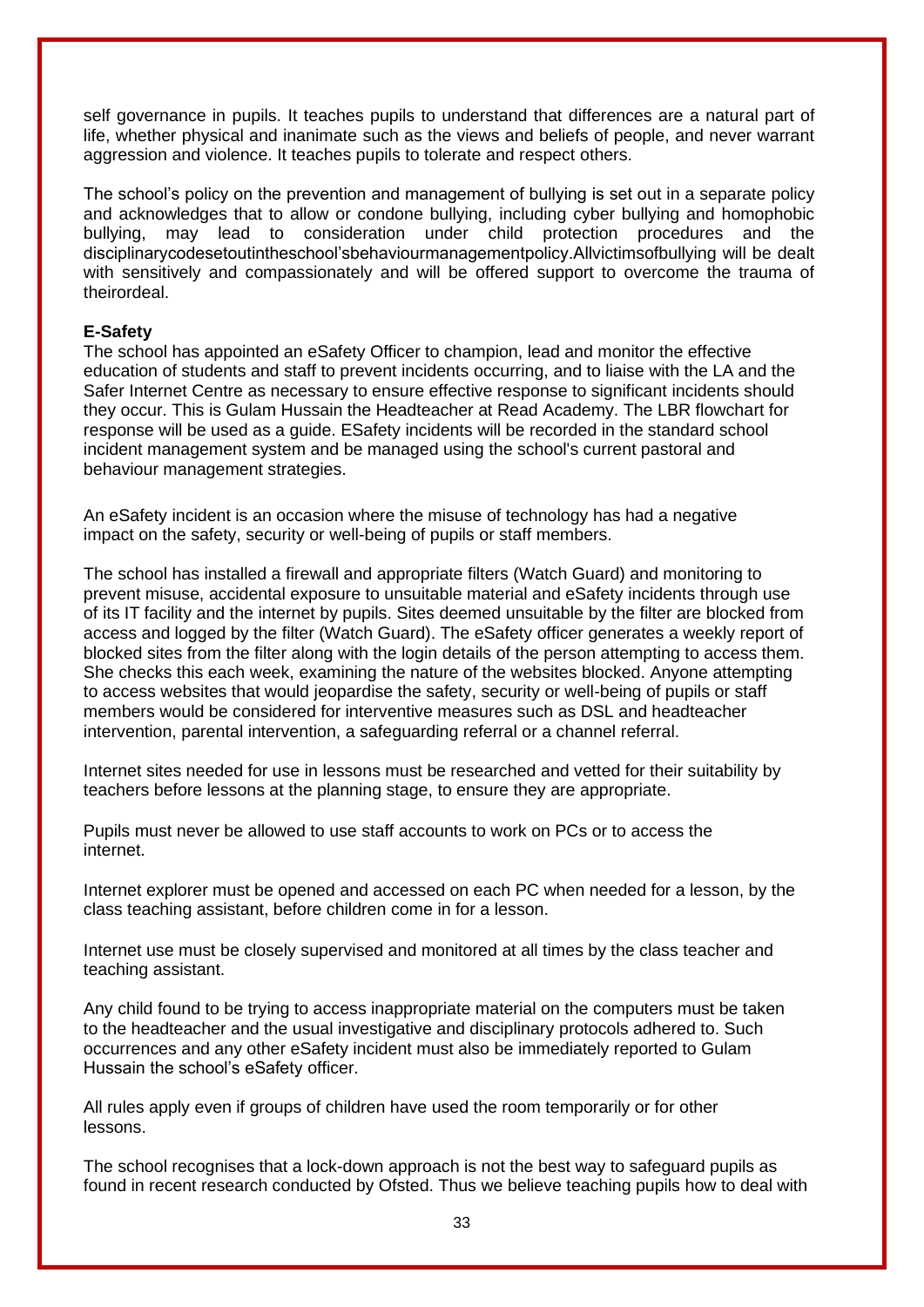self governance in pupils. It teaches pupils to understand that differences are a natural part of life, whether physical and inanimate such as the views and beliefs of people, and never warrant aggression and violence. It teaches pupils to tolerate and respect others.

The school's policy on the prevention and management of bullying is set out in a separate policy and acknowledges that to allow or condone bullying, including cyber bullying and homophobic bullying, may lead to consideration under child protection procedures and the disciplinarycodesetoutintheschool'sbehaviourmanagementpolicy.Allvictimsofbullying will be dealt with sensitively and compassionately and will be offered support to overcome the trauma of theirordeal.

**E-Safety**

The school has appointed an eSafety Officer to champion, lead and monitor the effective education of students and staff to prevent incidents occurring, and to liaise with the LA and the Safer Internet Centre as necessary to ensure effective response to significant incidents should they occur. This is Gulam Hussain the Headteacher at Read Academy. The LBR flowchart for response will be used as a guide. ESafety incidents will be recorded in the standard school incident management system and be managed using the school's current pastoral and behaviour management strategies.

An eSafety incident is an occasion where the misuse of technology has had a negative impact on the safety, security or well-being of pupils or staff members.

The school has installed a firewall and appropriate filters (Watch Guard) and monitoring to prevent misuse, accidental exposure to unsuitable material and eSafety incidents through use of its IT facility and the internet by pupils. Sites deemed unsuitable by the filter are blocked from access and logged by the filter (Watch Guard). The eSafety officer generates a weekly report of blocked sites from the filter along with the login details of the person attempting to access them. She checks this each week, examining the nature of the websites blocked. Anyone attempting to access websites that would jeopardise the safety, security or well-being of pupils or staff members would be considered for interventive measures such as DSL and headteacher intervention, parental intervention, a safeguarding referral or a channel referral.

Internet sites needed for use in lessons must be researched and vetted for their suitability by teachers before lessons at the planning stage, to ensure they are appropriate.

Pupils must never be allowed to use staff accounts to work on PCs or to access the internet.

Internet explorer must be opened and accessed on each PC when needed for a lesson, by the class teaching assistant, before children come in for a lesson.

Internet use must be closely supervised and monitored at all times by the class teacher and teaching assistant.

Any child found to be trying to access inappropriate material on the computers must be taken to the headteacher and the usual investigative and disciplinary protocols adhered to. Such occurrences and any other eSafety incident must also be immediately reported to Gulam Hussain the school's eSafety officer.

All rules apply even if groups of children have used the room temporarily or for other lessons.

The school recognises that a lock-down approach is not the best way to safeguard pupils as found in recent research conducted by Ofsted. Thus we believe teaching pupils how to deal with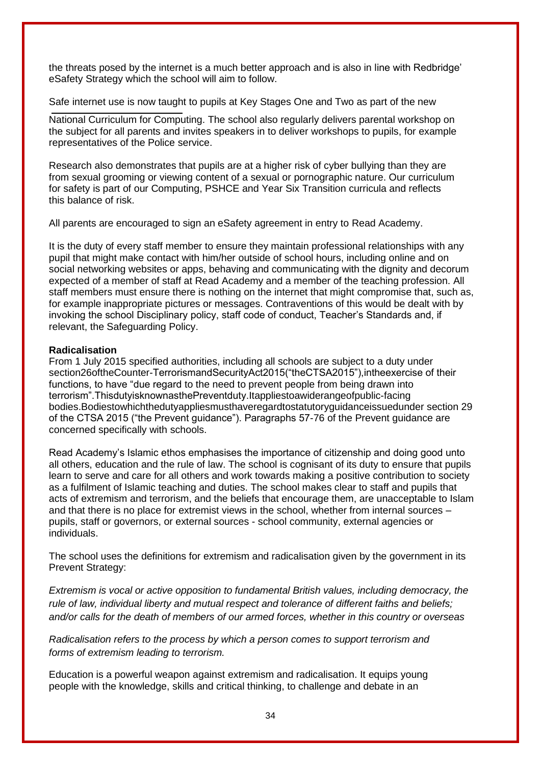the threats posed by the internet is a much better approach and is also in line with Redbridge' eSafety Strategy which the school will aim to follow.

Safe internet use is now taught to pupils at Key Stages One and Two as part of the new National Curriculum for Computing. The school also regularly delivers parental workshop on the subject for all parents and invites speakers in to deliver workshops to pupils, for example representatives of the Police service.

Research also demonstrates that pupils are at a higher risk of cyber bullying than they are from sexual grooming or viewing content of a sexual or pornographic nature. Our curriculum for safety is part of our Computing, PSHCE and Year Six Transition curricula and reflects this balance of risk.

All parents are encouraged to sign an eSafety agreement in entry to Read Academy.

It is the duty of every staff member to ensure they maintain professional relationships with any pupil that might make contact with him/her outside of school hours, including online and on social networking websites or apps, behaving and communicating with the dignity and decorum expected of a member of staff at Read Academy and a member of the teaching profession. All staff members must ensure there is nothing on the internet that might compromise that, such as, for example inappropriate pictures or messages. Contraventions of this would be dealt with by invoking the school Disciplinary policy, staff code of conduct, Teacher's Standards and, if relevant, the Safeguarding Policy.

**Radicalisation**

From 1 July 2015 specified authorities, including all schools are subject to a duty under section26oftheCounter-TerrorismandSecurityAct2015("theCTSA2015"),intheexercise of their functions, to have "due regard to the need to prevent people from being drawn into terrorism".ThisdutyisknownasthePreventduty.Itappliestoawiderangeofpublic-facing bodies.Bodiestowhichthedutyappliesmusthaveregardtostatutoryguidanceissuedunder section 29 of the CTSA 2015 ("the Prevent guidance"). Paragraphs 57-76 of the Prevent guidance are concerned specifically with schools.

Read Academy's Islamic ethos emphasises the importance of citizenship and doing good unto all others, education and the rule of law. The school is cognisant of its duty to ensure that pupils learn to serve and care for all others and work towards making a positive contribution to society as a fulfilment of Islamic teaching and duties. The school makes clear to staff and pupils that acts of extremism and terrorism, and the beliefs that encourage them, are unacceptable to Islam and that there is no place for extremist views in the school, whether from internal sources – pupils, staff or governors, or external sources - school community, external agencies or individuals.

The school uses the definitions for extremism and radicalisation given by the government in its Prevent Strategy:

*Extremism is vocal or active opposition to fundamental British values, including democracy, the rule of law, individual liberty and mutual respect and tolerance of different faiths and beliefs; and/or calls for the death of members of our armed forces, whether in this country or overseas*

*Radicalisation refers to the process by which a person comes to support terrorism and forms of extremism leading to terrorism.*

Education is a powerful weapon against extremism and radicalisation. It equips young people with the knowledge, skills and critical thinking, to challenge and debate in an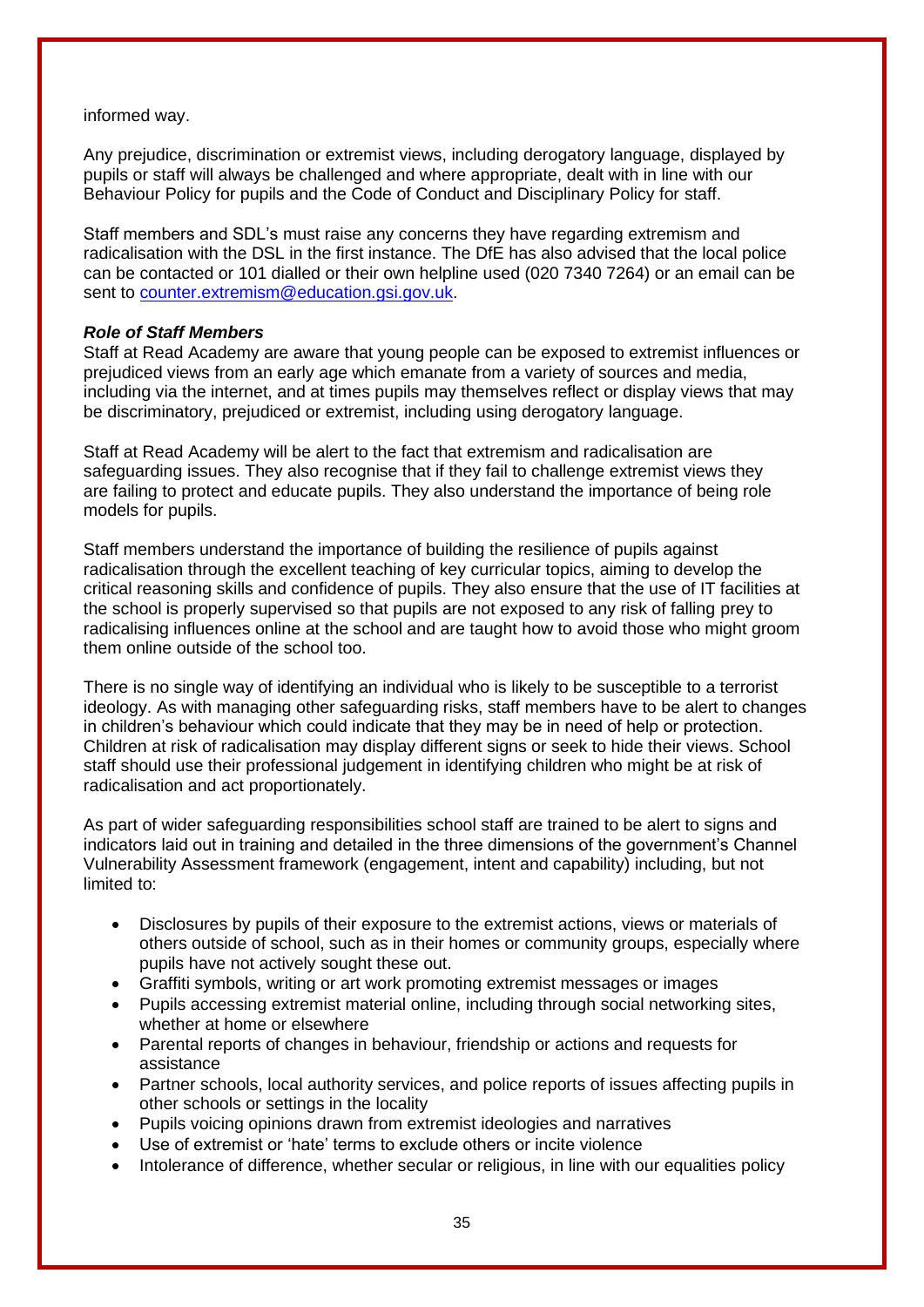informed way.

Any prejudice, discrimination or extremist views, including derogatory language, displayed by pupils or staff will always be challenged and where appropriate, dealt with in line with our Behaviour Policy for pupils and the Code of Conduct and Disciplinary Policy for staff.

Staff members and SDL's must raise any concerns they have regarding extremism and radicalisation with the DSL in the first instance. The DfE has also advised that the local police can be contacted or 101 dialled or their own helpline used (020 7340 7264) or an email can be sent to [counter.extremism@education.gsi.gov.uk](mailto:counter.extremism@education.gsi.gov.uk).

***Role of Staff Members***

Staff at Read Academy are aware that young people can be exposed to extremist influences or prejudiced views from an early age which emanate from a variety of sources and media, including via the internet, and at times pupils may themselves reflect or display views that may be discriminatory, prejudiced or extremist, including using derogatory language.

Staff at Read Academy will be alert to the fact that extremism and radicalisation are safeguarding issues. They also recognise that if they fail to challenge extremist views they are failing to protect and educate pupils. They also understand the importance of being role models for pupils.

Staff members understand the importance of building the resilience of pupils against radicalisation through the excellent teaching of key curricular topics, aiming to develop the critical reasoning skills and confidence of pupils. They also ensure that the use of IT facilities at the school is properly supervised so that pupils are not exposed to any risk of falling prey to radicalising influences online at the school and are taught how to avoid those who might groom them online outside of the school too.

There is no single way of identifying an individual who is likely to be susceptible to a terrorist ideology. As with managing other safeguarding risks, staff members have to be alert to changes in children's behaviour which could indicate that they may be in need of help or protection. Children at risk of radicalisation may display different signs or seek to hide their views. School staff should use their professional judgement in identifying children who might be at risk of radicalisation and act proportionately.

As part of wider safeguarding responsibilities school staff are trained to be alert to signs and indicators laid out in training and detailed in the three dimensions of the government's Channel Vulnerability Assessment framework (engagement, intent and capability) including, but not limited to:

- Disclosures by pupils of their exposure to the extremist actions, views or materials of others outside of school, such as in their homes or community groups, especially where pupils have not actively sought these out.
- Graffiti symbols, writing or art work promoting extremist messages or images
- Pupils accessing extremist material online, including through social networking sites, whether at home or elsewhere
- Parental reports of changes in behaviour, friendship or actions and requests for assistance
- Partner schools, local authority services, and police reports of issues affecting pupils in other schools or settings in the locality
- Pupils voicing opinions drawn from extremist ideologies and narratives
- Use of extremist or 'hate' terms to exclude others or incite violence
- Intolerance of difference, whether secular or religious, in line with our equalities policy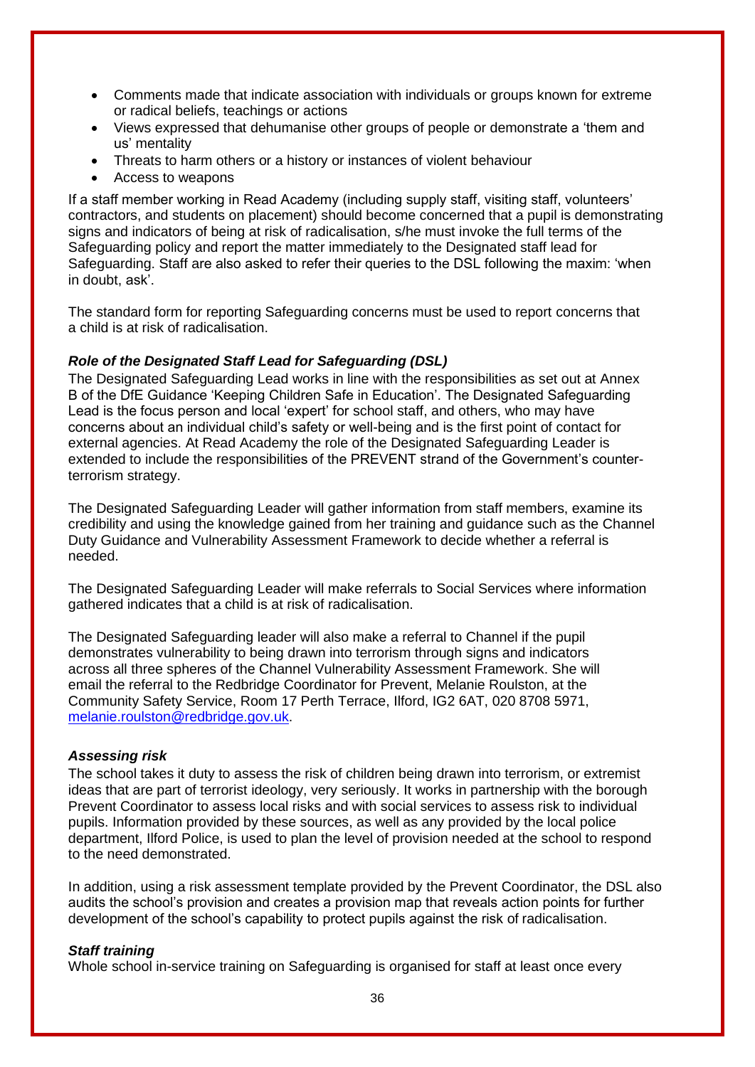- Comments made that indicate association with individuals or groups known for extreme or radical beliefs, teachings or actions
- Views expressed that dehumanise other groups of people or demonstrate a 'them and us' mentality
- Threats to harm others or a history or instances of violent behaviour
- Access to weapons

If a staff member working in Read Academy (including supply staff, visiting staff, volunteers' contractors, and students on placement) should become concerned that a pupil is demonstrating signs and indicators of being at risk of radicalisation, s/he must invoke the full terms of the Safeguarding policy and report the matter immediately to the Designated staff lead for Safeguarding. Staff are also asked to refer their queries to the DSL following the maxim: 'when in doubt, ask'.

The standard form for reporting Safeguarding concerns must be used to report concerns that a child is at risk of radicalisation.

***Role of the Designated Staff Lead for Safeguarding (DSL)***

The Designated Safeguarding Lead works in line with the responsibilities as set out at Annex B of the DfE Guidance 'Keeping Children Safe in Education'. The Designated Safeguarding Lead is the focus person and local 'expert' for school staff, and others, who may have concerns about an individual child's safety or well-being and is the first point of contact for external agencies. At Read Academy the role of the Designated Safeguarding Leader is extended to include the responsibilities of the PREVENT strand of the Government's counter-terrorism strategy.

The Designated Safeguarding Leader will gather information from staff members, examine its credibility and using the knowledge gained from her training and guidance such as the Channel Duty Guidance and Vulnerability Assessment Framework to decide whether a referral is needed.

The Designated Safeguarding Leader will make referrals to Social Services where information gathered indicates that a child is at risk of radicalisation.

The Designated Safeguarding leader will also make a referral to Channel if the pupil demonstrates vulnerability to being drawn into terrorism through signs and indicators across all three spheres of the Channel Vulnerability Assessment Framework. She will email the referral to the Redbridge Coordinator for Prevent, Melanie Roulston, at the Community Safety Service, Room 17 Perth Terrace, Ilford, IG2 6AT, 020 8708 5971, melanie.roulston@redbridge.gov.uk.

***Assessing risk***

The school takes it duty to assess the risk of children being drawn into terrorism, or extremist ideas that are part of terrorist ideology, very seriously. It works in partnership with the borough Prevent Coordinator to assess local risks and with social services to assess risk to individual pupils. Information provided by these sources, as well as any provided by the local police department, Ilford Police, is used to plan the level of provision needed at the school to respond to the need demonstrated.

In addition, using a risk assessment template provided by the Prevent Coordinator, the DSL also audits the school's provision and creates a provision map that reveals action points for further development of the school's capability to protect pupils against the risk of radicalisation.

***Staff training***

Whole school in-service training on Safeguarding is organised for staff at least once every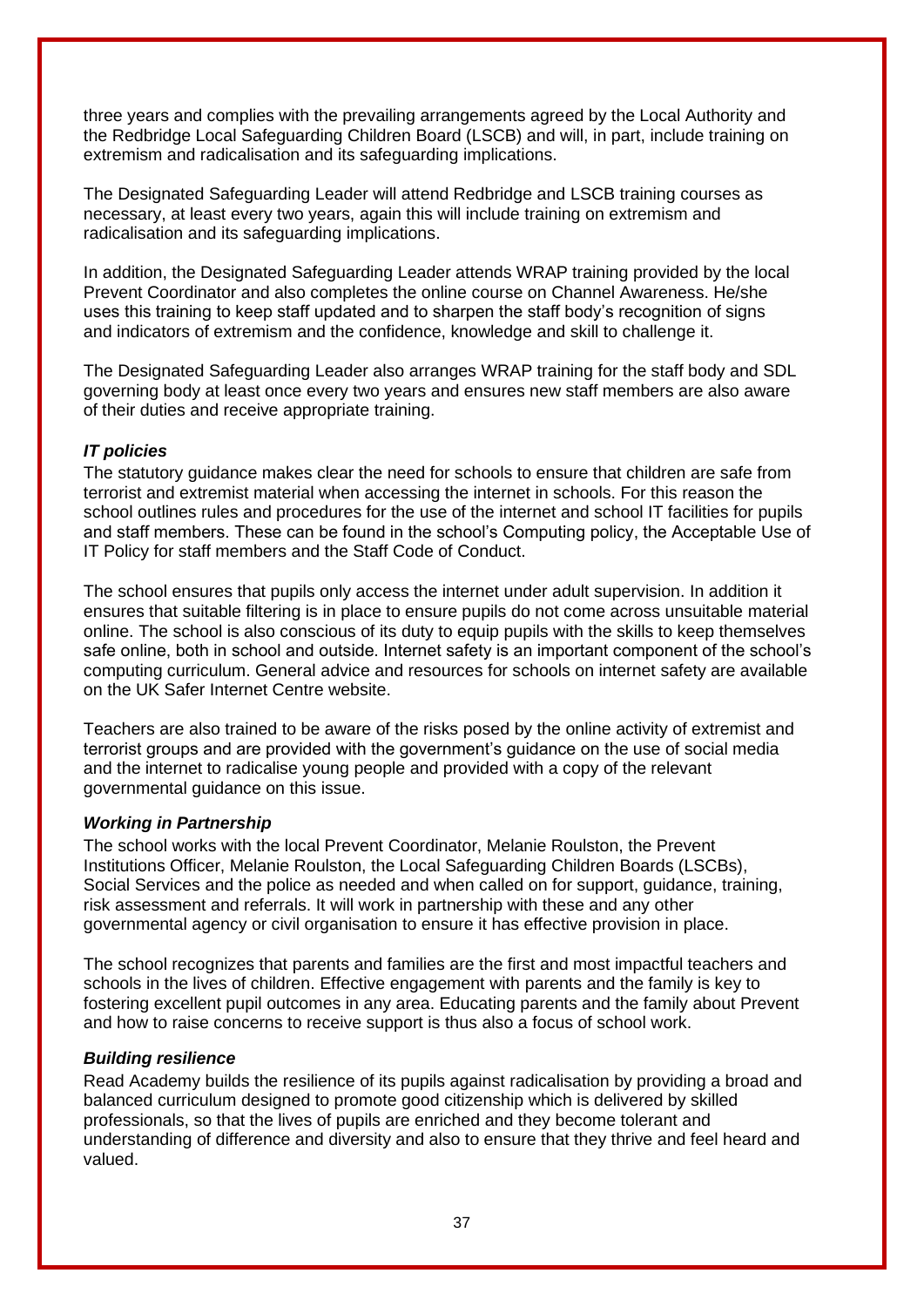three years and complies with the prevailing arrangements agreed by the Local Authority and the Redbridge Local Safeguarding Children Board (LSCB) and will, in part, include training on extremism and radicalisation and its safeguarding implications.

The Designated Safeguarding Leader will attend Redbridge and LSCB training courses as necessary, at least every two years, again this will include training on extremism and radicalisation and its safeguarding implications.

In addition, the Designated Safeguarding Leader attends WRAP training provided by the local Prevent Coordinator and also completes the online course on Channel Awareness. He/she uses this training to keep staff updated and to sharpen the staff body's recognition of signs and indicators of extremism and the confidence, knowledge and skill to challenge it.

The Designated Safeguarding Leader also arranges WRAP training for the staff body and SDL governing body at least once every two years and ensures new staff members are also aware of their duties and receive appropriate training.

***IT policies***

The statutory guidance makes clear the need for schools to ensure that children are safe from terrorist and extremist material when accessing the internet in schools. For this reason the school outlines rules and procedures for the use of the internet and school IT facilities for pupils and staff members. These can be found in the school's Computing policy, the Acceptable Use of IT Policy for staff members and the Staff Code of Conduct.

The school ensures that pupils only access the internet under adult supervision. In addition it ensures that suitable filtering is in place to ensure pupils do not come across unsuitable material online. The school is also conscious of its duty to equip pupils with the skills to keep themselves safe online, both in school and outside. Internet safety is an important component of the school's computing curriculum. General advice and resources for schools on internet safety are available on the UK Safer Internet Centre website.

Teachers are also trained to be aware of the risks posed by the online activity of extremist and terrorist groups and are provided with the government's guidance on the use of social media and the internet to radicalise young people and provided with a copy of the relevant governmental guidance on this issue.

***Working in Partnership***

The school works with the local Prevent Coordinator, Melanie Roulston, the Prevent Institutions Officer, Melanie Roulston, the Local Safeguarding Children Boards (LSCBs), Social Services and the police as needed and when called on for support, guidance, training, risk assessment and referrals. It will work in partnership with these and any other governmental agency or civil organisation to ensure it has effective provision in place.

The school recognizes that parents and families are the first and most impactful teachers and schools in the lives of children. Effective engagement with parents and the family is key to fostering excellent pupil outcomes in any area. Educating parents and the family about Prevent and how to raise concerns to receive support is thus also a focus of school work.

***Building resilience***

Read Academy builds the resilience of its pupils against radicalisation by providing a broad and balanced curriculum designed to promote good citizenship which is delivered by skilled professionals, so that the lives of pupils are enriched and they become tolerant and understanding of difference and diversity and also to ensure that they thrive and feel heard and valued.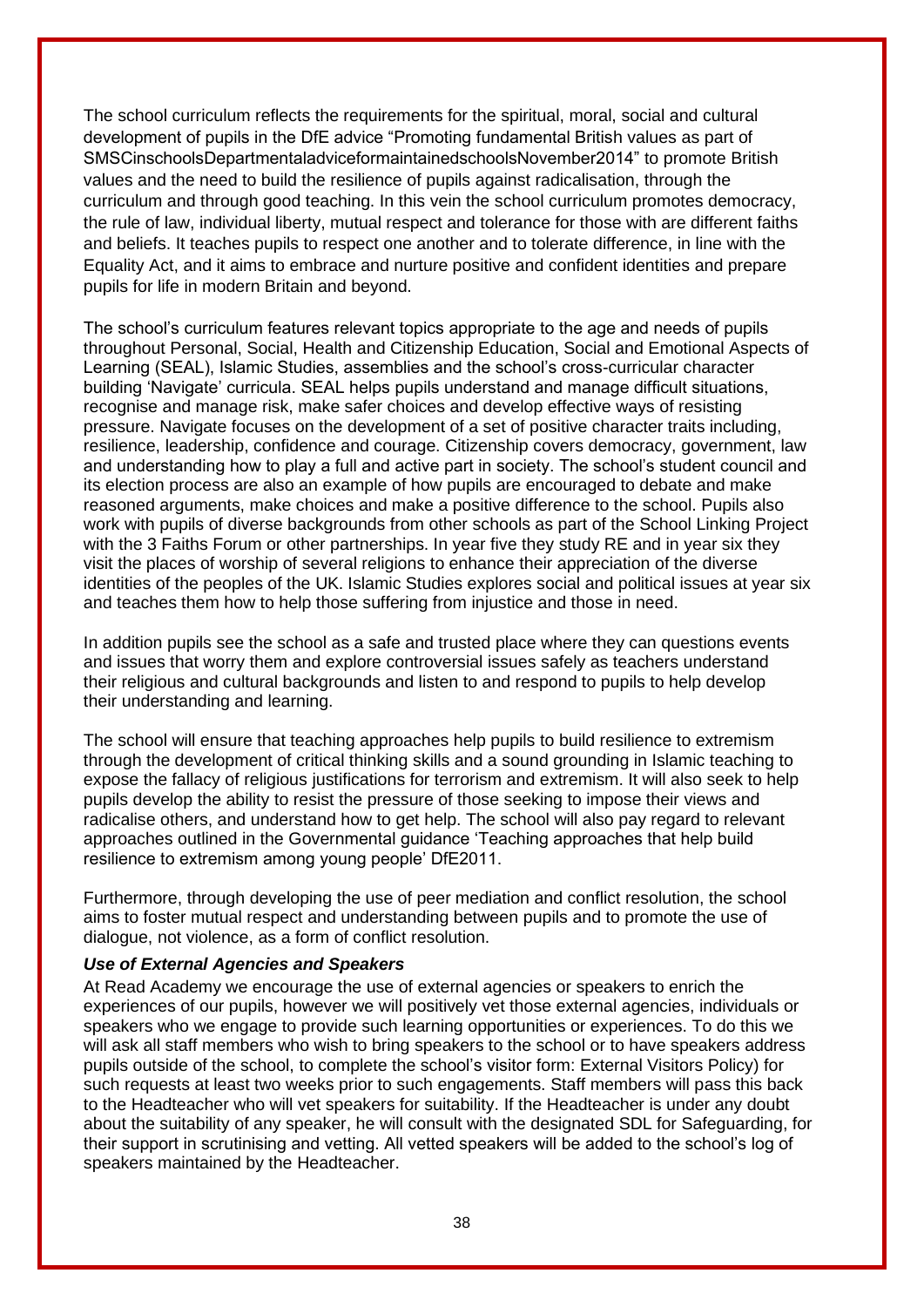The school curriculum reflects the requirements for the spiritual, moral, social and cultural development of pupils in the DfE advice "Promoting fundamental British values as part of SMSCinschoolsDepartmentaladviceformaintainedschoolsNovember2014" to promote British values and the need to build the resilience of pupils against radicalisation, through the curriculum and through good teaching. In this vein the school curriculum promotes democracy, the rule of law, individual liberty, mutual respect and tolerance for those with are different faiths and beliefs. It teaches pupils to respect one another and to tolerate difference, in line with the Equality Act, and it aims to embrace and nurture positive and confident identities and prepare pupils for life in modern Britain and beyond.

The school's curriculum features relevant topics appropriate to the age and needs of pupils throughout Personal, Social, Health and Citizenship Education, Social and Emotional Aspects of Learning (SEAL), Islamic Studies, assemblies and the school's cross-curricular character building 'Navigate' curricula. SEAL helps pupils understand and manage difficult situations, recognise and manage risk, make safer choices and develop effective ways of resisting pressure. Navigate focuses on the development of a set of positive character traits including, resilience, leadership, confidence and courage. Citizenship covers democracy, government, law and understanding how to play a full and active part in society. The school's student council and its election process are also an example of how pupils are encouraged to debate and make reasoned arguments, make choices and make a positive difference to the school. Pupils also work with pupils of diverse backgrounds from other schools as part of the School Linking Project with the 3 Faiths Forum or other partnerships. In year five they study RE and in year six they visit the places of worship of several religions to enhance their appreciation of the diverse identities of the peoples of the UK. Islamic Studies explores social and political issues at year six and teaches them how to help those suffering from injustice and those in need.

In addition pupils see the school as a safe and trusted place where they can questions events and issues that worry them and explore controversial issues safely as teachers understand their religious and cultural backgrounds and listen to and respond to pupils to help develop their understanding and learning.

The school will ensure that teaching approaches help pupils to build resilience to extremism through the development of critical thinking skills and a sound grounding in Islamic teaching to expose the fallacy of religious justifications for terrorism and extremism. It will also seek to help pupils develop the ability to resist the pressure of those seeking to impose their views and radicalise others, and understand how to get help. The school will also pay regard to relevant approaches outlined in the Governmental guidance 'Teaching approaches that help build resilience to extremism among young people' DfE2011.

Furthermore, through developing the use of peer mediation and conflict resolution, the school aims to foster mutual respect and understanding between pupils and to promote the use of dialogue, not violence, as a form of conflict resolution.

***Use of External Agencies and Speakers***

At Read Academy we encourage the use of external agencies or speakers to enrich the experiences of our pupils, however we will positively vet those external agencies, individuals or speakers who we engage to provide such learning opportunities or experiences. To do this we will ask all staff members who wish to bring speakers to the school or to have speakers address pupils outside of the school, to complete the school's visitor form: External Visitors Policy) for such requests at least two weeks prior to such engagements. Staff members will pass this back to the Headteacher who will vet speakers for suitability. If the Headteacher is under any doubt about the suitability of any speaker, he will consult with the designated SDL for Safeguarding, for their support in scrutinising and vetting. All vetted speakers will be added to the school's log of speakers maintained by the Headteacher.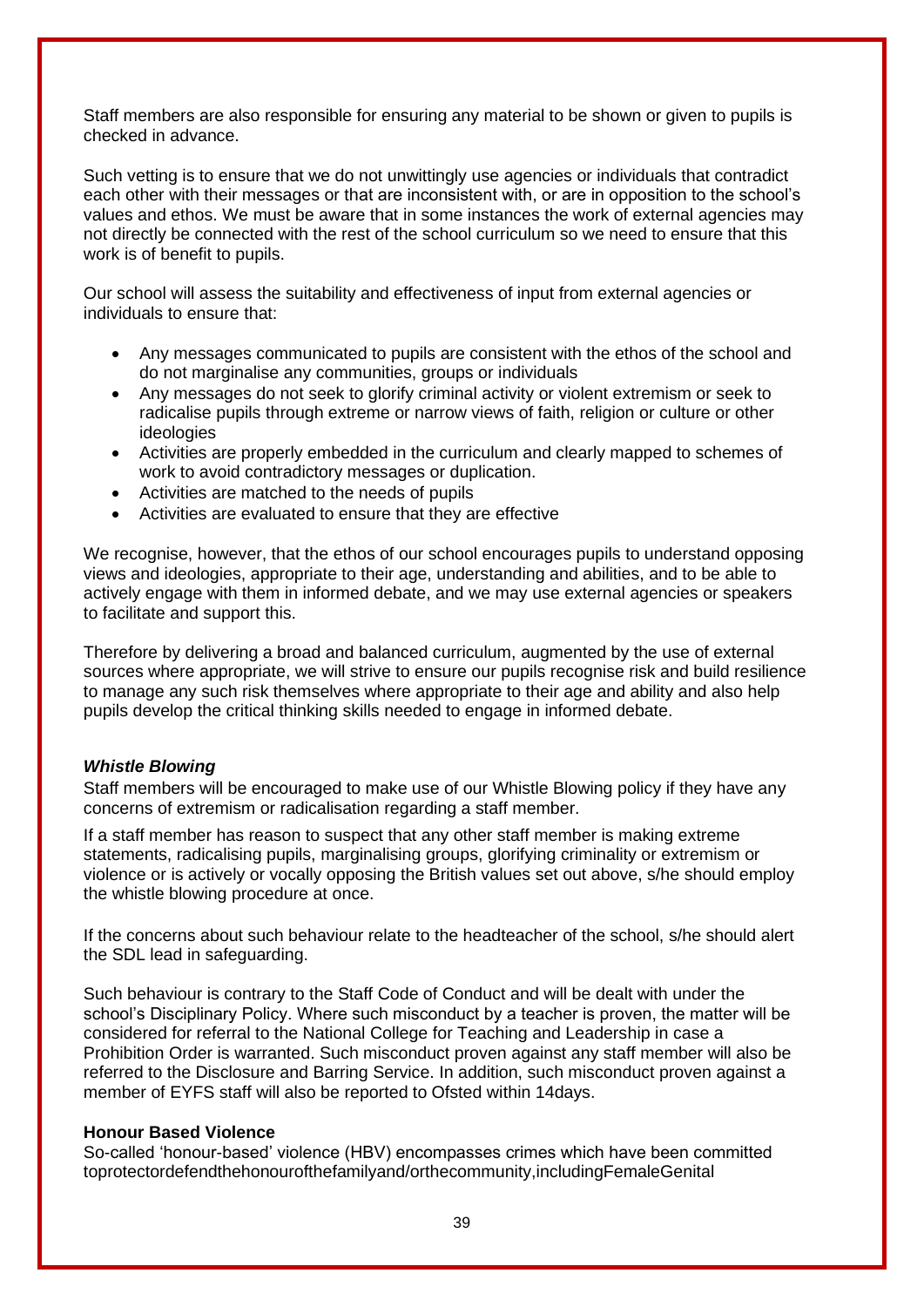Staff members are also responsible for ensuring any material to be shown or given to pupils is checked in advance.

Such vetting is to ensure that we do not unwittingly use agencies or individuals that contradict each other with their messages or that are inconsistent with, or are in opposition to the school's values and ethos. We must be aware that in some instances the work of external agencies may not directly be connected with the rest of the school curriculum so we need to ensure that this work is of benefit to pupils.

Our school will assess the suitability and effectiveness of input from external agencies or individuals to ensure that:

- Any messages communicated to pupils are consistent with the ethos of the school and do not marginalise any communities, groups or individuals
- Any messages do not seek to glorify criminal activity or violent extremism or seek to radicalise pupils through extreme or narrow views of faith, religion or culture or other ideologies
- Activities are properly embedded in the curriculum and clearly mapped to schemes of work to avoid contradictory messages or duplication.
- Activities are matched to the needs of pupils
- Activities are evaluated to ensure that they are effective

We recognise, however, that the ethos of our school encourages pupils to understand opposing views and ideologies, appropriate to their age, understanding and abilities, and to be able to actively engage with them in informed debate, and we may use external agencies or speakers to facilitate and support this.

Therefore by delivering a broad and balanced curriculum, augmented by the use of external sources where appropriate, we will strive to ensure our pupils recognise risk and build resilience to manage any such risk themselves where appropriate to their age and ability and also help pupils develop the critical thinking skills needed to engage in informed debate.

***Whistle Blowing***

Staff members will be encouraged to make use of our Whistle Blowing policy if they have any concerns of extremism or radicalisation regarding a staff member.

If a staff member has reason to suspect that any other staff member is making extreme statements, radicalising pupils, marginalising groups, glorifying criminality or extremism or violence or is actively or vocally opposing the British values set out above, s/he should employ the whistle blowing procedure at once.

If the concerns about such behaviour relate to the headteacher of the school, s/he should alert the SDL lead in safeguarding.

Such behaviour is contrary to the Staff Code of Conduct and will be dealt with under the school's Disciplinary Policy. Where such misconduct by a teacher is proven, the matter will be considered for referral to the National College for Teaching and Leadership in case a Prohibition Order is warranted. Such misconduct proven against any staff member will also be referred to the Disclosure and Barring Service. In addition, such misconduct proven against a member of EYFS staff will also be reported to Ofsted within 14days.

**Honour Based Violence**

So-called 'honour-based' violence (HBV) encompasses crimes which have been committed toprotectordefendthehonourofthefamilyand/orthecommunity,includingFemaleGenital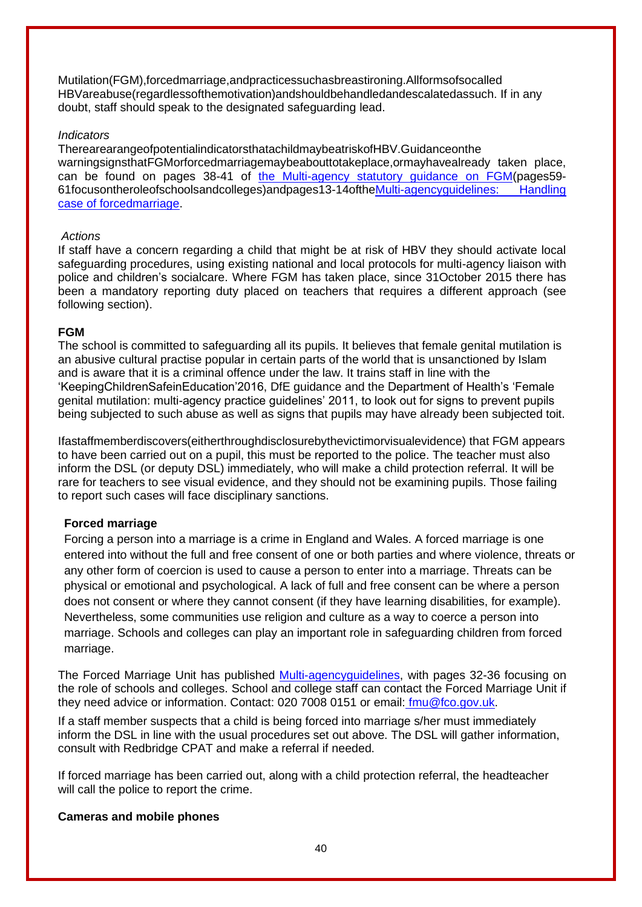Mutilation(FGM),forcedmarriage,andpracticessuchasbreastironing.AllformsofsocalledHBVareabuse(regardlessofthemotivation)andshouldbehandledandescalatedassuch. If in any doubt, staff should speak to the designated safeguarding lead.

*Indicators*

TherearearangeofpotentialindicatorsthatachildmaybeatriskofHBV.GuidanceonthewarningsignsthatFGMorforcedmarriagemaybeabouttotakeplace,ormayhavealready taken place, can be found on pages 38-41 of the Multi-agency statutory guidance on FGM(pages59-61focusontheroleofschoolsandcolleges)andpages13-14oftheMulti-agencyguidelines: Handling case of forcedmarriage.

*Actions*

If staff have a concern regarding a child that might be at risk of HBV they should activate local safeguarding procedures, using existing national and local protocols for multi-agency liaison with police and children's socialcare. Where FGM has taken place, since 31October 2015 there has been a mandatory reporting duty placed on teachers that requires a different approach (see following section).

**FGM**

The school is committed to safeguarding all its pupils. It believes that female genital mutilation is an abusive cultural practise popular in certain parts of the world that is unsanctioned by Islam and is aware that it is a criminal offence under the law. It trains staff in line with the 'KeepingChildrenSafeinEducation'2016, DfE guidance and the Department of Health's 'Female genital mutilation: multi-agency practice guidelines' 2011, to look out for signs to prevent pupils being subjected to such abuse as well as signs that pupils may have already been subjected toit.

Ifastaffmemberdiscovers(eitherthroughdisclosurebythevictimorvisualevidence) that FGM appears to have been carried out on a pupil, this must be reported to the police. The teacher must also inform the DSL (or deputy DSL) immediately, who will make a child protection referral. It will be rare for teachers to see visual evidence, and they should not be examining pupils. Those failing to report such cases will face disciplinary sanctions.

**Forced marriage**

Forcing a person into a marriage is a crime in England and Wales. A forced marriage is one entered into without the full and free consent of one or both parties and where violence, threats or any other form of coercion is used to cause a person to enter into a marriage. Threats can be physical or emotional and psychological. A lack of full and free consent can be where a person does not consent or where they cannot consent (if they have learning disabilities, for example). Nevertheless, some communities use religion and culture as a way to coerce a person into marriage. Schools and colleges can play an important role in safeguarding children from forced marriage.

The Forced Marriage Unit has published Multi-agencyguidelines, with pages 32-36 focusing on the role of schools and colleges. School and college staff can contact the Forced Marriage Unit if they need advice or information. Contact: 020 7008 0151 or email: fmu@fco.gov.uk.

If a staff member suspects that a child is being forced into marriage s/her must immediately inform the DSL in line with the usual procedures set out above. The DSL will gather information, consult with Redbridge CPAT and make a referral if needed.

If forced marriage has been carried out, along with a child protection referral, the headteacher will call the police to report the crime.

**Cameras and mobile phones**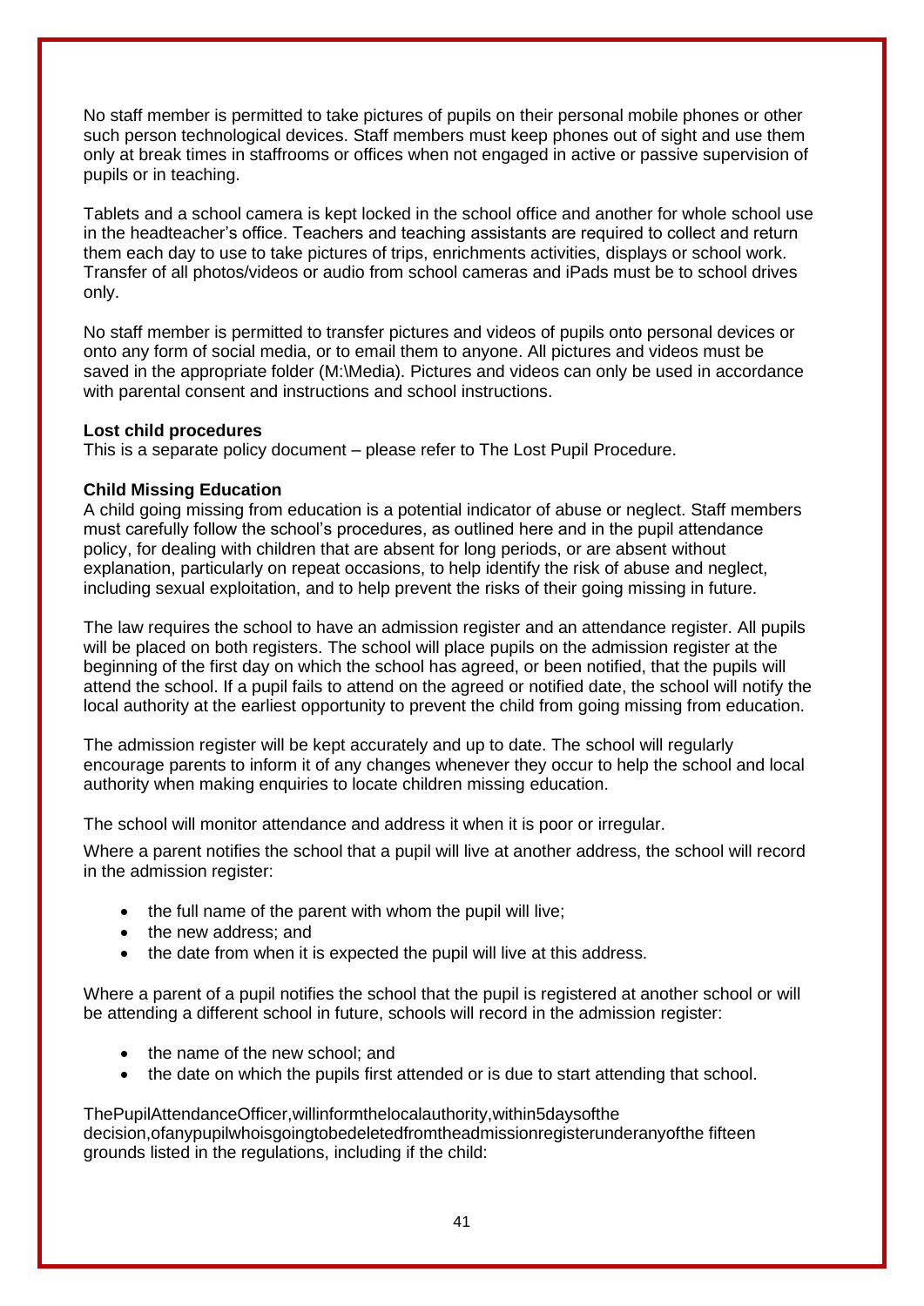No staff member is permitted to take pictures of pupils on their personal mobile phones or other such person technological devices. Staff members must keep phones out of sight and use them only at break times in staffrooms or offices when not engaged in active or passive supervision of pupils or in teaching.

Tablets and a school camera is kept locked in the school office and another for whole school use in the headteacher's office. Teachers and teaching assistants are required to collect and return them each day to use to take pictures of trips, enrichments activities, displays or school work. Transfer of all photos/videos or audio from school cameras and iPads must be to school drives only.

No staff member is permitted to transfer pictures and videos of pupils onto personal devices or onto any form of social media, or to email them to anyone. All pictures and videos must be saved in the appropriate folder (M:\Media). Pictures and videos can only be used in accordance with parental consent and instructions and school instructions.

**Lost child procedures**
This is a separate policy document – please refer to The Lost Pupil Procedure.

**Child Missing Education**
A child going missing from education is a potential indicator of abuse or neglect. Staff members must carefully follow the school's procedures, as outlined here and in the pupil attendance policy, for dealing with children that are absent for long periods, or are absent without explanation, particularly on repeat occasions, to help identify the risk of abuse and neglect, including sexual exploitation, and to help prevent the risks of their going missing in future.

The law requires the school to have an admission register and an attendance register. All pupils will be placed on both registers. The school will place pupils on the admission register at the beginning of the first day on which the school has agreed, or been notified, that the pupils will attend the school. If a pupil fails to attend on the agreed or notified date, the school will notify the local authority at the earliest opportunity to prevent the child from going missing from education.

The admission register will be kept accurately and up to date. The school will regularly encourage parents to inform it of any changes whenever they occur to help the school and local authority when making enquiries to locate children missing education.

The school will monitor attendance and address it when it is poor or irregular.

Where a parent notifies the school that a pupil will live at another address, the school will record in the admission register:

- the full name of the parent with whom the pupil will live;
- the new address; and
- the date from when it is expected the pupil will live at this address.

Where a parent of a pupil notifies the school that the pupil is registered at another school or will be attending a different school in future, schools will record in the admission register:

- the name of the new school; and
- the date on which the pupils first attended or is due to start attending that school.

ThePupilAttendanceOfficer,willinformthelocalauthority,within5daysofthe decision,ofanypupilwhoisgoingtobedeletedfromtheadmissionregisterunderanyofthe fifteen grounds listed in the regulations, including if the child: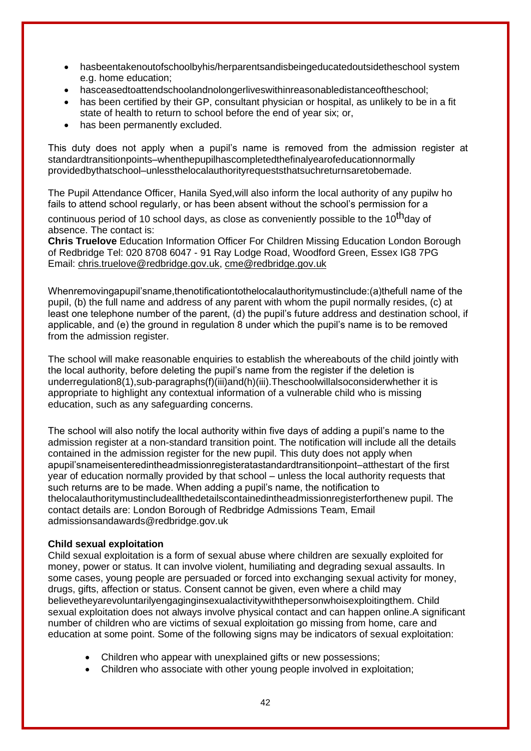- hasbeentakenoutofschoolbyhis/herparentsandisbeingeducatedoutsidetheschool system e.g. home education;
- hasceasedtoattendschoolandnolongerliveswithinreasonabledistanceoftheschool;
- has been certified by their GP, consultant physician or hospital, as unlikely to be in a fit state of health to return to school before the end of year six; or,
- has been permanently excluded.

This duty does not apply when a pupil's name is removed from the admission register at standardtransitionpoints–whenthepupilhascompletedthefinalyearofeducationnormally providedbythatschool–unlessthelocalauthorityrequeststhatsuchreturnsaretobemade.

The Pupil Attendance Officer, Hanila Syed,will also inform the local authority of any pupilw ho fails to attend school regularly, or has been absent without the school's permission for a continuous period of 10 school days, as close as conveniently possible to the 10thday of absence. The contact is:
**Chris Truelove** Education Information Officer For Children Missing Education London Borough of Redbridge Tel: 020 8708 6047 - 91 Ray Lodge Road, Woodford Green, Essex IG8 7PG Email: chris.truelove@redbridge.gov.uk, cme@redbridge.gov.uk

Whenremovingapupil'sname,thenotificationtothelocalauthoritymustinclude:(a)thefull name of the pupil, (b) the full name and address of any parent with whom the pupil normally resides, (c) at least one telephone number of the parent, (d) the pupil's future address and destination school, if applicable, and (e) the ground in regulation 8 under which the pupil's name is to be removed from the admission register.

The school will make reasonable enquiries to establish the whereabouts of the child jointly with the local authority, before deleting the pupil's name from the register if the deletion is underregulation8(1),sub-paragraphs(f)(iii)and(h)(iii).Theschoolwillalsoconsiderwhether it is appropriate to highlight any contextual information of a vulnerable child who is missing education, such as any safeguarding concerns.

The school will also notify the local authority within five days of adding a pupil's name to the admission register at a non-standard transition point. The notification will include all the details contained in the admission register for the new pupil. This duty does not apply when apupil'snameisenteredintheadmissionregisteratastandardtransitionpoint–atthestart of the first year of education normally provided by that school – unless the local authority requests that such returns are to be made. When adding a pupil's name, the notification to thelocalauthoritymustincludeallthedetailscontainedintheadmissionregisterforthenew pupil. The contact details are: London Borough of Redbridge Admissions Team, Email admissionsandawards@redbridge.gov.uk

**Child sexual exploitation**
Child sexual exploitation is a form of sexual abuse where children are sexually exploited for money, power or status. It can involve violent, humiliating and degrading sexual assaults. In some cases, young people are persuaded or forced into exchanging sexual activity for money, drugs, gifts, affection or status. Consent cannot be given, even where a child may believetheyarevoluntarilyengaginginsexualactivitywiththepersonwhoisexploitingthem. Child sexual exploitation does not always involve physical contact and can happen online.A significant number of children who are victims of sexual exploitation go missing from home, care and education at some point. Some of the following signs may be indicators of sexual exploitation:

- Children who appear with unexplained gifts or new possessions;
- Children who associate with other young people involved in exploitation;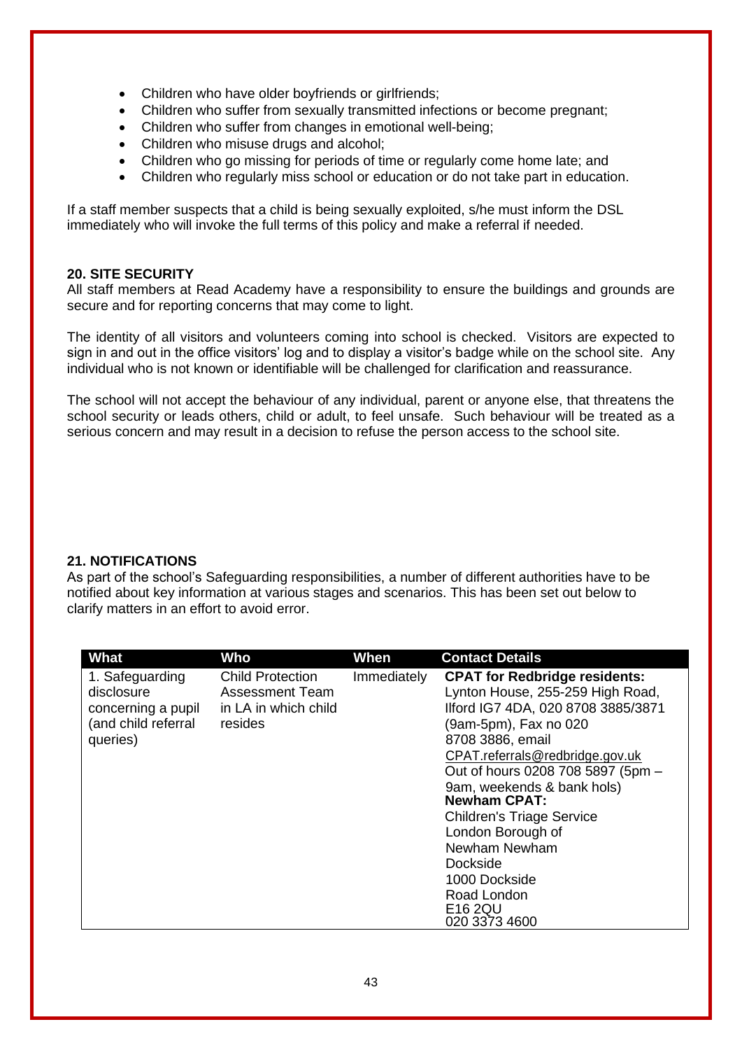- Children who have older boyfriends or girlfriends;
- Children who suffer from sexually transmitted infections or become pregnant;
- Children who suffer from changes in emotional well-being;
- Children who misuse drugs and alcohol;
- Children who go missing for periods of time or regularly come home late; and
- Children who regularly miss school or education or do not take part in education.

If a staff member suspects that a child is being sexually exploited, s/he must inform the DSL immediately who will invoke the full terms of this policy and make a referral if needed.

## 20. SITE SECURITY

All staff members at Read Academy have a responsibility to ensure the buildings and grounds are secure and for reporting concerns that may come to light.

The identity of all visitors and volunteers coming into school is checked. Visitors are expected to sign in and out in the office visitors' log and to display a visitor's badge while on the school site. Any individual who is not known or identifiable will be challenged for clarification and reassurance.

The school will not accept the behaviour of any individual, parent or anyone else, that threatens the school security or leads others, child or adult, to feel unsafe. Such behaviour will be treated as a serious concern and may result in a decision to refuse the person access to the school site.

## 21. NOTIFICATIONS

As part of the school's Safeguarding responsibilities, a number of different authorities have to be notified about key information at various stages and scenarios. This has been set out below to clarify matters in an effort to avoid error.

| What | Who | When | Contact Details |
|---|---|---|---|
| 1. Safeguarding disclosure concerning a pupil (and child referral queries) | Child Protection Assessment Team in LA in which child resides | Immediately | **CPAT for Redbridge residents:** Lynton House, 255-259 High Road, Ilford IG7 4DA, 020 8708 3885/3871 (9am-5pm), Fax no 020 8708 3886, email CPAT.referrals@redbridge.gov.uk Out of hours 0208 708 5897 (5pm – 9am, weekends & bank hols) **Newham CPAT:** Children's Triage Service London Borough of Newham Newham Dockside 1000 Dockside Road London E16 2QU 020 3373 4600 |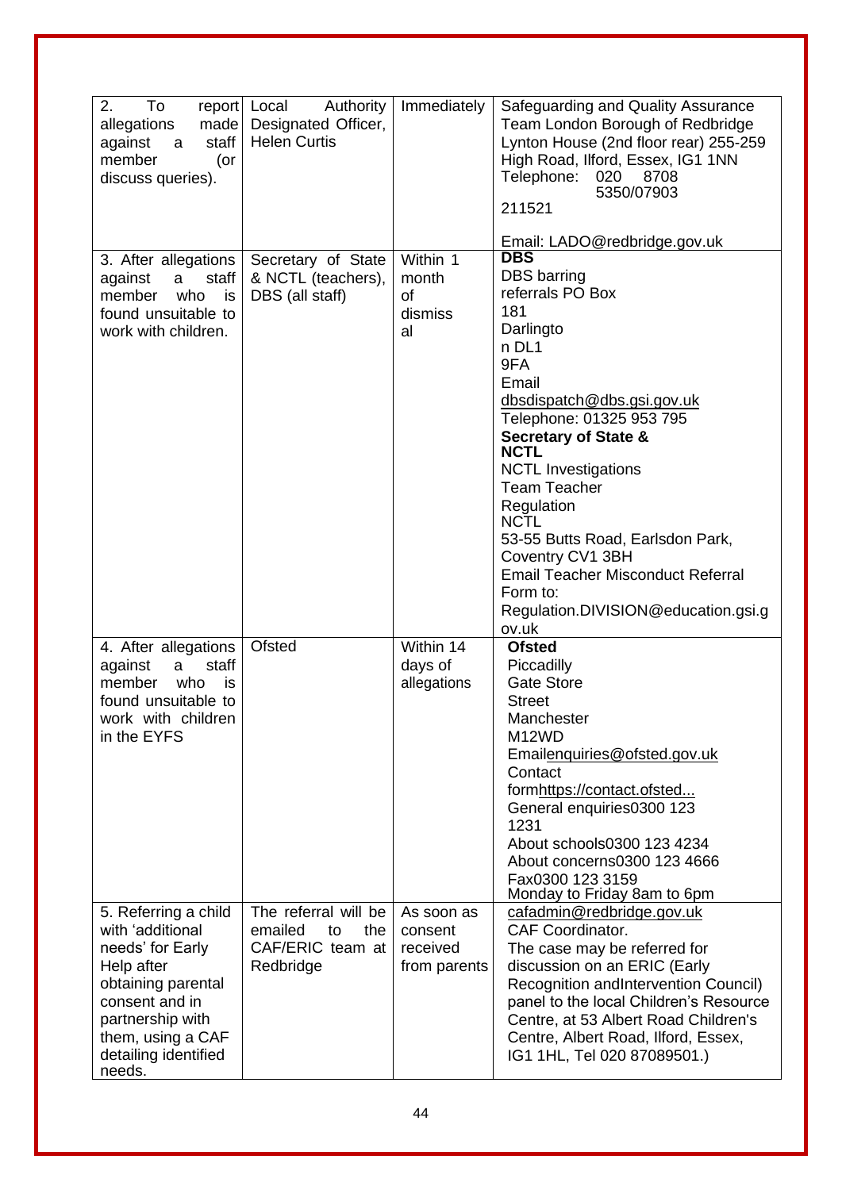| | | | |
|---|---|---|---|
| 2. To report allegations made against a staff member (or discuss queries). | Local Authority Designated Officer, Helen Curtis | Immediately | Safeguarding and Quality Assurance Team London Borough of Redbridge Lynton House (2nd floor rear) 255-259 High Road, Ilford, Essex, IG1 1NN Telephone: 020 8708 5350/07903 211521<br><br>Email: LADO@redbridge.gov.uk |
| 3. After allegations against a staff member who is found unsuitable to work with children. | Secretary of State & NCTL (teachers), DBS (all staff) | Within 1 month of dismissal | **DBS**<br>DBS barring referrals PO Box 181 Darlington DL1 9FA<br>Email dbsdispatch@dbs.gsi.gov.uk<br>Telephone: 01325 953 795<br>**Secretary of State & NCTL**<br>NCTL Investigations Team Teacher Regulation NCTL<br>53-55 Butts Road, Earlsdon Park, Coventry CV1 3BH<br>Email Teacher Misconduct Referral Form to: Regulation.DIVISION@education.gsi.gov.uk |
| 4. After allegations against a staff member who is found unsuitable to work with children in the EYFS | Ofsted | Within 14 days of allegations | **Ofsted**<br>Piccadilly Gate Store Street Manchester M12WD<br>Emailenquiries@ofsted.gov.uk<br>Contact formhttps://contact.ofsted...<br>General enquiries0300 123 1231<br>About schools0300 123 4234<br>About concerns0300 123 4666<br>Fax0300 123 3159<br>Monday to Friday 8am to 6pm |
| 5. Referring a child with 'additional needs' for Early Help after obtaining parental consent and in partnership with them, using a CAF detailing identified needs. | The referral will be emailed to the CAF/ERIC team at Redbridge | As soon as consent received from parents | cafadmin@redbridge.gov.uk<br>CAF Coordinator.<br>The case may be referred for discussion on an ERIC (Early Recognition andIntervention Council) panel to the local Children's Resource Centre, at 53 Albert Road Children's Centre, Albert Road, Ilford, Essex, IG1 1HL, Tel 020 87089501.) |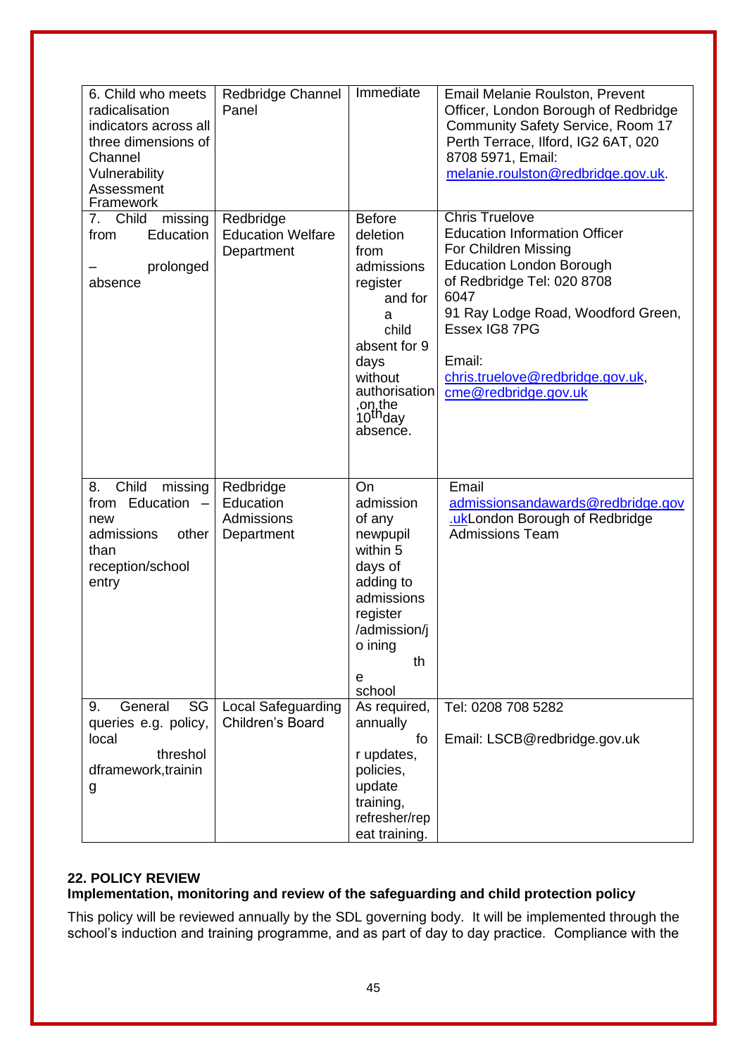| | | | |
|---|---|---|---|
| 6. Child who meets radicalisation indicators across all three dimensions of Channel Vulnerability Assessment Framework | Redbridge Channel Panel | Immediate | Email Melanie Roulston, Prevent Officer, London Borough of Redbridge Community Safety Service, Room 17 Perth Terrace, Ilford, IG2 6AT, 020 8708 5971, Email: melanie.roulston@redbridge.gov.uk. |
| 7. Child missing from Education – prolonged absence | Redbridge Education Welfare Department | Before deletion from admissions register and for a child absent for 9 days without authorisation, on the 10th day absence. | Chris Truelove Education Information Officer For Children Missing Education London Borough of Redbridge Tel: 020 8708 6047 91 Ray Lodge Road, Woodford Green, Essex IG8 7PG Email: chris.truelove@redbridge.gov.uk, cme@redbridge.gov.uk |
| 8. Child missing from Education – new admissions other than reception/school entry | Redbridge Education Admissions Department | On admission of any newpupil within 5 days of adding to admissions register /admission/j o ining the school | Email admissionsandawards@redbridge.gov.ukLondon Borough of Redbridge Admissions Team |
| 9. General SG queries e.g. policy, local threshol dframework,trainin g | Local Safeguarding Children's Board | As required, annually for updates, policies, update training, refresher/repeat training. | Tel: 0208 708 5282 Email: LSCB@redbridge.gov.uk |

**22. POLICY REVIEW**

**Implementation, monitoring and review of the safeguarding and child protection policy**

This policy will be reviewed annually by the SDL governing body. It will be implemented through the school's induction and training programme, and as part of day to day practice. Compliance with the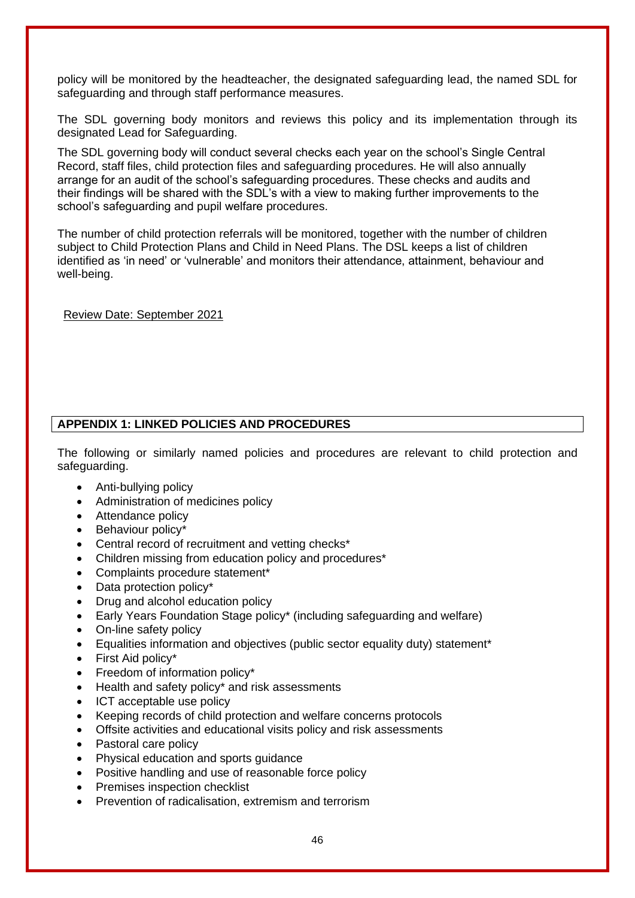policy will be monitored by the headteacher, the designated safeguarding lead, the named SDL for safeguarding and through staff performance measures.

The SDL governing body monitors and reviews this policy and its implementation through its designated Lead for Safeguarding.

The SDL governing body will conduct several checks each year on the school's Single Central Record, staff files, child protection files and safeguarding procedures. He will also annually arrange for an audit of the school's safeguarding procedures. These checks and audits and their findings will be shared with the SDL's with a view to making further improvements to the school's safeguarding and pupil welfare procedures.

The number of child protection referrals will be monitored, together with the number of children subject to Child Protection Plans and Child in Need Plans. The DSL keeps a list of children identified as 'in need' or 'vulnerable' and monitors their attendance, attainment, behaviour and well-being.

Review Date: September 2021

## APPENDIX 1: LINKED POLICIES AND PROCEDURES

The following or similarly named policies and procedures are relevant to child protection and safeguarding.

- Anti-bullying policy
- Administration of medicines policy
- Attendance policy
- Behaviour policy*
- Central record of recruitment and vetting checks*
- Children missing from education policy and procedures*
- Complaints procedure statement*
- Data protection policy*
- Drug and alcohol education policy
- Early Years Foundation Stage policy* (including safeguarding and welfare)
- On-line safety policy
- Equalities information and objectives (public sector equality duty) statement*
- First Aid policy*
- Freedom of information policy*
- Health and safety policy* and risk assessments
- ICT acceptable use policy
- Keeping records of child protection and welfare concerns protocols
- Offsite activities and educational visits policy and risk assessments
- Pastoral care policy
- Physical education and sports guidance
- Positive handling and use of reasonable force policy
- Premises inspection checklist
- Prevention of radicalisation, extremism and terrorism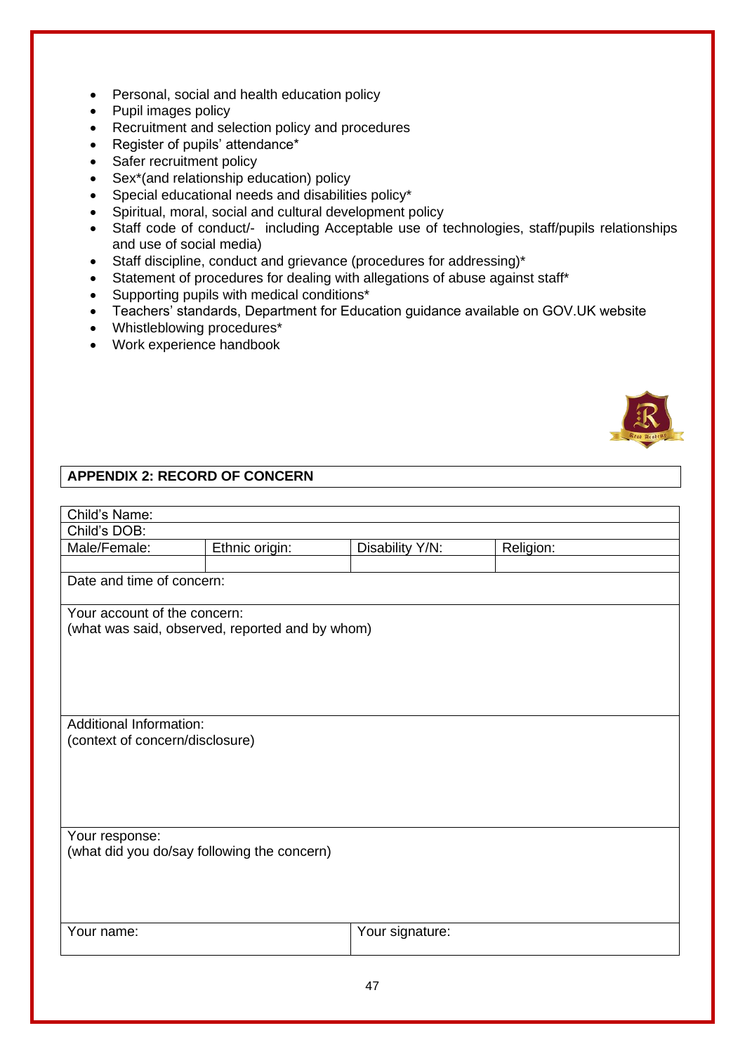- Personal, social and health education policy
- Pupil images policy
- Recruitment and selection policy and procedures
- Register of pupils' attendance*
- Safer recruitment policy
- Sex*(and relationship education) policy
- Special educational needs and disabilities policy*
- Spiritual, moral, social and cultural development policy
- Staff code of conduct/- including Acceptable use of technologies, staff/pupils relationships and use of social media)
- Staff discipline, conduct and grievance (procedures for addressing)*
- Statement of procedures for dealing with allegations of abuse against staff*
- Supporting pupils with medical conditions*
- Teachers' standards, Department for Education guidance available on GOV.UK website
- Whistleblowing procedures*
- Work experience handbook

## APPENDIX 2: RECORD OF CONCERN

| Child's Name: | | | |
|---|---|---|---|
| Child's DOB: | | | |
| Male/Female: | Ethnic origin: | Disability Y/N: | Religion: |
| | | | |
| Date and time of concern: | | | |
| Your account of the concern:<br>(what was said, observed, reported and by whom) | | | |
| Additional Information:<br>(context of concern/disclosure) | | | |
| Your response:<br>(what did you do/say following the concern) | | | |
| Your name: | | Your signature: | |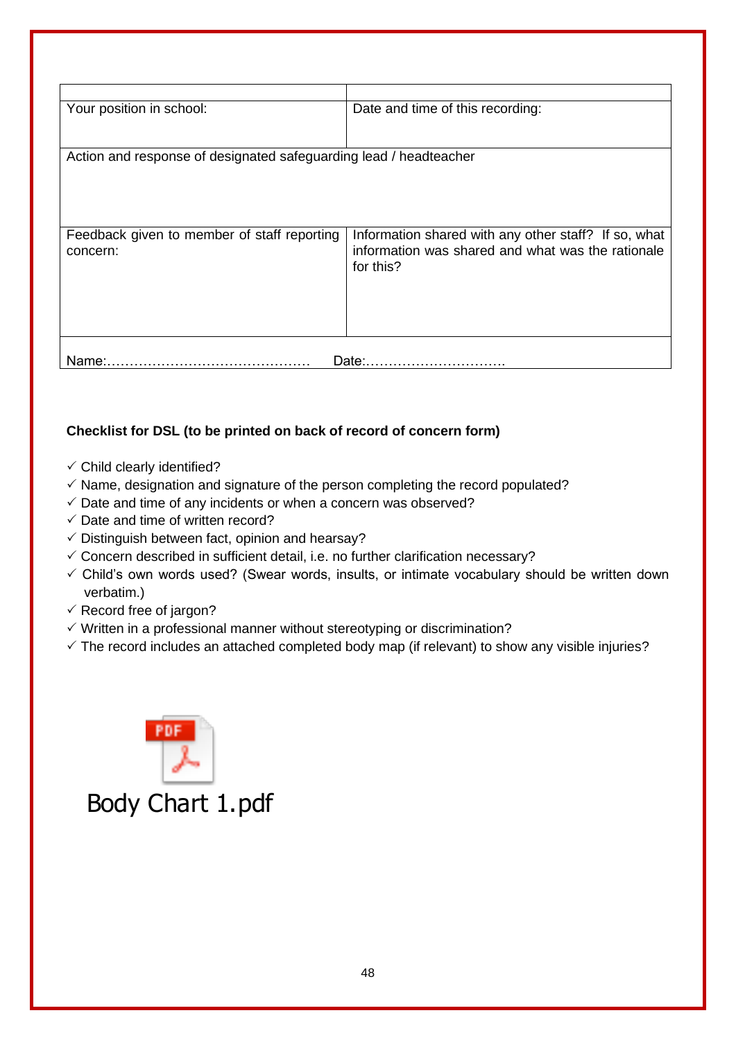| | |
|---|---|
| Your position in school: | Date and time of this recording: |
| Action and response of designated safeguarding lead / headteacher | |
| Feedback given to member of staff reporting concern: | Information shared with any other staff? If so, what information was shared and what was the rationale for this? |
| Name:……………………………………… | Date:…………………………. |

**Checklist for DSL (to be printed on back of record of concern form)**

- ✓ Child clearly identified?
- ✓ Name, designation and signature of the person completing the record populated?
- ✓ Date and time of any incidents or when a concern was observed?
- ✓ Date and time of written record?
- ✓ Distinguish between fact, opinion and hearsay?
- ✓ Concern described in sufficient detail, i.e. no further clarification necessary?
- ✓ Child's own words used? (Swear words, insults, or intimate vocabulary should be written down verbatim.)
- ✓ Record free of jargon?
- ✓ Written in a professional manner without stereotyping or discrimination?
- ✓ The record includes an attached completed body map (if relevant) to show any visible injuries?

Body Chart 1.pdf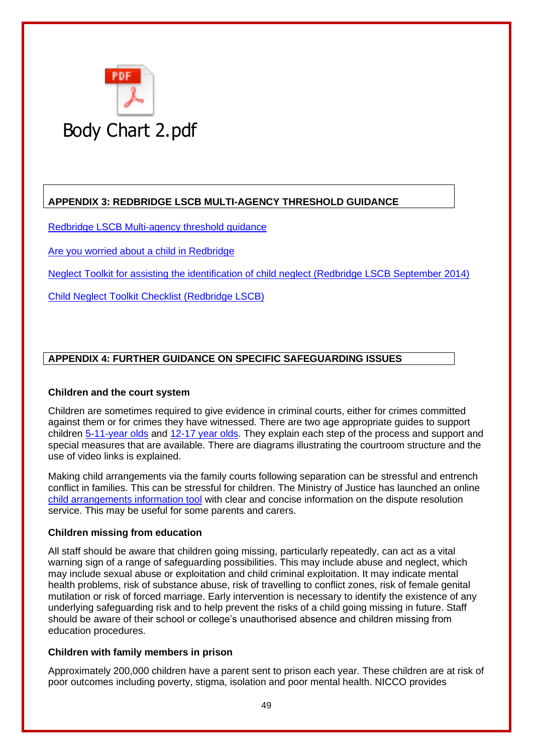Body Chart 2.pdf

## APPENDIX 3: REDBRIDGE LSCB MULTI-AGENCY THRESHOLD GUIDANCE

Redbridge LSCB Multi-agency threshold guidance

Are you worried about a child in Redbridge

Neglect Toolkit for assisting the identification of child neglect (Redbridge LSCB September 2014)

Child Neglect Toolkit Checklist (Redbridge LSCB)

## APPENDIX 4: FURTHER GUIDANCE ON SPECIFIC SAFEGUARDING ISSUES

### Children and the court system

Children are sometimes required to give evidence in criminal courts, either for crimes committed against them or for crimes they have witnessed. There are two age appropriate guides to support children 5-11-year olds and 12-17 year olds. They explain each step of the process and support and special measures that are available. There are diagrams illustrating the courtroom structure and the use of video links is explained.

Making child arrangements via the family courts following separation can be stressful and entrench conflict in families. This can be stressful for children. The Ministry of Justice has launched an online child arrangements information tool with clear and concise information on the dispute resolution service. This may be useful for some parents and carers.

### Children missing from education

All staff should be aware that children going missing, particularly repeatedly, can act as a vital warning sign of a range of safeguarding possibilities. This may include abuse and neglect, which may include sexual abuse or exploitation and child criminal exploitation. It may indicate mental health problems, risk of substance abuse, risk of travelling to conflict zones, risk of female genital mutilation or risk of forced marriage. Early intervention is necessary to identify the existence of any underlying safeguarding risk and to help prevent the risks of a child going missing in future. Staff should be aware of their school or college's unauthorised absence and children missing from education procedures.

### Children with family members in prison

Approximately 200,000 children have a parent sent to prison each year. These children are at risk of poor outcomes including poverty, stigma, isolation and poor mental health. NICCO provides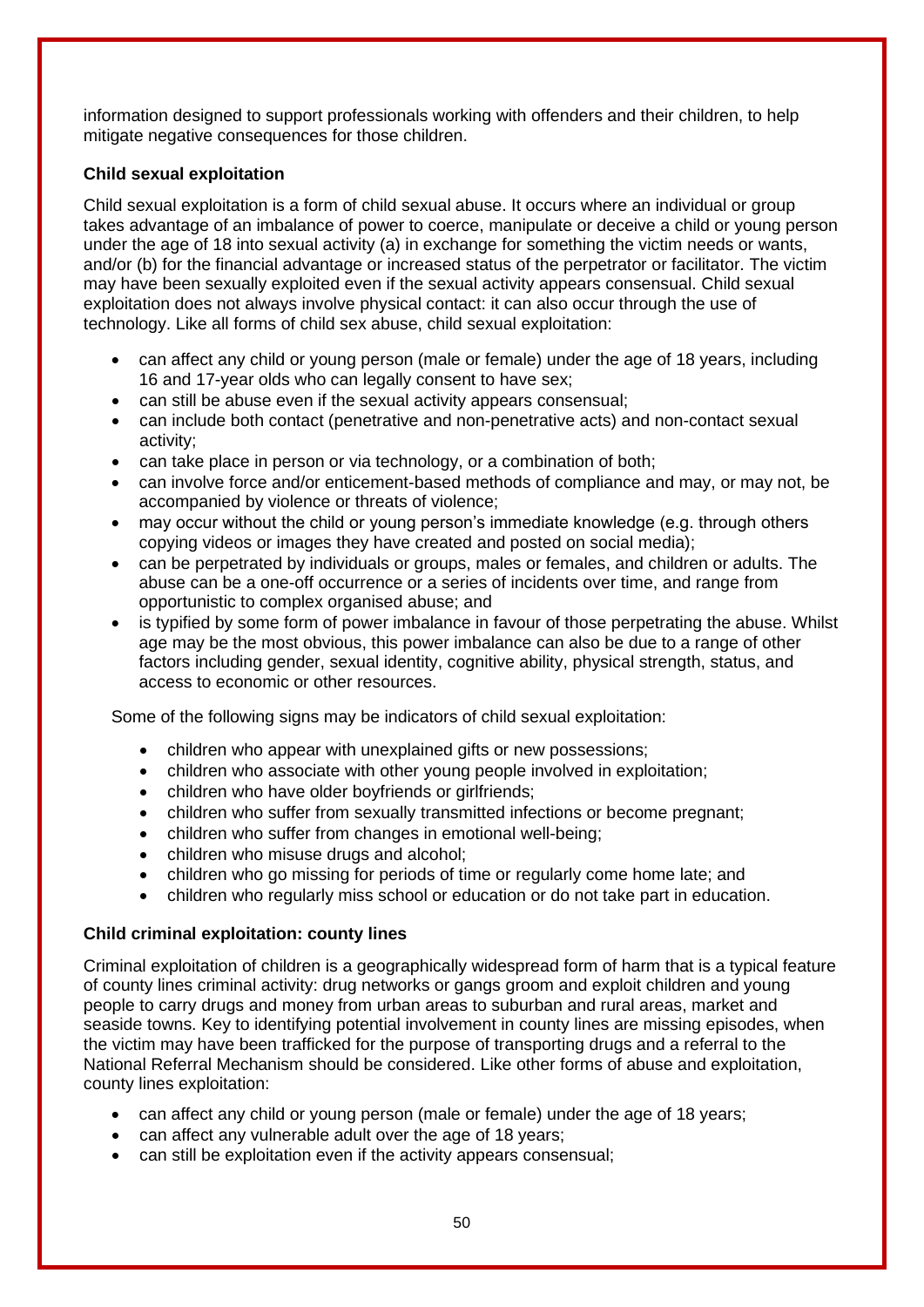information designed to support professionals working with offenders and their children, to help mitigate negative consequences for those children.

**Child sexual exploitation**

Child sexual exploitation is a form of child sexual abuse. It occurs where an individual or group takes advantage of an imbalance of power to coerce, manipulate or deceive a child or young person under the age of 18 into sexual activity (a) in exchange for something the victim needs or wants, and/or (b) for the financial advantage or increased status of the perpetrator or facilitator. The victim may have been sexually exploited even if the sexual activity appears consensual. Child sexual exploitation does not always involve physical contact: it can also occur through the use of technology. Like all forms of child sex abuse, child sexual exploitation:

- can affect any child or young person (male or female) under the age of 18 years, including 16 and 17-year olds who can legally consent to have sex;
- can still be abuse even if the sexual activity appears consensual;
- can include both contact (penetrative and non-penetrative acts) and non-contact sexual activity;
- can take place in person or via technology, or a combination of both;
- can involve force and/or enticement-based methods of compliance and may, or may not, be accompanied by violence or threats of violence;
- may occur without the child or young person's immediate knowledge (e.g. through others copying videos or images they have created and posted on social media);
- can be perpetrated by individuals or groups, males or females, and children or adults. The abuse can be a one-off occurrence or a series of incidents over time, and range from opportunistic to complex organised abuse; and
- is typified by some form of power imbalance in favour of those perpetrating the abuse. Whilst age may be the most obvious, this power imbalance can also be due to a range of other factors including gender, sexual identity, cognitive ability, physical strength, status, and access to economic or other resources.

Some of the following signs may be indicators of child sexual exploitation:

- children who appear with unexplained gifts or new possessions;
- children who associate with other young people involved in exploitation;
- children who have older boyfriends or girlfriends;
- children who suffer from sexually transmitted infections or become pregnant;
- children who suffer from changes in emotional well-being;
- children who misuse drugs and alcohol;
- children who go missing for periods of time or regularly come home late; and
- children who regularly miss school or education or do not take part in education.

**Child criminal exploitation: county lines**

Criminal exploitation of children is a geographically widespread form of harm that is a typical feature of county lines criminal activity: drug networks or gangs groom and exploit children and young people to carry drugs and money from urban areas to suburban and rural areas, market and seaside towns. Key to identifying potential involvement in county lines are missing episodes, when the victim may have been trafficked for the purpose of transporting drugs and a referral to the National Referral Mechanism should be considered. Like other forms of abuse and exploitation, county lines exploitation:

- can affect any child or young person (male or female) under the age of 18 years;
- can affect any vulnerable adult over the age of 18 years;
- can still be exploitation even if the activity appears consensual;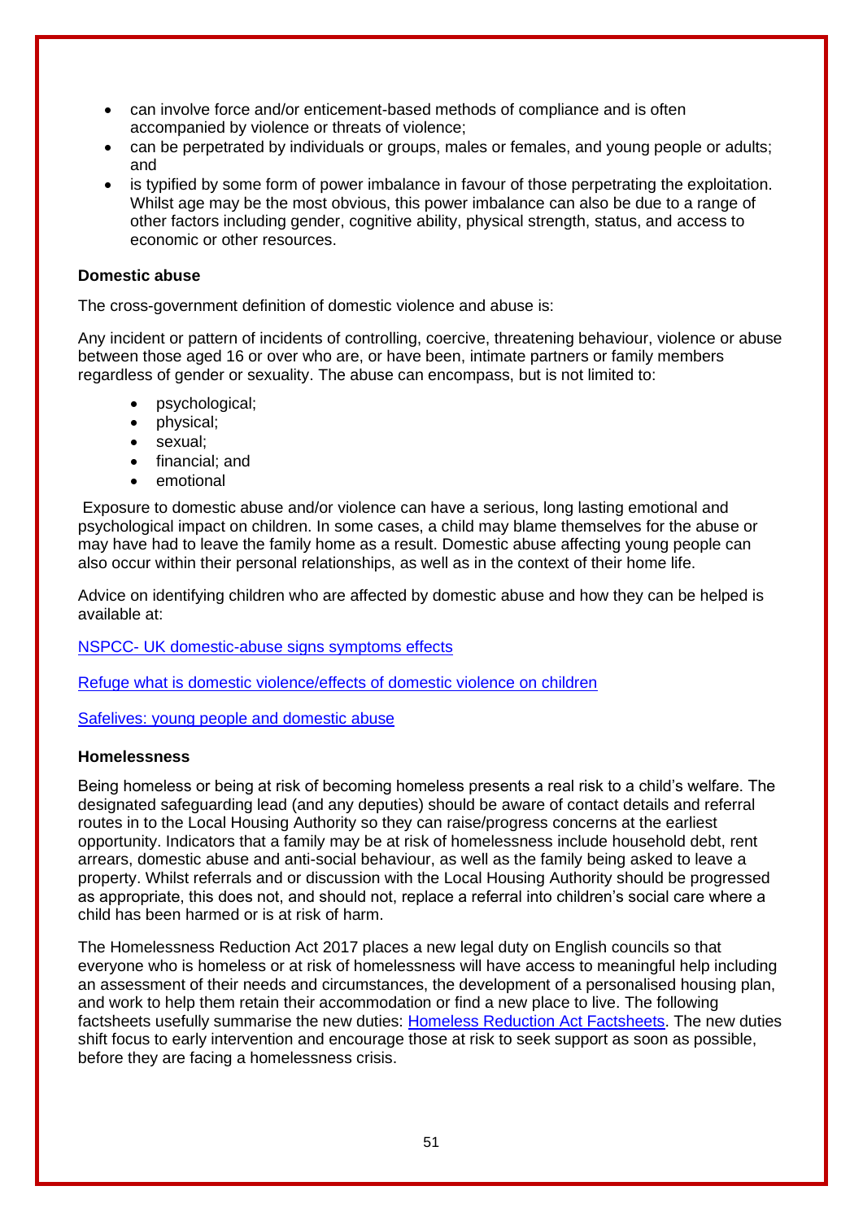- can involve force and/or enticement-based methods of compliance and is often accompanied by violence or threats of violence;
- can be perpetrated by individuals or groups, males or females, and young people or adults; and
- is typified by some form of power imbalance in favour of those perpetrating the exploitation. Whilst age may be the most obvious, this power imbalance can also be due to a range of other factors including gender, cognitive ability, physical strength, status, and access to economic or other resources.

**Domestic abuse**

The cross-government definition of domestic violence and abuse is:

Any incident or pattern of incidents of controlling, coercive, threatening behaviour, violence or abuse between those aged 16 or over who are, or have been, intimate partners or family members regardless of gender or sexuality. The abuse can encompass, but is not limited to:

- psychological;
- physical;
- sexual;
- financial; and
- emotional

Exposure to domestic abuse and/or violence can have a serious, long lasting emotional and psychological impact on children. In some cases, a child may blame themselves for the abuse or may have had to leave the family home as a result. Domestic abuse affecting young people can also occur within their personal relationships, as well as in the context of their home life.

Advice on identifying children who are affected by domestic abuse and how they can be helped is available at:

NSPCC- UK domestic-abuse signs symptoms effects

Refuge what is domestic violence/effects of domestic violence on children

Safelives: young people and domestic abuse

**Homelessness**

Being homeless or being at risk of becoming homeless presents a real risk to a child's welfare. The designated safeguarding lead (and any deputies) should be aware of contact details and referral routes in to the Local Housing Authority so they can raise/progress concerns at the earliest opportunity. Indicators that a family may be at risk of homelessness include household debt, rent arrears, domestic abuse and anti-social behaviour, as well as the family being asked to leave a property. Whilst referrals and or discussion with the Local Housing Authority should be progressed as appropriate, this does not, and should not, replace a referral into children's social care where a child has been harmed or is at risk of harm.

The Homelessness Reduction Act 2017 places a new legal duty on English councils so that everyone who is homeless or at risk of homelessness will have access to meaningful help including an assessment of their needs and circumstances, the development of a personalised housing plan, and work to help them retain their accommodation or find a new place to live. The following factsheets usefully summarise the new duties: Homeless Reduction Act Factsheets. The new duties shift focus to early intervention and encourage those at risk to seek support as soon as possible, before they are facing a homelessness crisis.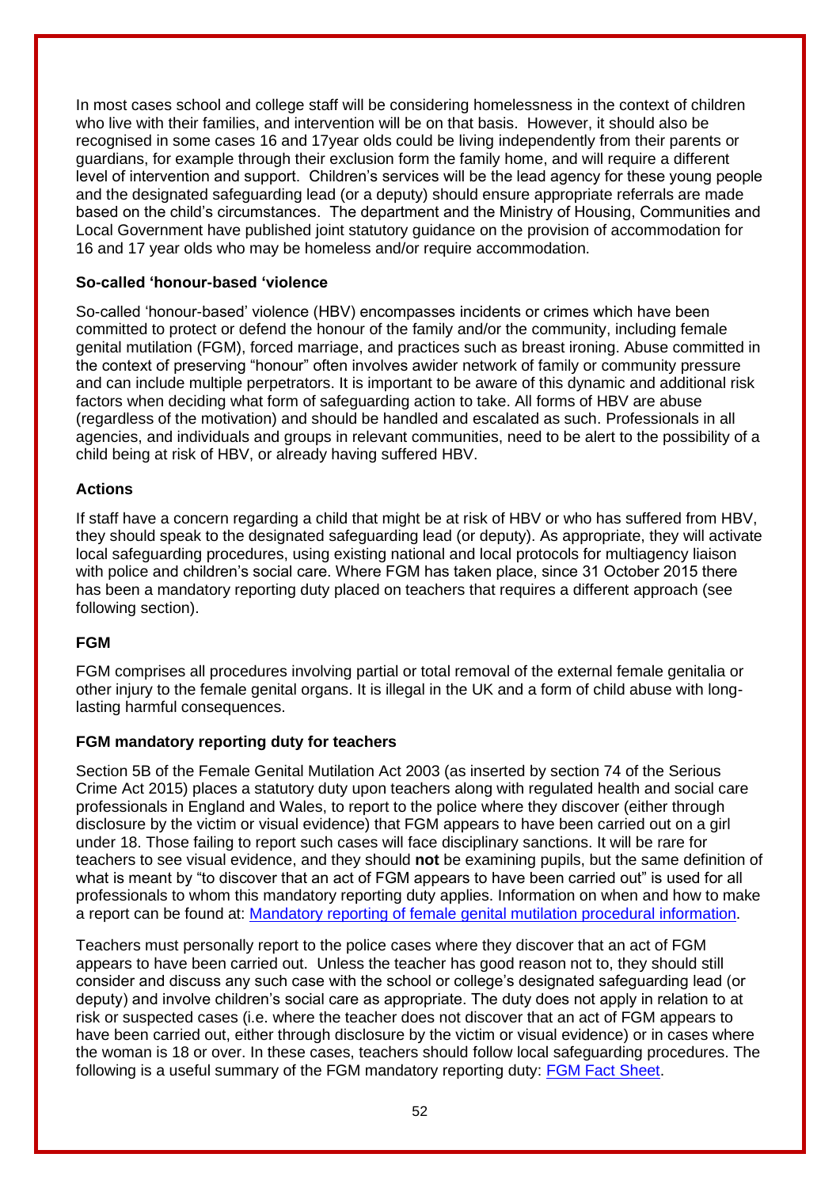In most cases school and college staff will be considering homelessness in the context of children who live with their families, and intervention will be on that basis. However, it should also be recognised in some cases 16 and 17year olds could be living independently from their parents or guardians, for example through their exclusion form the family home, and will require a different level of intervention and support. Children's services will be the lead agency for these young people and the designated safeguarding lead (or a deputy) should ensure appropriate referrals are made based on the child's circumstances. The department and the Ministry of Housing, Communities and Local Government have published joint statutory guidance on the provision of accommodation for 16 and 17 year olds who may be homeless and/or require accommodation.

### So-called 'honour-based 'violence

So-called 'honour-based' violence (HBV) encompasses incidents or crimes which have been committed to protect or defend the honour of the family and/or the community, including female genital mutilation (FGM), forced marriage, and practices such as breast ironing. Abuse committed in the context of preserving "honour" often involves awider network of family or community pressure and can include multiple perpetrators. It is important to be aware of this dynamic and additional risk factors when deciding what form of safeguarding action to take. All forms of HBV are abuse (regardless of the motivation) and should be handled and escalated as such. Professionals in all agencies, and individuals and groups in relevant communities, need to be alert to the possibility of a child being at risk of HBV, or already having suffered HBV.

### Actions

If staff have a concern regarding a child that might be at risk of HBV or who has suffered from HBV, they should speak to the designated safeguarding lead (or deputy). As appropriate, they will activate local safeguarding procedures, using existing national and local protocols for multiagency liaison with police and children's social care. Where FGM has taken place, since 31 October 2015 there has been a mandatory reporting duty placed on teachers that requires a different approach (see following section).

### FGM

FGM comprises all procedures involving partial or total removal of the external female genitalia or other injury to the female genital organs. It is illegal in the UK and a form of child abuse with long-lasting harmful consequences.

### FGM mandatory reporting duty for teachers

Section 5B of the Female Genital Mutilation Act 2003 (as inserted by section 74 of the Serious Crime Act 2015) places a statutory duty upon teachers along with regulated health and social care professionals in England and Wales, to report to the police where they discover (either through disclosure by the victim or visual evidence) that FGM appears to have been carried out on a girl under 18. Those failing to report such cases will face disciplinary sanctions. It will be rare for teachers to see visual evidence, and they should **not** be examining pupils, but the same definition of what is meant by "to discover that an act of FGM appears to have been carried out" is used for all professionals to whom this mandatory reporting duty applies. Information on when and how to make a report can be found at: Mandatory reporting of female genital mutilation procedural information.

Teachers must personally report to the police cases where they discover that an act of FGM appears to have been carried out. Unless the teacher has good reason not to, they should still consider and discuss any such case with the school or college's designated safeguarding lead (or deputy) and involve children's social care as appropriate. The duty does not apply in relation to at risk or suspected cases (i.e. where the teacher does not discover that an act of FGM appears to have been carried out, either through disclosure by the victim or visual evidence) or in cases where the woman is 18 or over. In these cases, teachers should follow local safeguarding procedures. The following is a useful summary of the FGM mandatory reporting duty: FGM Fact Sheet.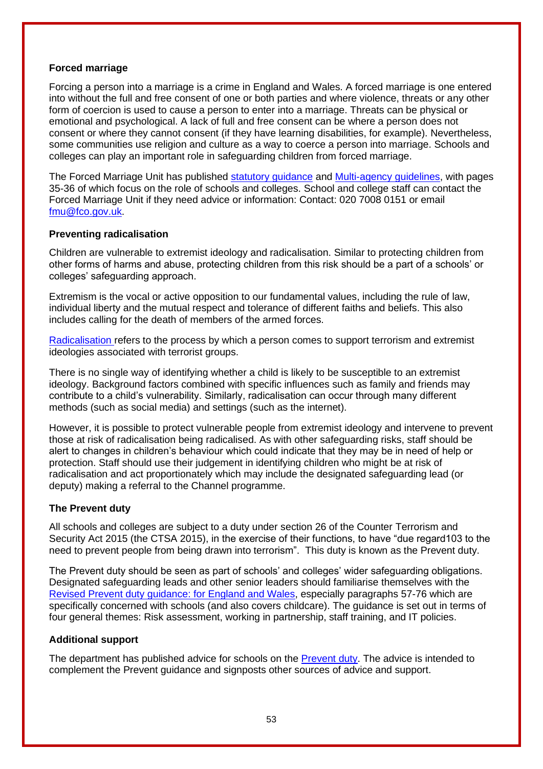### Forced marriage

Forcing a person into a marriage is a crime in England and Wales. A forced marriage is one entered into without the full and free consent of one or both parties and where violence, threats or any other form of coercion is used to cause a person to enter into a marriage. Threats can be physical or emotional and psychological. A lack of full and free consent can be where a person does not consent or where they cannot consent (if they have learning disabilities, for example). Nevertheless, some communities use religion and culture as a way to coerce a person into marriage. Schools and colleges can play an important role in safeguarding children from forced marriage.

The Forced Marriage Unit has published statutory guidance and Multi-agency guidelines, with pages 35-36 of which focus on the role of schools and colleges. School and college staff can contact the Forced Marriage Unit if they need advice or information: Contact: 020 7008 0151 or email fmu@fco.gov.uk.

### Preventing radicalisation

Children are vulnerable to extremist ideology and radicalisation. Similar to protecting children from other forms of harms and abuse, protecting children from this risk should be a part of a schools' or colleges' safeguarding approach.

Extremism is the vocal or active opposition to our fundamental values, including the rule of law, individual liberty and the mutual respect and tolerance of different faiths and beliefs. This also includes calling for the death of members of the armed forces.

Radicalisation refers to the process by which a person comes to support terrorism and extremist ideologies associated with terrorist groups.

There is no single way of identifying whether a child is likely to be susceptible to an extremist ideology. Background factors combined with specific influences such as family and friends may contribute to a child's vulnerability. Similarly, radicalisation can occur through many different methods (such as social media) and settings (such as the internet).

However, it is possible to protect vulnerable people from extremist ideology and intervene to prevent those at risk of radicalisation being radicalised. As with other safeguarding risks, staff should be alert to changes in children's behaviour which could indicate that they may be in need of help or protection. Staff should use their judgement in identifying children who might be at risk of radicalisation and act proportionately which may include the designated safeguarding lead (or deputy) making a referral to the Channel programme.

### The Prevent duty

All schools and colleges are subject to a duty under section 26 of the Counter Terrorism and Security Act 2015 (the CTSA 2015), in the exercise of their functions, to have "due regard103 to the need to prevent people from being drawn into terrorism". This duty is known as the Prevent duty.

The Prevent duty should be seen as part of schools' and colleges' wider safeguarding obligations. Designated safeguarding leads and other senior leaders should familiarise themselves with the Revised Prevent duty guidance: for England and Wales, especially paragraphs 57-76 which are specifically concerned with schools (and also covers childcare). The guidance is set out in terms of four general themes: Risk assessment, working in partnership, staff training, and IT policies.

### Additional support

The department has published advice for schools on the Prevent duty. The advice is intended to complement the Prevent guidance and signposts other sources of advice and support.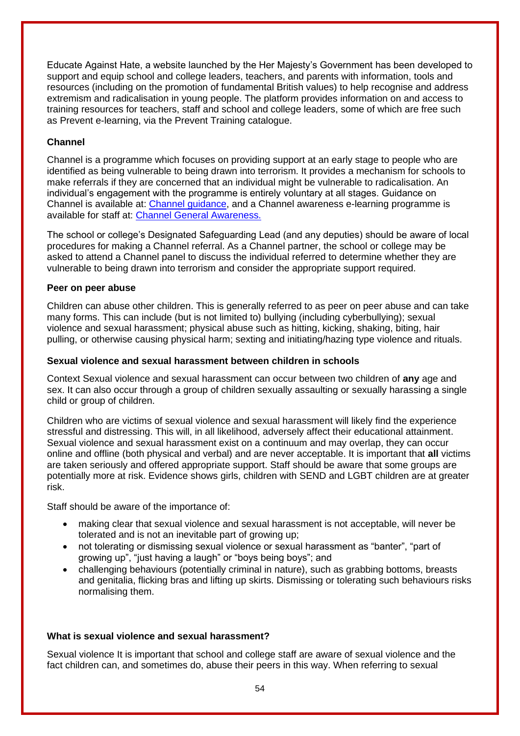Educate Against Hate, a website launched by the Her Majesty's Government has been developed to support and equip school and college leaders, teachers, and parents with information, tools and resources (including on the promotion of fundamental British values) to help recognise and address extremism and radicalisation in young people. The platform provides information on and access to training resources for teachers, staff and school and college leaders, some of which are free such as Prevent e-learning, via the Prevent Training catalogue.

**Channel**

Channel is a programme which focuses on providing support at an early stage to people who are identified as being vulnerable to being drawn into terrorism. It provides a mechanism for schools to make referrals if they are concerned that an individual might be vulnerable to radicalisation. An individual's engagement with the programme is entirely voluntary at all stages. Guidance on Channel is available at: Channel guidance, and a Channel awareness e-learning programme is available for staff at: Channel General Awareness.

The school or college's Designated Safeguarding Lead (and any deputies) should be aware of local procedures for making a Channel referral. As a Channel partner, the school or college may be asked to attend a Channel panel to discuss the individual referred to determine whether they are vulnerable to being drawn into terrorism and consider the appropriate support required.

**Peer on peer abuse**

Children can abuse other children. This is generally referred to as peer on peer abuse and can take many forms. This can include (but is not limited to) bullying (including cyberbullying); sexual violence and sexual harassment; physical abuse such as hitting, kicking, shaking, biting, hair pulling, or otherwise causing physical harm; sexting and initiating/hazing type violence and rituals.

**Sexual violence and sexual harassment between children in schools**

Context Sexual violence and sexual harassment can occur between two children of **any** age and sex. It can also occur through a group of children sexually assaulting or sexually harassing a single child or group of children.

Children who are victims of sexual violence and sexual harassment will likely find the experience stressful and distressing. This will, in all likelihood, adversely affect their educational attainment. Sexual violence and sexual harassment exist on a continuum and may overlap, they can occur online and offline (both physical and verbal) and are never acceptable. It is important that **all** victims are taken seriously and offered appropriate support. Staff should be aware that some groups are potentially more at risk. Evidence shows girls, children with SEND and LGBT children are at greater risk.

Staff should be aware of the importance of:

- making clear that sexual violence and sexual harassment is not acceptable, will never be tolerated and is not an inevitable part of growing up;
- not tolerating or dismissing sexual violence or sexual harassment as "banter", "part of growing up", "just having a laugh" or "boys being boys"; and
- challenging behaviours (potentially criminal in nature), such as grabbing bottoms, breasts and genitalia, flicking bras and lifting up skirts. Dismissing or tolerating such behaviours risks normalising them.

**What is sexual violence and sexual harassment?**

Sexual violence It is important that school and college staff are aware of sexual violence and the fact children can, and sometimes do, abuse their peers in this way. When referring to sexual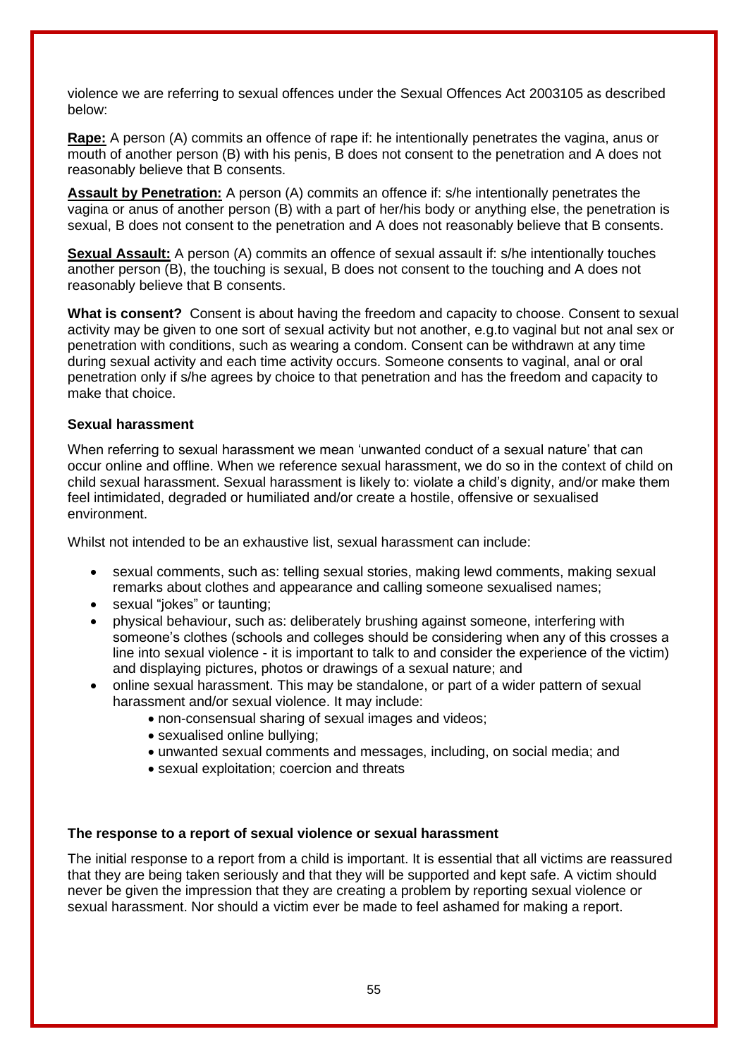violence we are referring to sexual offences under the Sexual Offences Act 2003105 as described below:

**Rape:** A person (A) commits an offence of rape if: he intentionally penetrates the vagina, anus or mouth of another person (B) with his penis, B does not consent to the penetration and A does not reasonably believe that B consents.

**Assault by Penetration:** A person (A) commits an offence if: s/he intentionally penetrates the vagina or anus of another person (B) with a part of her/his body or anything else, the penetration is sexual, B does not consent to the penetration and A does not reasonably believe that B consents.

**Sexual Assault:** A person (A) commits an offence of sexual assault if: s/he intentionally touches another person (B), the touching is sexual, B does not consent to the touching and A does not reasonably believe that B consents.

**What is consent?** Consent is about having the freedom and capacity to choose. Consent to sexual activity may be given to one sort of sexual activity but not another, e.g.to vaginal but not anal sex or penetration with conditions, such as wearing a condom. Consent can be withdrawn at any time during sexual activity and each time activity occurs. Someone consents to vaginal, anal or oral penetration only if s/he agrees by choice to that penetration and has the freedom and capacity to make that choice.

**Sexual harassment**

When referring to sexual harassment we mean 'unwanted conduct of a sexual nature' that can occur online and offline. When we reference sexual harassment, we do so in the context of child on child sexual harassment. Sexual harassment is likely to: violate a child's dignity, and/or make them feel intimidated, degraded or humiliated and/or create a hostile, offensive or sexualised environment.

Whilst not intended to be an exhaustive list, sexual harassment can include:

- sexual comments, such as: telling sexual stories, making lewd comments, making sexual remarks about clothes and appearance and calling someone sexualised names;
- sexual "jokes" or taunting;
- physical behaviour, such as: deliberately brushing against someone, interfering with someone's clothes (schools and colleges should be considering when any of this crosses a line into sexual violence - it is important to talk to and consider the experience of the victim) and displaying pictures, photos or drawings of a sexual nature; and
- online sexual harassment. This may be standalone, or part of a wider pattern of sexual harassment and/or sexual violence. It may include:
  - non-consensual sharing of sexual images and videos;
  - sexualised online bullying;
  - unwanted sexual comments and messages, including, on social media; and
  - sexual exploitation; coercion and threats

**The response to a report of sexual violence or sexual harassment**

The initial response to a report from a child is important. It is essential that all victims are reassured that they are being taken seriously and that they will be supported and kept safe. A victim should never be given the impression that they are creating a problem by reporting sexual violence or sexual harassment. Nor should a victim ever be made to feel ashamed for making a report.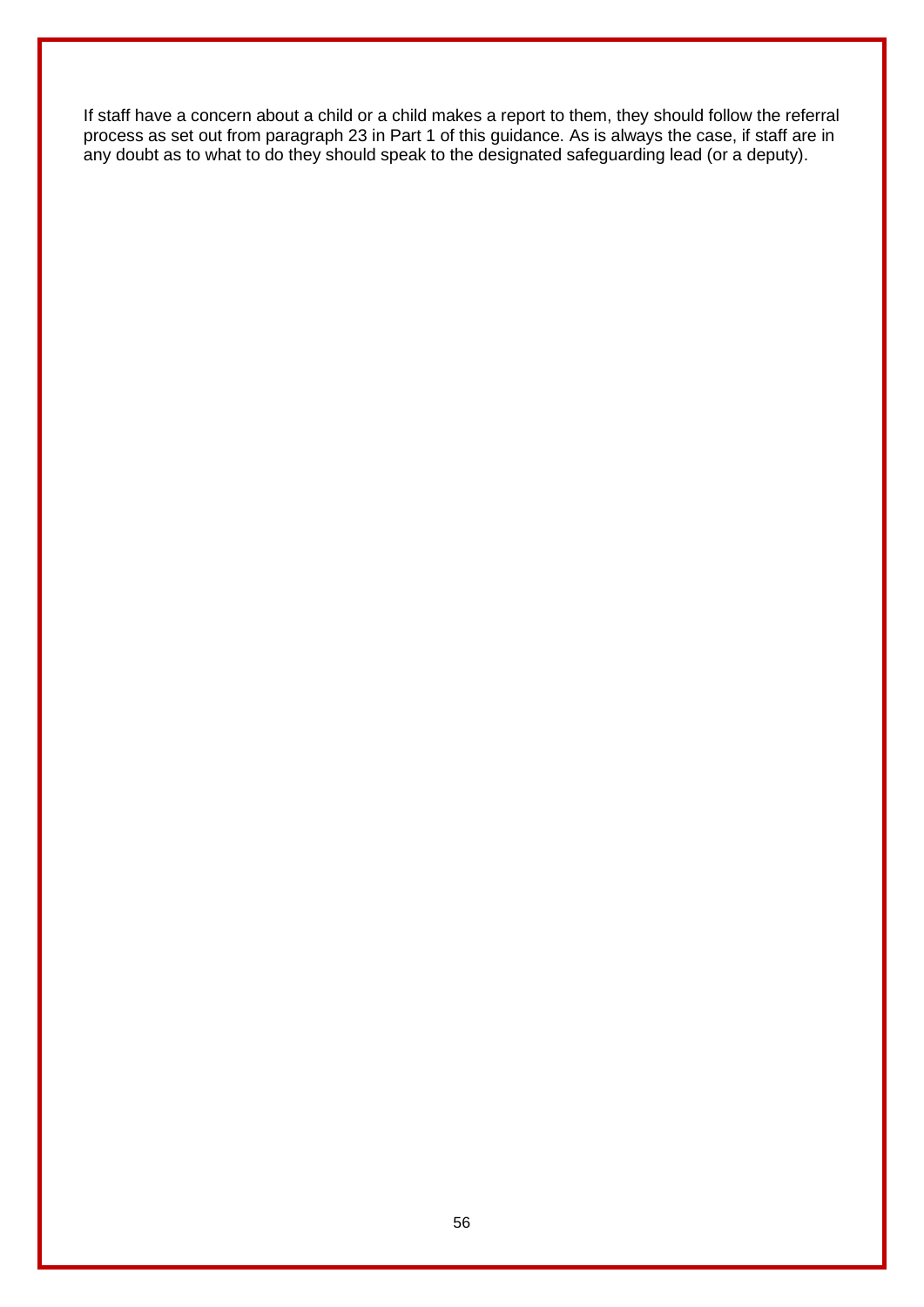If staff have a concern about a child or a child makes a report to them, they should follow the referral process as set out from paragraph 23 in Part 1 of this guidance. As is always the case, if staff are in any doubt as to what to do they should speak to the designated safeguarding lead (or a deputy).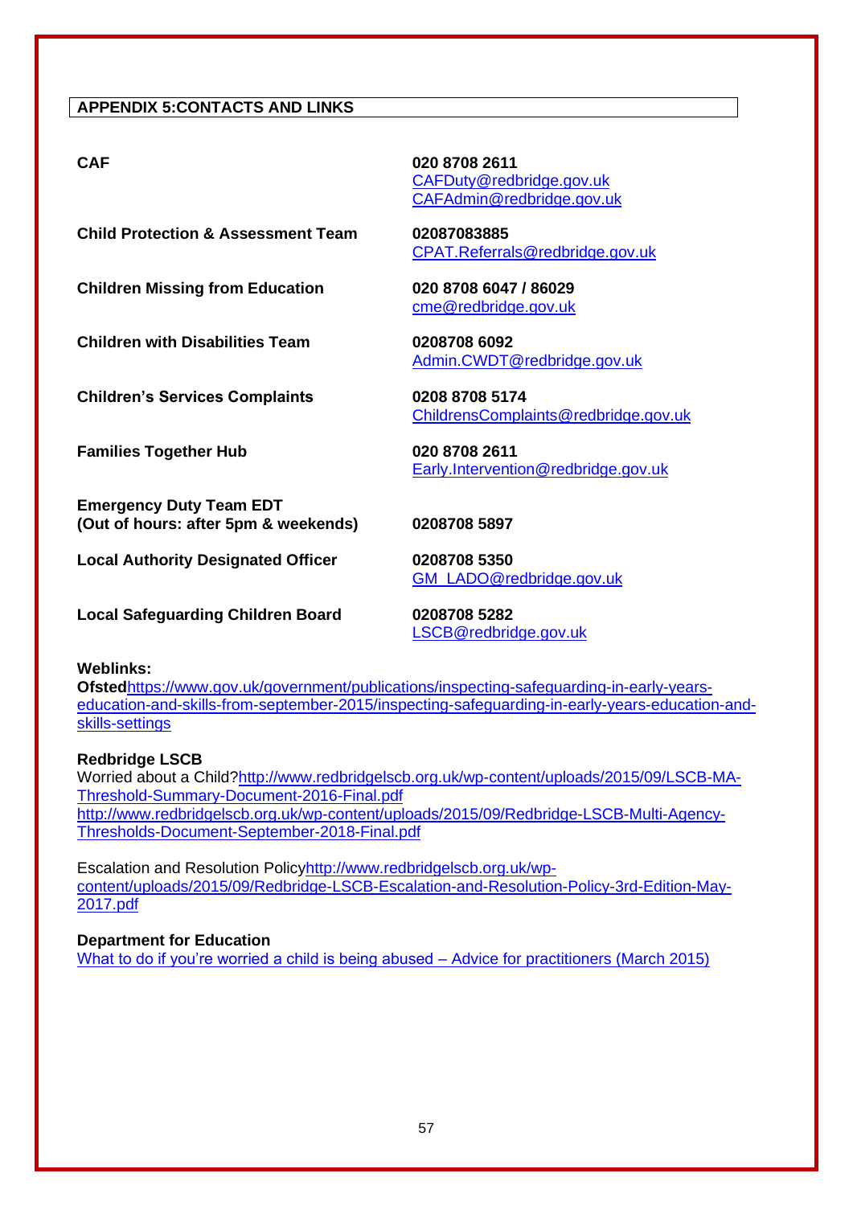## APPENDIX 5:CONTACTS AND LINKS

| | |
|---|---|
| **CAF** | **020 8708 2611**<br>CAFDuty@redbridge.gov.uk<br>CAFAdmin@redbridge.gov.uk |
| **Child Protection & Assessment Team** | **02087083885**<br>CPAT.Referrals@redbridge.gov.uk |
| **Children Missing from Education** | **020 8708 6047 / 86029**<br>cme@redbridge.gov.uk |
| **Children with Disabilities Team** | **0208708 6092**<br>Admin.CWDT@redbridge.gov.uk |
| **Children's Services Complaints** | **0208 8708 5174**<br>ChildrensComplaints@redbridge.gov.uk |
| **Families Together Hub** | **020 8708 2611**<br>Early.Intervention@redbridge.gov.uk |
| **Emergency Duty Team EDT**<br>**(Out of hours: after 5pm & weekends)** | **0208708 5897** |
| **Local Authority Designated Officer** | **0208708 5350**<br>GM_LADO@redbridge.gov.uk |
| **Local Safeguarding Children Board** | **0208708 5282**<br>LSCB@redbridge.gov.uk |

**Weblinks:**
**Ofsted**https://www.gov.uk/government/publications/inspecting-safeguarding-in-early-years-education-and-skills-from-september-2015/inspecting-safeguarding-in-early-years-education-and-skills-settings

**Redbridge LSCB**
Worried about a Child?http://www.redbridgelscb.org.uk/wp-content/uploads/2015/09/LSCB-MA-Threshold-Summary-Document-2016-Final.pdf
http://www.redbridgelscb.org.uk/wp-content/uploads/2015/09/Redbridge-LSCB-Multi-Agency-Thresholds-Document-September-2018-Final.pdf

Escalation and Resolution Policyhttp://www.redbridgelscb.org.uk/wp-content/uploads/2015/09/Redbridge-LSCB-Escalation-and-Resolution-Policy-3rd-Edition-May-2017.pdf

**Department for Education**
What to do if you're worried a child is being abused – Advice for practitioners (March 2015)